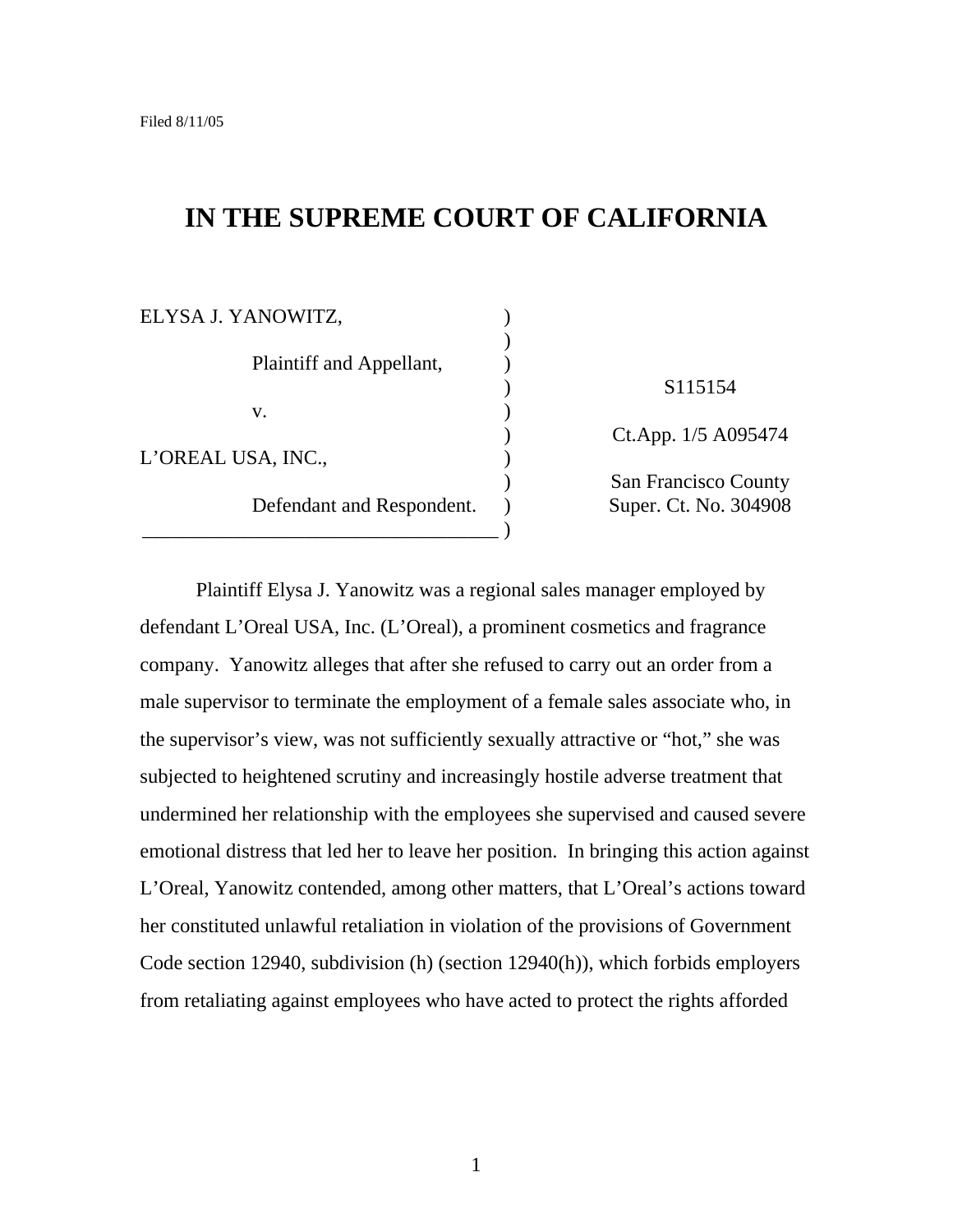Filed 8/11/05

# IN THE SUPREME COURT OF CALIFORNIA

| | | |
|---|---|---|
| ELYSA J. YANOWITZ, | ) | |
| Plaintiff and Appellant, | ) | S115154 |
| v. | ) | Ct.App. 1/5 A095474 |
| L'OREAL USA, INC., | ) | San Francisco County |
| Defendant and Respondent. | ) | Super. Ct. No. 304908 |

Plaintiff Elysa J. Yanowitz was a regional sales manager employed by defendant L'Oreal USA, Inc. (L'Oreal), a prominent cosmetics and fragrance company. Yanowitz alleges that after she refused to carry out an order from a male supervisor to terminate the employment of a female sales associate who, in the supervisor's view, was not sufficiently sexually attractive or "hot," she was subjected to heightened scrutiny and increasingly hostile adverse treatment that undermined her relationship with the employees she supervised and caused severe emotional distress that led her to leave her position. In bringing this action against L'Oreal, Yanowitz contended, among other matters, that L'Oreal's actions toward her constituted unlawful retaliation in violation of the provisions of Government Code section 12940, subdivision (h) (section 12940(h)), which forbids employers from retaliating against employees who have acted to protect the rights afforded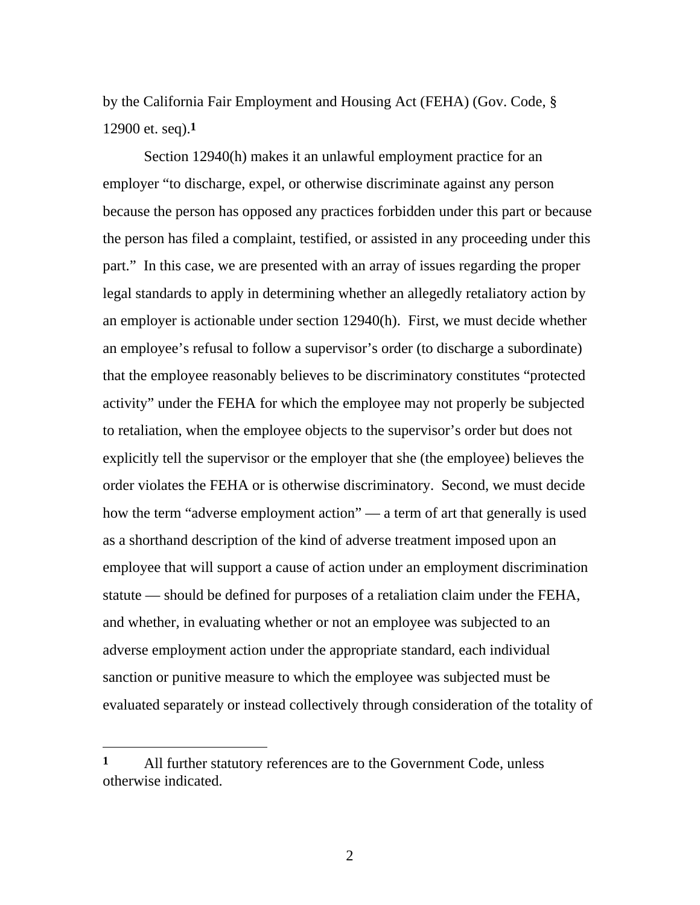by the California Fair Employment and Housing Act (FEHA) (Gov. Code, § 12900 et. seq).[1]

Section 12940(h) makes it an unlawful employment practice for an employer "to discharge, expel, or otherwise discriminate against any person because the person has opposed any practices forbidden under this part or because the person has filed a complaint, testified, or assisted in any proceeding under this part." In this case, we are presented with an array of issues regarding the proper legal standards to apply in determining whether an allegedly retaliatory action by an employer is actionable under section 12940(h). First, we must decide whether an employee's refusal to follow a supervisor's order (to discharge a subordinate) that the employee reasonably believes to be discriminatory constitutes "protected activity" under the FEHA for which the employee may not properly be subjected to retaliation, when the employee objects to the supervisor's order but does not explicitly tell the supervisor or the employer that she (the employee) believes the order violates the FEHA or is otherwise discriminatory. Second, we must decide how the term "adverse employment action" — a term of art that generally is used as a shorthand description of the kind of adverse treatment imposed upon an employee that will support a cause of action under an employment discrimination statute — should be defined for purposes of a retaliation claim under the FEHA, and whether, in evaluating whether or not an employee was subjected to an adverse employment action under the appropriate standard, each individual sanction or punitive measure to which the employee was subjected must be evaluated separately or instead collectively through consideration of the totality of

---

[1] All further statutory references are to the Government Code, unless otherwise indicated.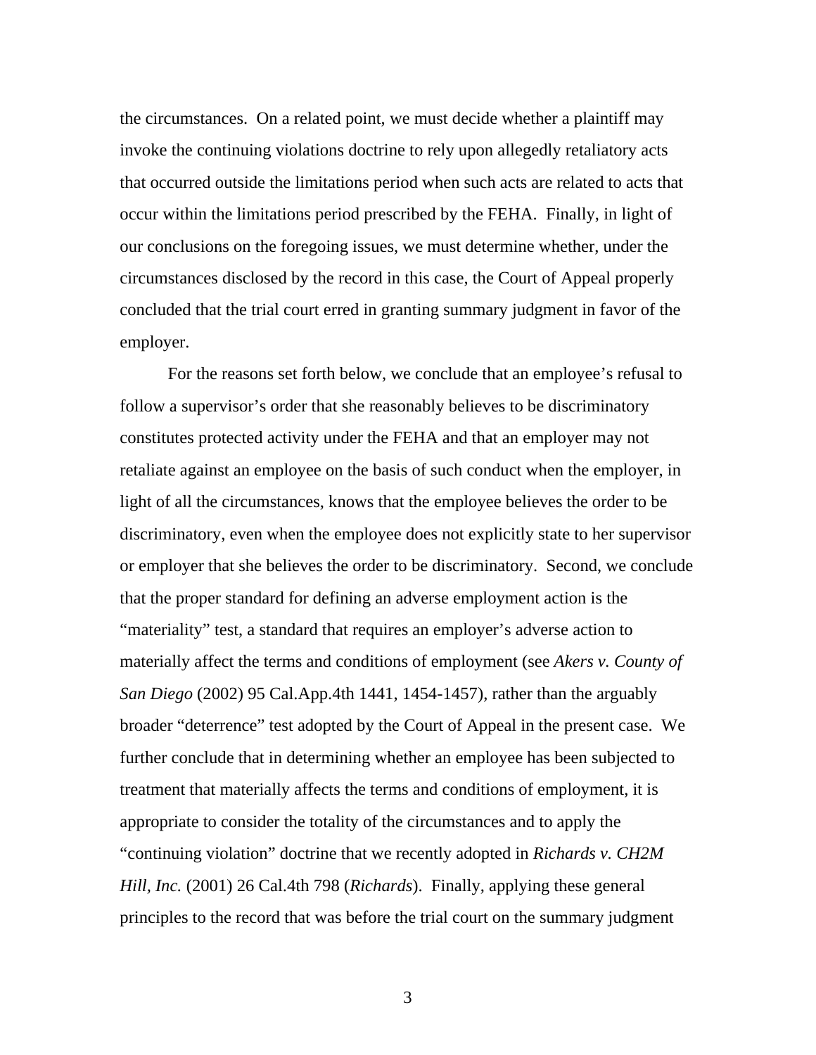the circumstances. On a related point, we must decide whether a plaintiff may invoke the continuing violations doctrine to rely upon allegedly retaliatory acts that occurred outside the limitations period when such acts are related to acts that occur within the limitations period prescribed by the FEHA. Finally, in light of our conclusions on the foregoing issues, we must determine whether, under the circumstances disclosed by the record in this case, the Court of Appeal properly concluded that the trial court erred in granting summary judgment in favor of the employer.

For the reasons set forth below, we conclude that an employee's refusal to follow a supervisor's order that she reasonably believes to be discriminatory constitutes protected activity under the FEHA and that an employer may not retaliate against an employee on the basis of such conduct when the employer, in light of all the circumstances, knows that the employee believes the order to be discriminatory, even when the employee does not explicitly state to her supervisor or employer that she believes the order to be discriminatory. Second, we conclude that the proper standard for defining an adverse employment action is the "materiality" test, a standard that requires an employer's adverse action to materially affect the terms and conditions of employment (see *Akers v. County of San Diego* (2002) 95 Cal.App.4th 1441, 1454-1457), rather than the arguably broader "deterrence" test adopted by the Court of Appeal in the present case. We further conclude that in determining whether an employee has been subjected to treatment that materially affects the terms and conditions of employment, it is appropriate to consider the totality of the circumstances and to apply the "continuing violation" doctrine that we recently adopted in *Richards v. CH2M Hill, Inc.* (2001) 26 Cal.4th 798 (*Richards*). Finally, applying these general principles to the record that was before the trial court on the summary judgment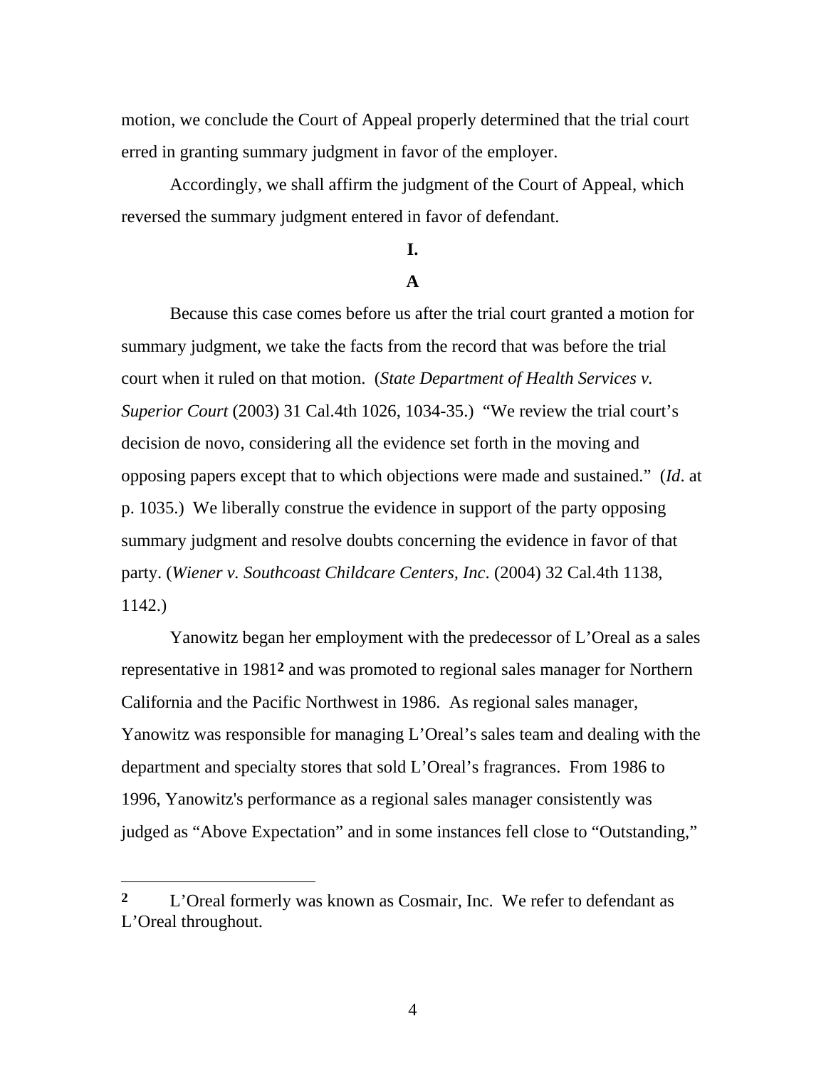motion, we conclude the Court of Appeal properly determined that the trial court erred in granting summary judgment in favor of the employer.

Accordingly, we shall affirm the judgment of the Court of Appeal, which reversed the summary judgment entered in favor of defendant.

## I.

### A

Because this case comes before us after the trial court granted a motion for summary judgment, we take the facts from the record that was before the trial court when it ruled on that motion. (*State Department of Health Services v. Superior Court* (2003) 31 Cal.4th 1026, 1034-35.) "We review the trial court's decision de novo, considering all the evidence set forth in the moving and opposing papers except that to which objections were made and sustained." (*Id*. at p. 1035.) We liberally construe the evidence in support of the party opposing summary judgment and resolve doubts concerning the evidence in favor of that party. (*Wiener v. Southcoast Childcare Centers, Inc*. (2004) 32 Cal.4th 1138, 1142.)

Yanowitz began her employment with the predecessor of L'Oreal as a sales representative in 1981[2] and was promoted to regional sales manager for Northern California and the Pacific Northwest in 1986. As regional sales manager, Yanowitz was responsible for managing L'Oreal's sales team and dealing with the department and specialty stores that sold L'Oreal's fragrances. From 1986 to 1996, Yanowitz's performance as a regional sales manager consistently was judged as "Above Expectation" and in some instances fell close to "Outstanding,"

---

[2] L'Oreal formerly was known as Cosmair, Inc. We refer to defendant as L'Oreal throughout.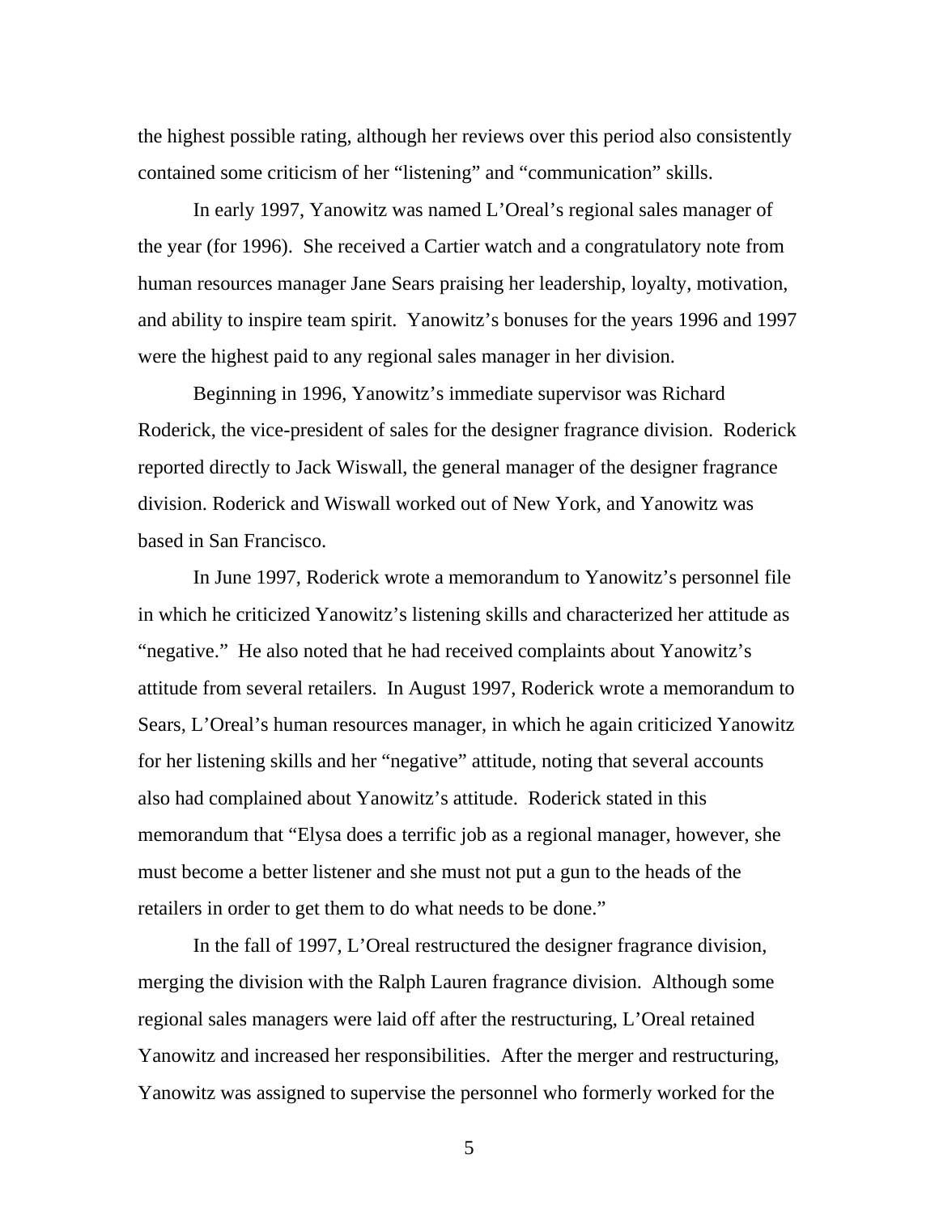the highest possible rating, although her reviews over this period also consistently contained some criticism of her "listening" and "communication" skills.

In early 1997, Yanowitz was named L'Oreal's regional sales manager of the year (for 1996). She received a Cartier watch and a congratulatory note from human resources manager Jane Sears praising her leadership, loyalty, motivation, and ability to inspire team spirit. Yanowitz's bonuses for the years 1996 and 1997 were the highest paid to any regional sales manager in her division.

Beginning in 1996, Yanowitz's immediate supervisor was Richard Roderick, the vice-president of sales for the designer fragrance division. Roderick reported directly to Jack Wiswall, the general manager of the designer fragrance division. Roderick and Wiswall worked out of New York, and Yanowitz was based in San Francisco.

In June 1997, Roderick wrote a memorandum to Yanowitz's personnel file in which he criticized Yanowitz's listening skills and characterized her attitude as "negative." He also noted that he had received complaints about Yanowitz's attitude from several retailers. In August 1997, Roderick wrote a memorandum to Sears, L'Oreal's human resources manager, in which he again criticized Yanowitz for her listening skills and her "negative" attitude, noting that several accounts also had complained about Yanowitz's attitude. Roderick stated in this memorandum that "Elysa does a terrific job as a regional manager, however, she must become a better listener and she must not put a gun to the heads of the retailers in order to get them to do what needs to be done."

In the fall of 1997, L'Oreal restructured the designer fragrance division, merging the division with the Ralph Lauren fragrance division. Although some regional sales managers were laid off after the restructuring, L'Oreal retained Yanowitz and increased her responsibilities. After the merger and restructuring, Yanowitz was assigned to supervise the personnel who formerly worked for the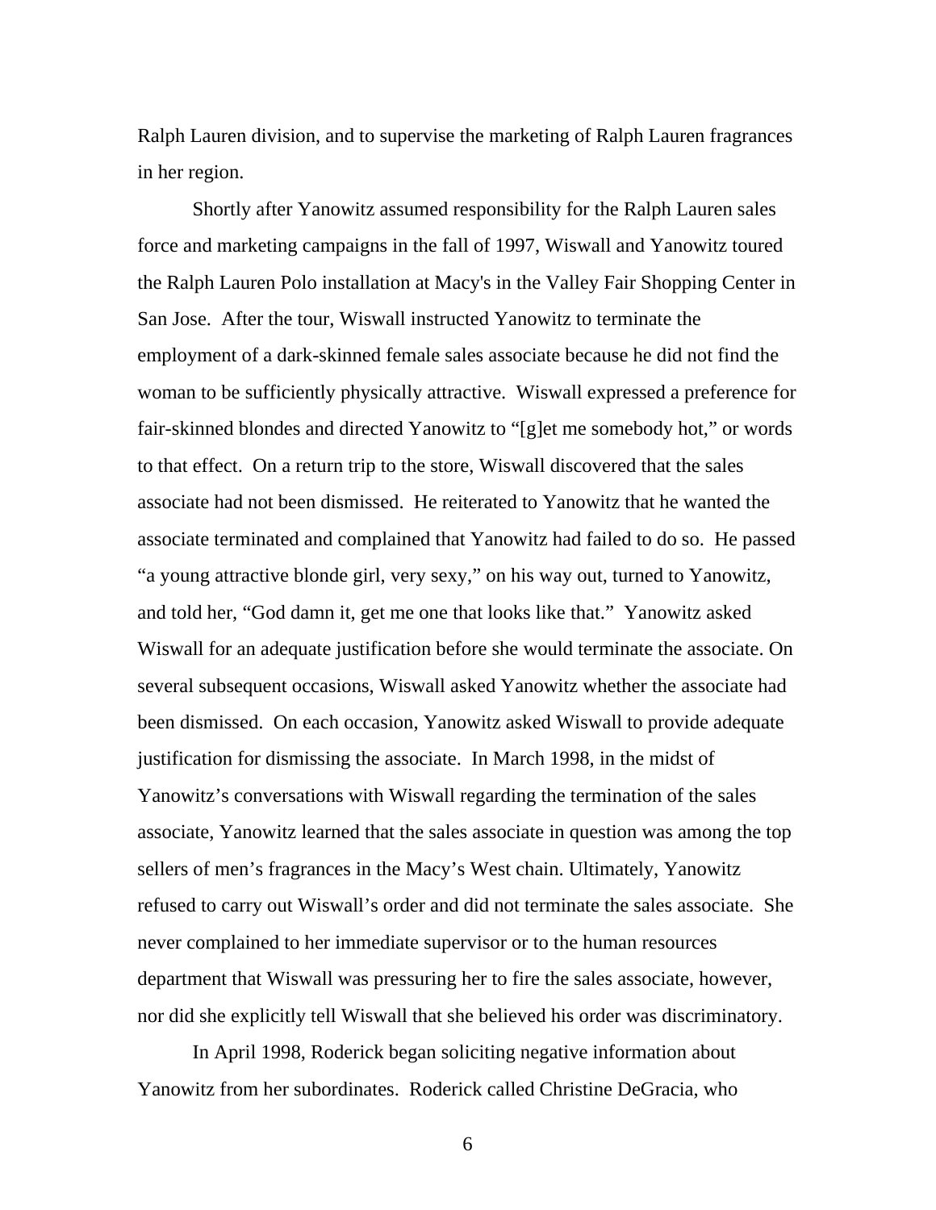Ralph Lauren division, and to supervise the marketing of Ralph Lauren fragrances in her region.

Shortly after Yanowitz assumed responsibility for the Ralph Lauren sales force and marketing campaigns in the fall of 1997, Wiswall and Yanowitz toured the Ralph Lauren Polo installation at Macy's in the Valley Fair Shopping Center in San Jose. After the tour, Wiswall instructed Yanowitz to terminate the employment of a dark-skinned female sales associate because he did not find the woman to be sufficiently physically attractive. Wiswall expressed a preference for fair-skinned blondes and directed Yanowitz to "[g]et me somebody hot," or words to that effect. On a return trip to the store, Wiswall discovered that the sales associate had not been dismissed. He reiterated to Yanowitz that he wanted the associate terminated and complained that Yanowitz had failed to do so. He passed "a young attractive blonde girl, very sexy," on his way out, turned to Yanowitz, and told her, "God damn it, get me one that looks like that." Yanowitz asked Wiswall for an adequate justification before she would terminate the associate. On several subsequent occasions, Wiswall asked Yanowitz whether the associate had been dismissed. On each occasion, Yanowitz asked Wiswall to provide adequate justification for dismissing the associate. In March 1998, in the midst of Yanowitz's conversations with Wiswall regarding the termination of the sales associate, Yanowitz learned that the sales associate in question was among the top sellers of men's fragrances in the Macy's West chain. Ultimately, Yanowitz refused to carry out Wiswall's order and did not terminate the sales associate. She never complained to her immediate supervisor or to the human resources department that Wiswall was pressuring her to fire the sales associate, however, nor did she explicitly tell Wiswall that she believed his order was discriminatory.

In April 1998, Roderick began soliciting negative information about Yanowitz from her subordinates. Roderick called Christine DeGracia, who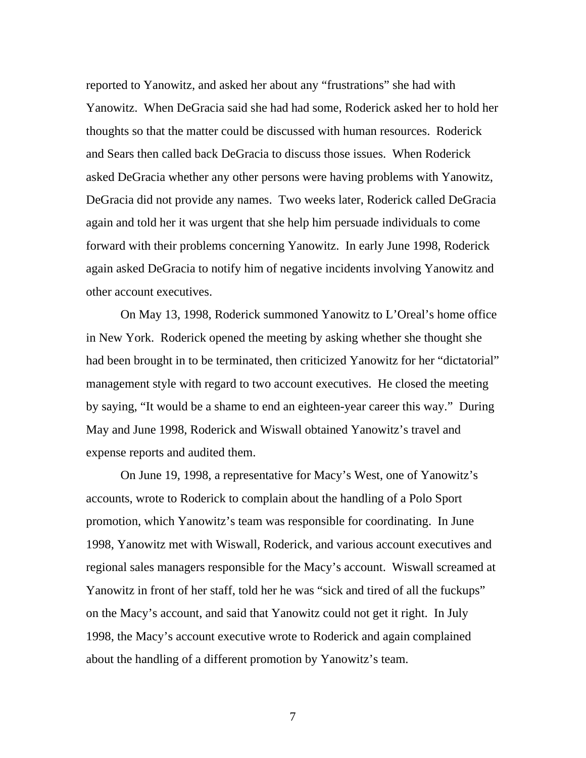reported to Yanowitz, and asked her about any "frustrations" she had with Yanowitz. When DeGracia said she had had some, Roderick asked her to hold her thoughts so that the matter could be discussed with human resources. Roderick and Sears then called back DeGracia to discuss those issues. When Roderick asked DeGracia whether any other persons were having problems with Yanowitz, DeGracia did not provide any names. Two weeks later, Roderick called DeGracia again and told her it was urgent that she help him persuade individuals to come forward with their problems concerning Yanowitz. In early June 1998, Roderick again asked DeGracia to notify him of negative incidents involving Yanowitz and other account executives.

On May 13, 1998, Roderick summoned Yanowitz to L'Oreal's home office in New York. Roderick opened the meeting by asking whether she thought she had been brought in to be terminated, then criticized Yanowitz for her "dictatorial" management style with regard to two account executives. He closed the meeting by saying, "It would be a shame to end an eighteen-year career this way." During May and June 1998, Roderick and Wiswall obtained Yanowitz's travel and expense reports and audited them.

On June 19, 1998, a representative for Macy's West, one of Yanowitz's accounts, wrote to Roderick to complain about the handling of a Polo Sport promotion, which Yanowitz's team was responsible for coordinating. In June 1998, Yanowitz met with Wiswall, Roderick, and various account executives and regional sales managers responsible for the Macy's account. Wiswall screamed at Yanowitz in front of her staff, told her he was "sick and tired of all the fuckups" on the Macy's account, and said that Yanowitz could not get it right. In July 1998, the Macy's account executive wrote to Roderick and again complained about the handling of a different promotion by Yanowitz's team.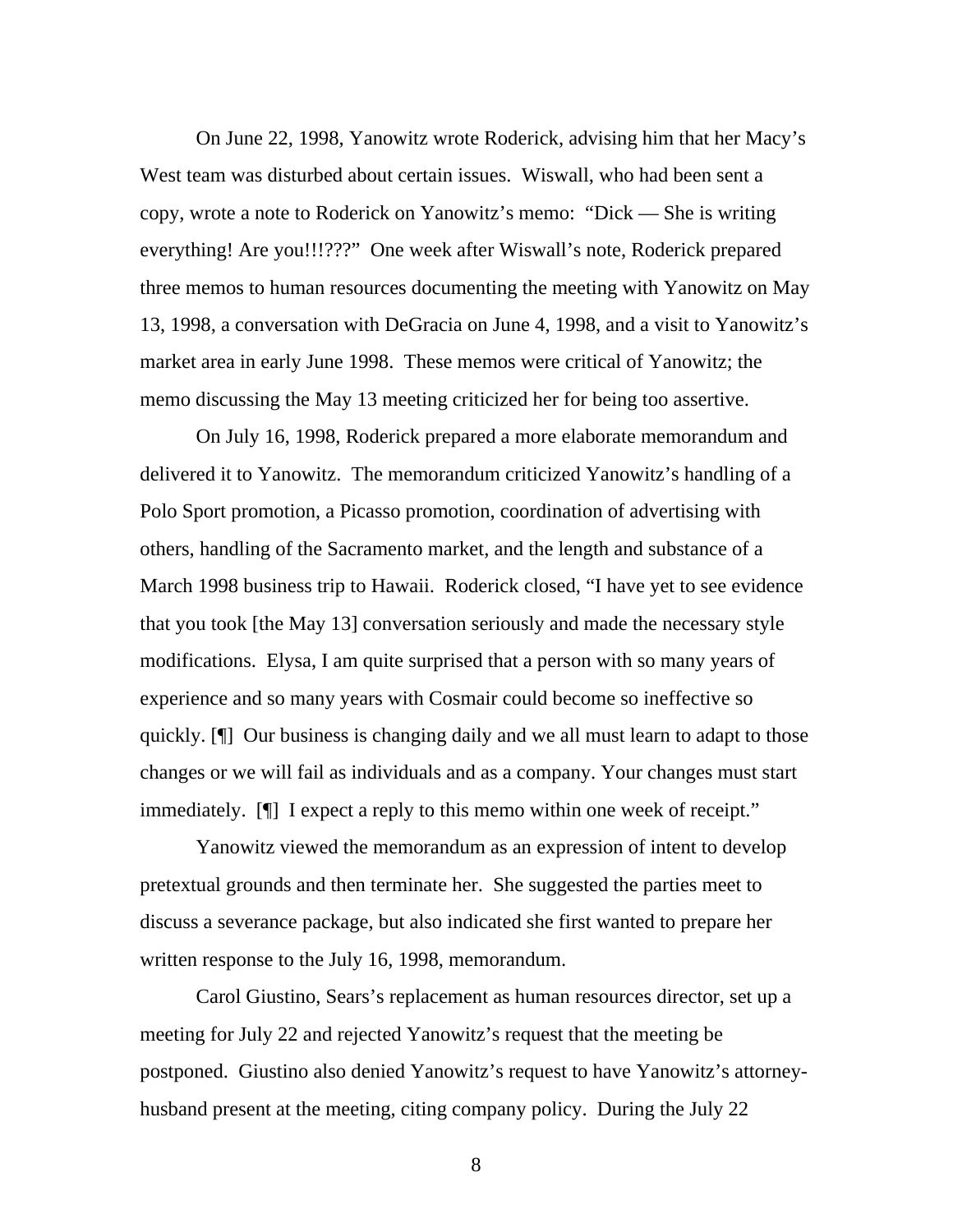On June 22, 1998, Yanowitz wrote Roderick, advising him that her Macy's West team was disturbed about certain issues. Wiswall, who had been sent a copy, wrote a note to Roderick on Yanowitz's memo: "Dick — She is writing everything! Are you!!!???" One week after Wiswall's note, Roderick prepared three memos to human resources documenting the meeting with Yanowitz on May 13, 1998, a conversation with DeGracia on June 4, 1998, and a visit to Yanowitz's market area in early June 1998. These memos were critical of Yanowitz; the memo discussing the May 13 meeting criticized her for being too assertive.

On July 16, 1998, Roderick prepared a more elaborate memorandum and delivered it to Yanowitz. The memorandum criticized Yanowitz's handling of a Polo Sport promotion, a Picasso promotion, coordination of advertising with others, handling of the Sacramento market, and the length and substance of a March 1998 business trip to Hawaii. Roderick closed, "I have yet to see evidence that you took [the May 13] conversation seriously and made the necessary style modifications. Elysa, I am quite surprised that a person with so many years of experience and so many years with Cosmair could become so ineffective so quickly. [¶] Our business is changing daily and we all must learn to adapt to those changes or we will fail as individuals and as a company. Your changes must start immediately. [¶] I expect a reply to this memo within one week of receipt."

Yanowitz viewed the memorandum as an expression of intent to develop pretextual grounds and then terminate her. She suggested the parties meet to discuss a severance package, but also indicated she first wanted to prepare her written response to the July 16, 1998, memorandum.

Carol Giustino, Sears's replacement as human resources director, set up a meeting for July 22 and rejected Yanowitz's request that the meeting be postponed. Giustino also denied Yanowitz's request to have Yanowitz's attorney-husband present at the meeting, citing company policy. During the July 22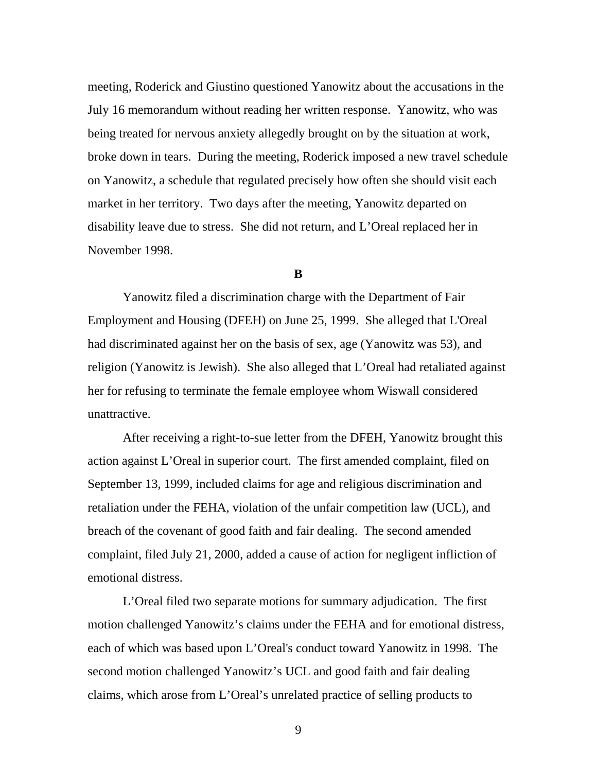meeting, Roderick and Giustino questioned Yanowitz about the accusations in the July 16 memorandum without reading her written response. Yanowitz, who was being treated for nervous anxiety allegedly brought on by the situation at work, broke down in tears. During the meeting, Roderick imposed a new travel schedule on Yanowitz, a schedule that regulated precisely how often she should visit each market in her territory. Two days after the meeting, Yanowitz departed on disability leave due to stress. She did not return, and L'Oreal replaced her in November 1998.

**B**

Yanowitz filed a discrimination charge with the Department of Fair Employment and Housing (DFEH) on June 25, 1999. She alleged that L'Oreal had discriminated against her on the basis of sex, age (Yanowitz was 53), and religion (Yanowitz is Jewish). She also alleged that L'Oreal had retaliated against her for refusing to terminate the female employee whom Wiswall considered unattractive.

After receiving a right-to-sue letter from the DFEH, Yanowitz brought this action against L'Oreal in superior court. The first amended complaint, filed on September 13, 1999, included claims for age and religious discrimination and retaliation under the FEHA, violation of the unfair competition law (UCL), and breach of the covenant of good faith and fair dealing. The second amended complaint, filed July 21, 2000, added a cause of action for negligent infliction of emotional distress.

L'Oreal filed two separate motions for summary adjudication. The first motion challenged Yanowitz's claims under the FEHA and for emotional distress, each of which was based upon L'Oreal's conduct toward Yanowitz in 1998. The second motion challenged Yanowitz's UCL and good faith and fair dealing claims, which arose from L'Oreal's unrelated practice of selling products to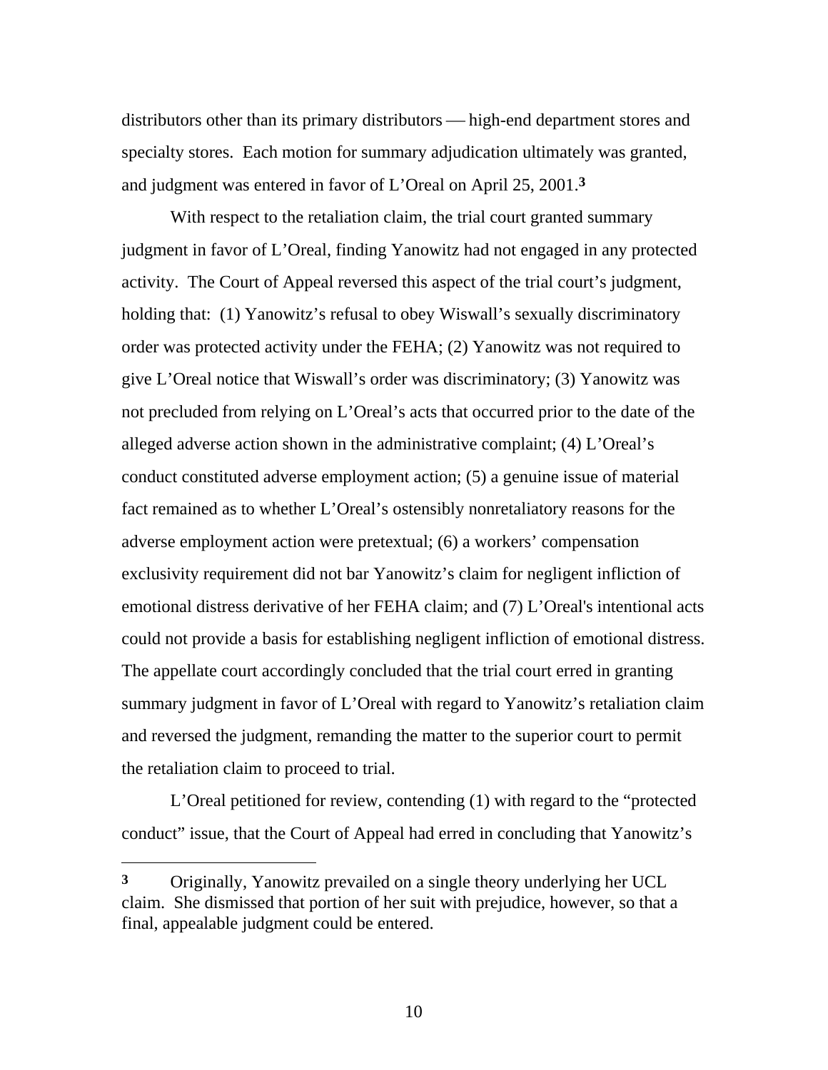distributors other than its primary distributors — high-end department stores and specialty stores. Each motion for summary adjudication ultimately was granted, and judgment was entered in favor of L'Oreal on April 25, 2001.[3]

With respect to the retaliation claim, the trial court granted summary judgment in favor of L'Oreal, finding Yanowitz had not engaged in any protected activity. The Court of Appeal reversed this aspect of the trial court's judgment, holding that: (1) Yanowitz's refusal to obey Wiswall's sexually discriminatory order was protected activity under the FEHA; (2) Yanowitz was not required to give L'Oreal notice that Wiswall's order was discriminatory; (3) Yanowitz was not precluded from relying on L'Oreal's acts that occurred prior to the date of the alleged adverse action shown in the administrative complaint; (4) L'Oreal's conduct constituted adverse employment action; (5) a genuine issue of material fact remained as to whether L'Oreal's ostensibly nonretaliatory reasons for the adverse employment action were pretextual; (6) a workers' compensation exclusivity requirement did not bar Yanowitz's claim for negligent infliction of emotional distress derivative of her FEHA claim; and (7) L'Oreal's intentional acts could not provide a basis for establishing negligent infliction of emotional distress. The appellate court accordingly concluded that the trial court erred in granting summary judgment in favor of L'Oreal with regard to Yanowitz's retaliation claim and reversed the judgment, remanding the matter to the superior court to permit the retaliation claim to proceed to trial.

L'Oreal petitioned for review, contending (1) with regard to the "protected conduct" issue, that the Court of Appeal had erred in concluding that Yanowitz's

---

[3] Originally, Yanowitz prevailed on a single theory underlying her UCL claim. She dismissed that portion of her suit with prejudice, however, so that a final, appealable judgment could be entered.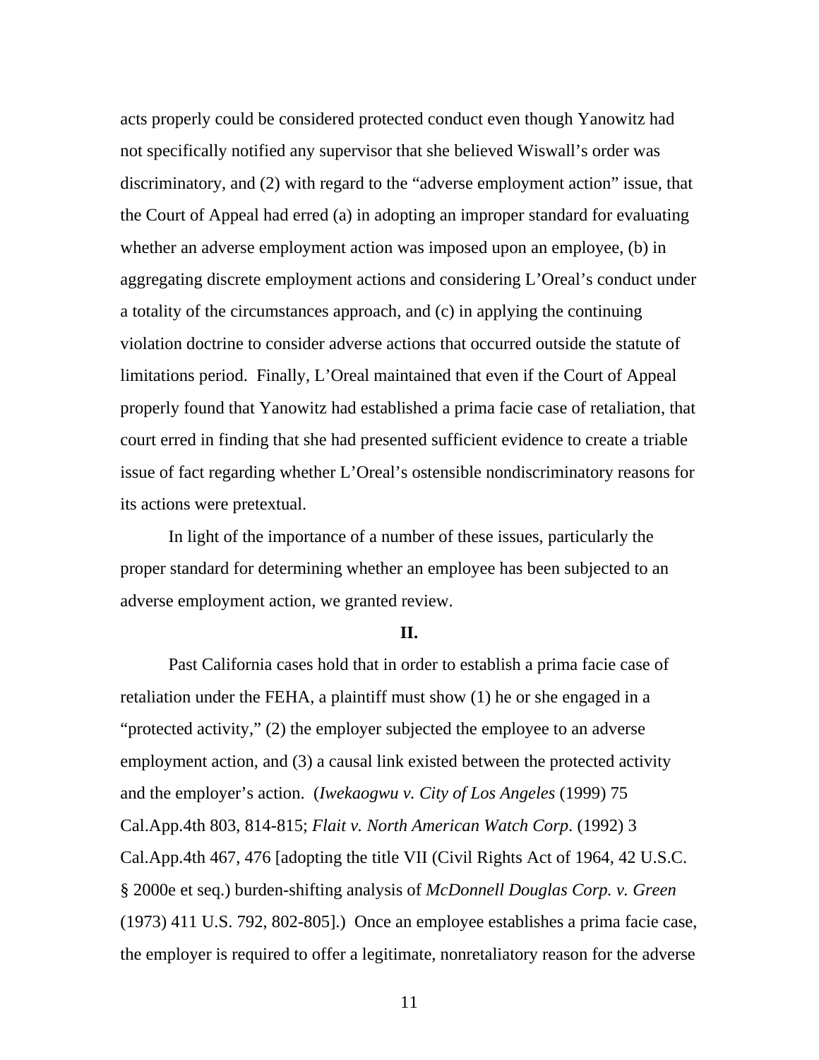acts properly could be considered protected conduct even though Yanowitz had not specifically notified any supervisor that she believed Wiswall's order was discriminatory, and (2) with regard to the "adverse employment action" issue, that the Court of Appeal had erred (a) in adopting an improper standard for evaluating whether an adverse employment action was imposed upon an employee, (b) in aggregating discrete employment actions and considering L'Oreal's conduct under a totality of the circumstances approach, and (c) in applying the continuing violation doctrine to consider adverse actions that occurred outside the statute of limitations period. Finally, L'Oreal maintained that even if the Court of Appeal properly found that Yanowitz had established a prima facie case of retaliation, that court erred in finding that she had presented sufficient evidence to create a triable issue of fact regarding whether L'Oreal's ostensible nondiscriminatory reasons for its actions were pretextual.

In light of the importance of a number of these issues, particularly the proper standard for determining whether an employee has been subjected to an adverse employment action, we granted review.

## II.

Past California cases hold that in order to establish a prima facie case of retaliation under the FEHA, a plaintiff must show (1) he or she engaged in a "protected activity," (2) the employer subjected the employee to an adverse employment action, and (3) a causal link existed between the protected activity and the employer's action. (*Iwekaogwu v. City of Los Angeles* (1999) 75 Cal.App.4th 803, 814-815; *Flait v. North American Watch Corp*. (1992) 3 Cal.App.4th 467, 476 [adopting the title VII (Civil Rights Act of 1964, 42 U.S.C. § 2000e et seq.) burden-shifting analysis of *McDonnell Douglas Corp. v. Green* (1973) 411 U.S. 792, 802-805].) Once an employee establishes a prima facie case, the employer is required to offer a legitimate, nonretaliatory reason for the adverse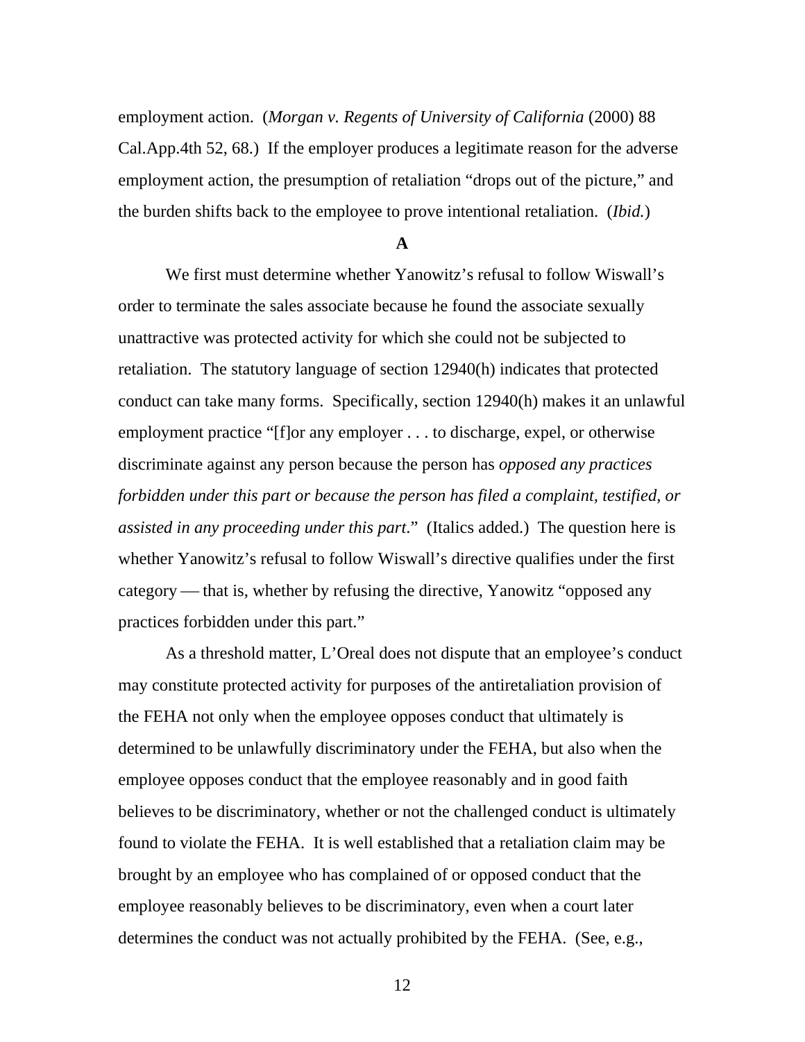employment action. (*Morgan v. Regents of University of California* (2000) 88 Cal.App.4th 52, 68.) If the employer produces a legitimate reason for the adverse employment action, the presumption of retaliation "drops out of the picture," and the burden shifts back to the employee to prove intentional retaliation. (*Ibid.*)

**A**

We first must determine whether Yanowitz's refusal to follow Wiswall's order to terminate the sales associate because he found the associate sexually unattractive was protected activity for which she could not be subjected to retaliation. The statutory language of section 12940(h) indicates that protected conduct can take many forms. Specifically, section 12940(h) makes it an unlawful employment practice "[f]or any employer . . . to discharge, expel, or otherwise discriminate against any person because the person has *opposed any practices forbidden under this part or because the person has filed a complaint, testified, or assisted in any proceeding under this part*." (Italics added.) The question here is whether Yanowitz's refusal to follow Wiswall's directive qualifies under the first category — that is, whether by refusing the directive, Yanowitz "opposed any practices forbidden under this part."

As a threshold matter, L'Oreal does not dispute that an employee's conduct may constitute protected activity for purposes of the antiretaliation provision of the FEHA not only when the employee opposes conduct that ultimately is determined to be unlawfully discriminatory under the FEHA, but also when the employee opposes conduct that the employee reasonably and in good faith believes to be discriminatory, whether or not the challenged conduct is ultimately found to violate the FEHA. It is well established that a retaliation claim may be brought by an employee who has complained of or opposed conduct that the employee reasonably believes to be discriminatory, even when a court later determines the conduct was not actually prohibited by the FEHA. (See, e.g.,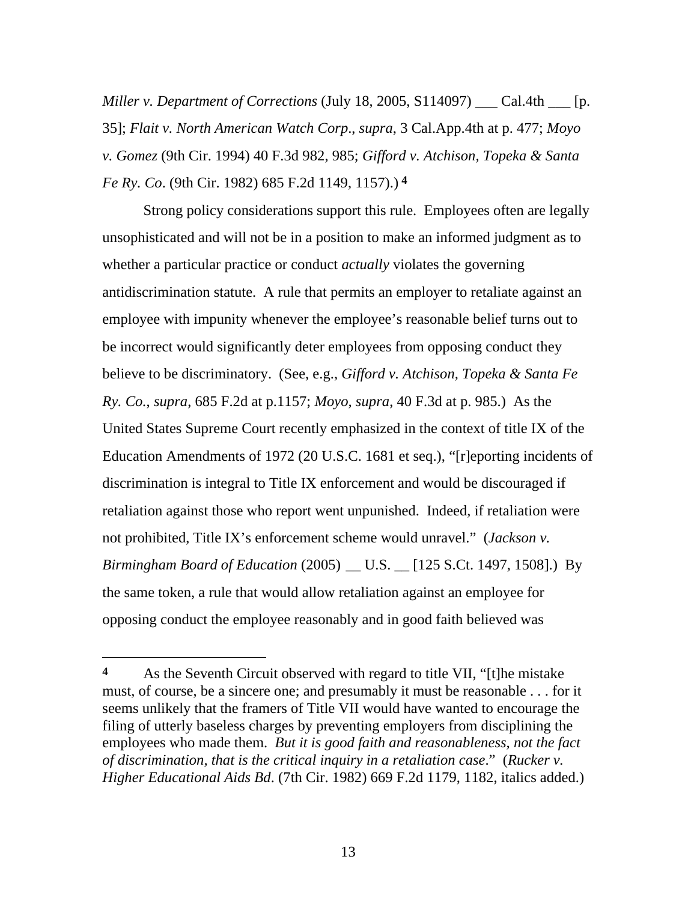*Miller v. Department of Corrections* (July 18, 2005, S114097) ___ Cal.4th ___ [p. 35]; *Flait v. North American Watch Corp*., *supra*, 3 Cal.App.4th at p. 477; *Moyo v. Gomez* (9th Cir. 1994) 40 F.3d 982, 985; *Gifford v. Atchison, Topeka & Santa Fe Ry. Co*. (9th Cir. 1982) 685 F.2d 1149, 1157).) [4]

Strong policy considerations support this rule. Employees often are legally unsophisticated and will not be in a position to make an informed judgment as to whether a particular practice or conduct *actually* violates the governing antidiscrimination statute. A rule that permits an employer to retaliate against an employee with impunity whenever the employee's reasonable belief turns out to be incorrect would significantly deter employees from opposing conduct they believe to be discriminatory. (See, e.g., *Gifford v. Atchison, Topeka & Santa Fe Ry. Co.*, *supra*, 685 F.2d at p.1157; *Moyo, supra*, 40 F.3d at p. 985.) As the United States Supreme Court recently emphasized in the context of title IX of the Education Amendments of 1972 (20 U.S.C. 1681 et seq.), "[r]eporting incidents of discrimination is integral to Title IX enforcement and would be discouraged if retaliation against those who report went unpunished. Indeed, if retaliation were not prohibited, Title IX's enforcement scheme would unravel." (*Jackson v. Birmingham Board of Education* (2005) __ U.S. __ [125 S.Ct. 1497, 1508].) By the same token, a rule that would allow retaliation against an employee for opposing conduct the employee reasonably and in good faith believed was

---

**4** As the Seventh Circuit observed with regard to title VII, "[t]he mistake must, of course, be a sincere one; and presumably it must be reasonable . . . for it seems unlikely that the framers of Title VII would have wanted to encourage the filing of utterly baseless charges by preventing employers from disciplining the employees who made them. *But it is good faith and reasonableness, not the fact of discrimination, that is the critical inquiry in a retaliation case*." (*Rucker v. Higher Educational Aids Bd*. (7th Cir. 1982) 669 F.2d 1179, 1182, italics added.)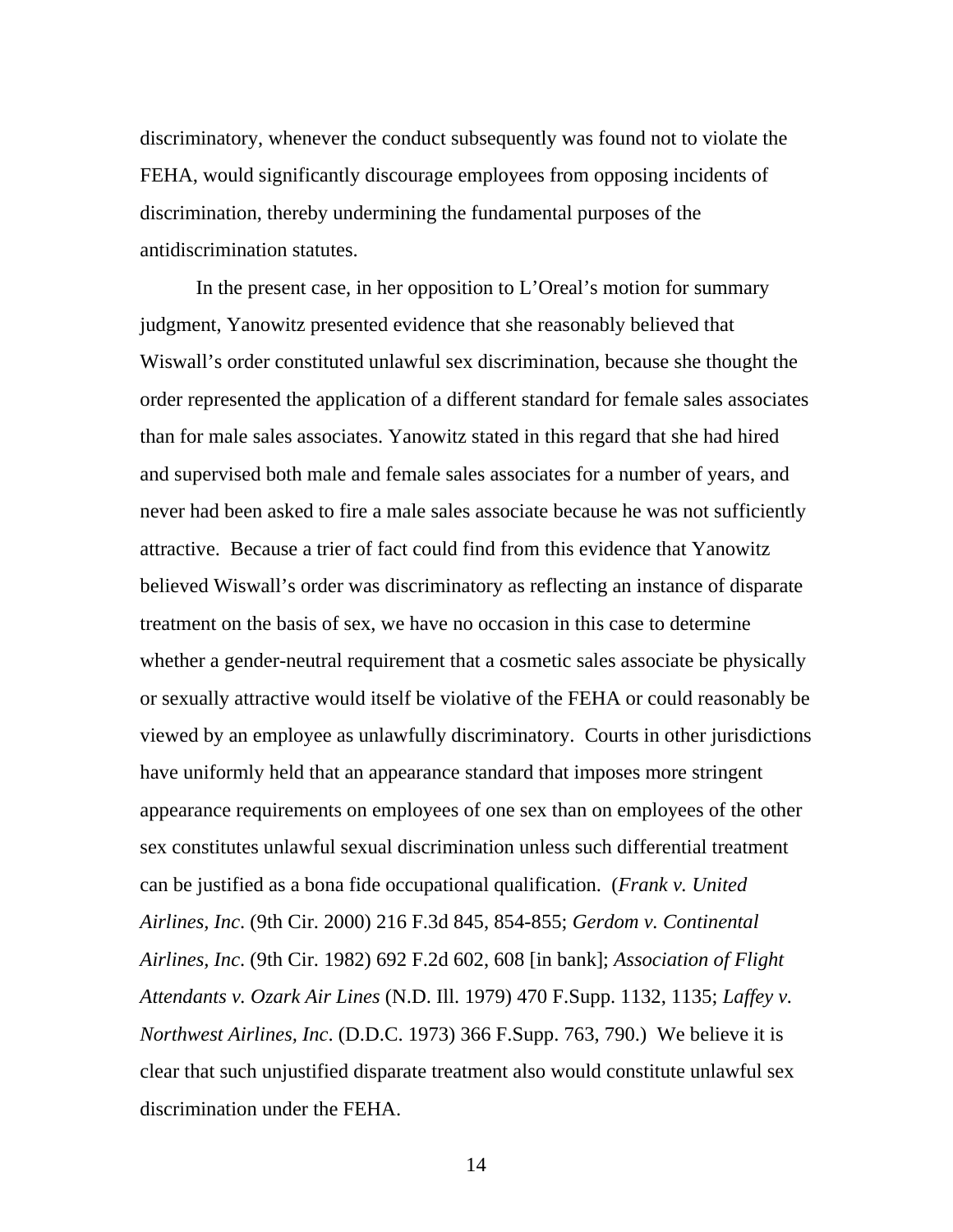discriminatory, whenever the conduct subsequently was found not to violate the FEHA, would significantly discourage employees from opposing incidents of discrimination, thereby undermining the fundamental purposes of the antidiscrimination statutes.

In the present case, in her opposition to L'Oreal's motion for summary judgment, Yanowitz presented evidence that she reasonably believed that Wiswall's order constituted unlawful sex discrimination, because she thought the order represented the application of a different standard for female sales associates than for male sales associates. Yanowitz stated in this regard that she had hired and supervised both male and female sales associates for a number of years, and never had been asked to fire a male sales associate because he was not sufficiently attractive. Because a trier of fact could find from this evidence that Yanowitz believed Wiswall's order was discriminatory as reflecting an instance of disparate treatment on the basis of sex, we have no occasion in this case to determine whether a gender-neutral requirement that a cosmetic sales associate be physically or sexually attractive would itself be violative of the FEHA or could reasonably be viewed by an employee as unlawfully discriminatory. Courts in other jurisdictions have uniformly held that an appearance standard that imposes more stringent appearance requirements on employees of one sex than on employees of the other sex constitutes unlawful sexual discrimination unless such differential treatment can be justified as a bona fide occupational qualification. (*Frank v. United Airlines, Inc*. (9th Cir. 2000) 216 F.3d 845, 854-855; *Gerdom v. Continental Airlines, Inc*. (9th Cir. 1982) 692 F.2d 602, 608 [in bank]; *Association of Flight Attendants v. Ozark Air Lines* (N.D. Ill. 1979) 470 F.Supp. 1132, 1135; *Laffey v. Northwest Airlines, Inc*. (D.D.C. 1973) 366 F.Supp. 763, 790.) We believe it is clear that such unjustified disparate treatment also would constitute unlawful sex discrimination under the FEHA.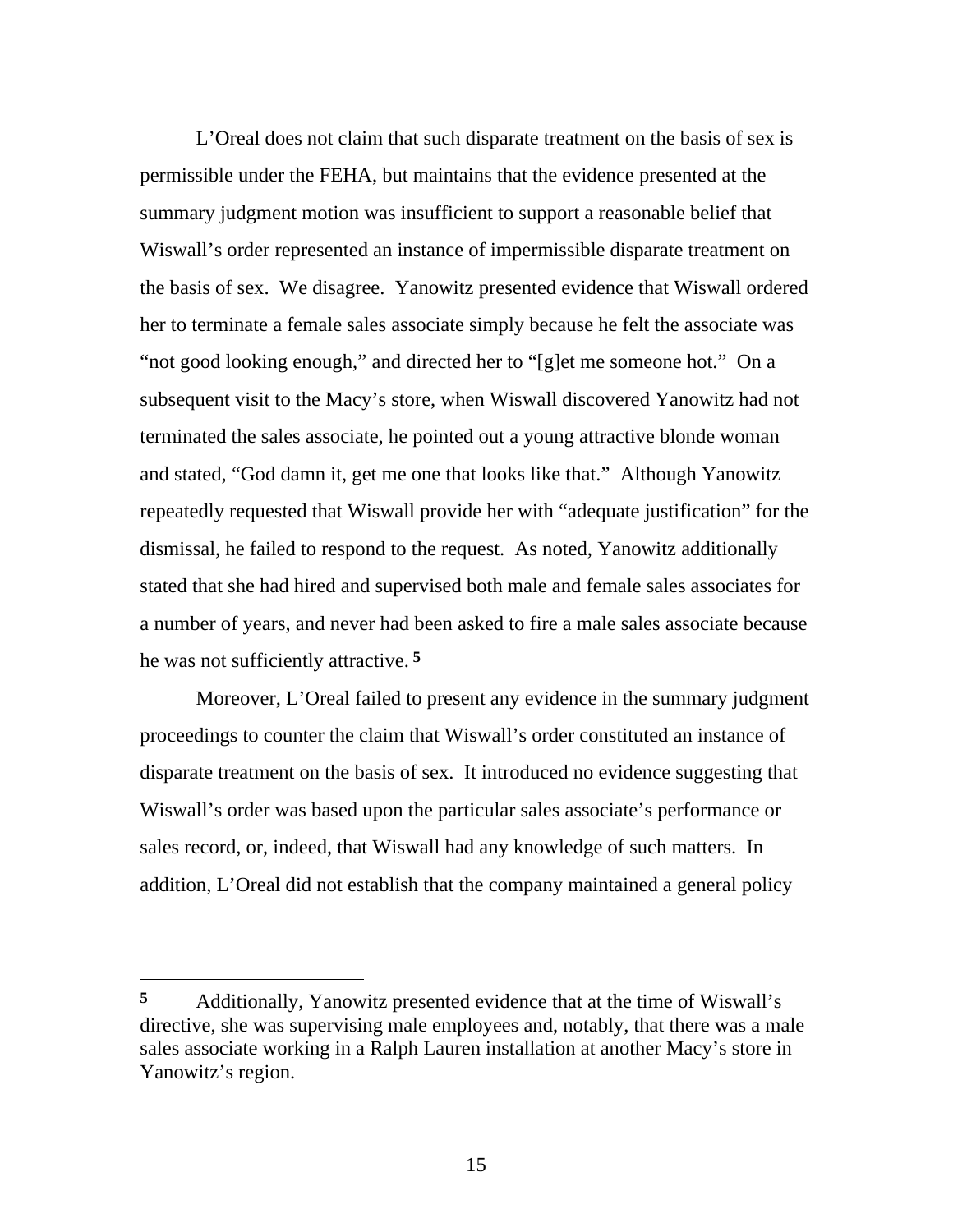L'Oreal does not claim that such disparate treatment on the basis of sex is permissible under the FEHA, but maintains that the evidence presented at the summary judgment motion was insufficient to support a reasonable belief that Wiswall's order represented an instance of impermissible disparate treatment on the basis of sex. We disagree. Yanowitz presented evidence that Wiswall ordered her to terminate a female sales associate simply because he felt the associate was "not good looking enough," and directed her to "[g]et me someone hot." On a subsequent visit to the Macy's store, when Wiswall discovered Yanowitz had not terminated the sales associate, he pointed out a young attractive blonde woman and stated, "God damn it, get me one that looks like that." Although Yanowitz repeatedly requested that Wiswall provide her with "adequate justification" for the dismissal, he failed to respond to the request. As noted, Yanowitz additionally stated that she had hired and supervised both male and female sales associates for a number of years, and never had been asked to fire a male sales associate because he was not sufficiently attractive.[5]

Moreover, L'Oreal failed to present any evidence in the summary judgment proceedings to counter the claim that Wiswall's order constituted an instance of disparate treatment on the basis of sex. It introduced no evidence suggesting that Wiswall's order was based upon the particular sales associate's performance or sales record, or, indeed, that Wiswall had any knowledge of such matters. In addition, L'Oreal did not establish that the company maintained a general policy

---

[5] Additionally, Yanowitz presented evidence that at the time of Wiswall's directive, she was supervising male employees and, notably, that there was a male sales associate working in a Ralph Lauren installation at another Macy's store in Yanowitz's region.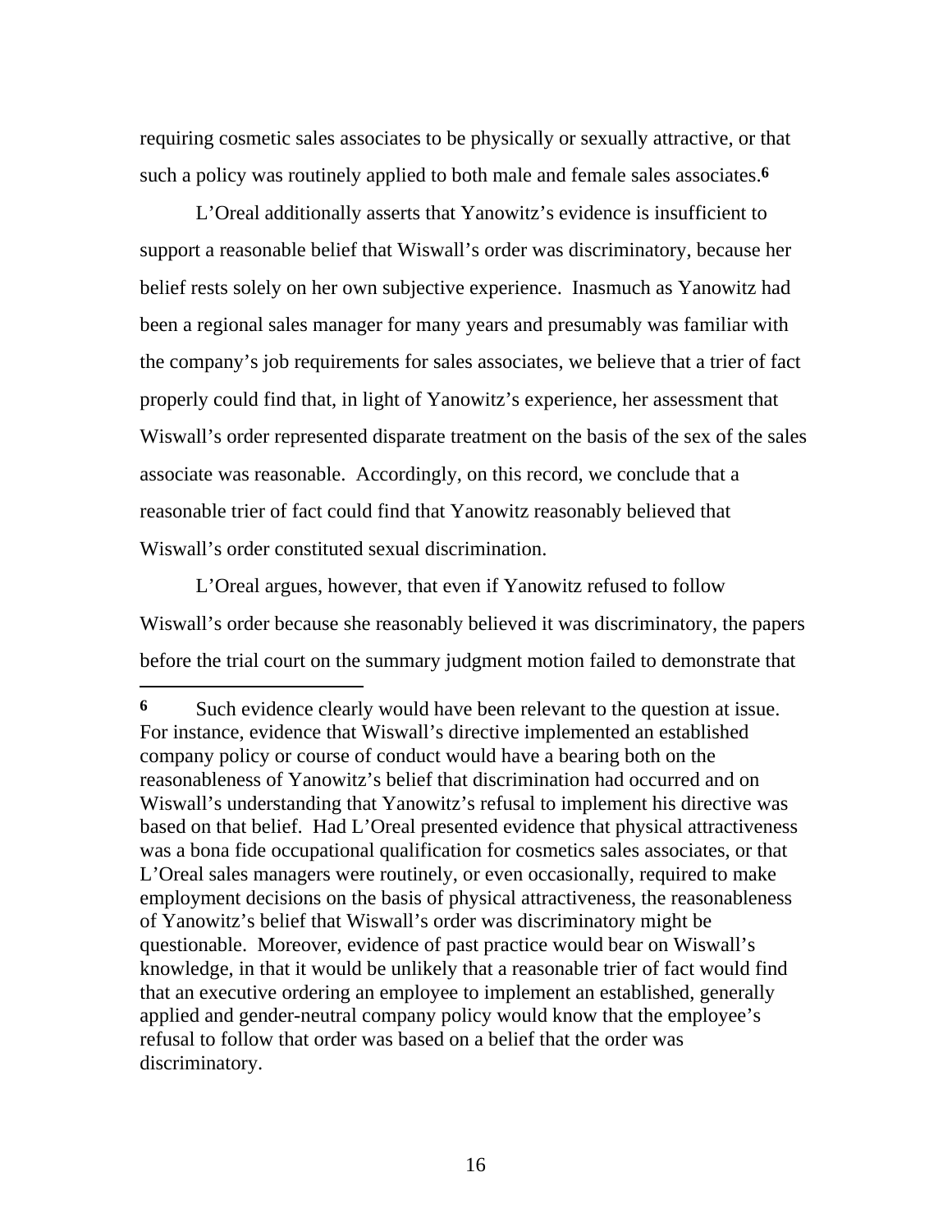requiring cosmetic sales associates to be physically or sexually attractive, or that such a policy was routinely applied to both male and female sales associates.[6]

L'Oreal additionally asserts that Yanowitz's evidence is insufficient to support a reasonable belief that Wiswall's order was discriminatory, because her belief rests solely on her own subjective experience. Inasmuch as Yanowitz had been a regional sales manager for many years and presumably was familiar with the company's job requirements for sales associates, we believe that a trier of fact properly could find that, in light of Yanowitz's experience, her assessment that Wiswall's order represented disparate treatment on the basis of the sex of the sales associate was reasonable. Accordingly, on this record, we conclude that a reasonable trier of fact could find that Yanowitz reasonably believed that Wiswall's order constituted sexual discrimination.

L'Oreal argues, however, that even if Yanowitz refused to follow Wiswall's order because she reasonably believed it was discriminatory, the papers before the trial court on the summary judgment motion failed to demonstrate that

---

**6** Such evidence clearly would have been relevant to the question at issue. For instance, evidence that Wiswall's directive implemented an established company policy or course of conduct would have a bearing both on the reasonableness of Yanowitz's belief that discrimination had occurred and on Wiswall's understanding that Yanowitz's refusal to implement his directive was based on that belief. Had L'Oreal presented evidence that physical attractiveness was a bona fide occupational qualification for cosmetics sales associates, or that L'Oreal sales managers were routinely, or even occasionally, required to make employment decisions on the basis of physical attractiveness, the reasonableness of Yanowitz's belief that Wiswall's order was discriminatory might be questionable. Moreover, evidence of past practice would bear on Wiswall's knowledge, in that it would be unlikely that a reasonable trier of fact would find that an executive ordering an employee to implement an established, generally applied and gender-neutral company policy would know that the employee's refusal to follow that order was based on a belief that the order was discriminatory.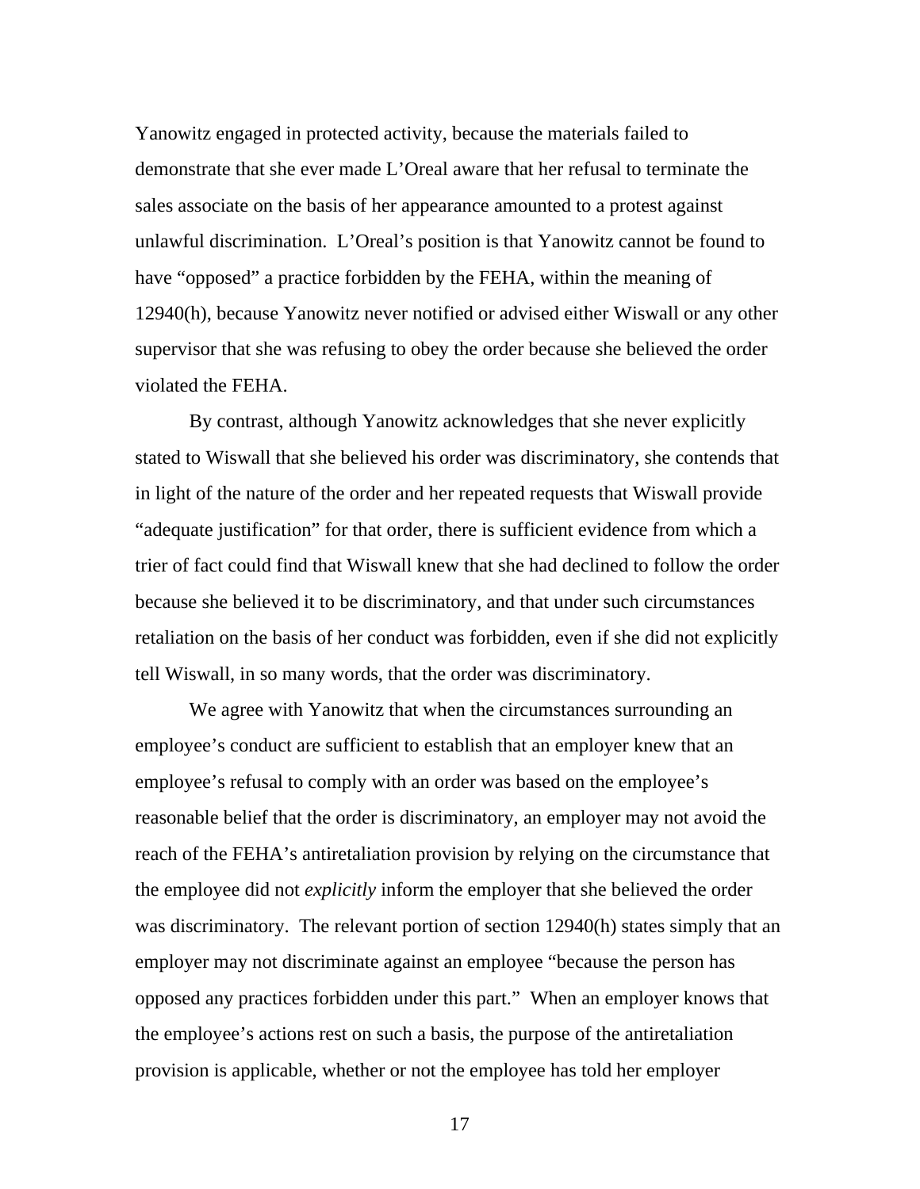Yanowitz engaged in protected activity, because the materials failed to demonstrate that she ever made L'Oreal aware that her refusal to terminate the sales associate on the basis of her appearance amounted to a protest against unlawful discrimination. L'Oreal's position is that Yanowitz cannot be found to have "opposed" a practice forbidden by the FEHA, within the meaning of 12940(h), because Yanowitz never notified or advised either Wiswall or any other supervisor that she was refusing to obey the order because she believed the order violated the FEHA.

By contrast, although Yanowitz acknowledges that she never explicitly stated to Wiswall that she believed his order was discriminatory, she contends that in light of the nature of the order and her repeated requests that Wiswall provide "adequate justification" for that order, there is sufficient evidence from which a trier of fact could find that Wiswall knew that she had declined to follow the order because she believed it to be discriminatory, and that under such circumstances retaliation on the basis of her conduct was forbidden, even if she did not explicitly tell Wiswall, in so many words, that the order was discriminatory.

We agree with Yanowitz that when the circumstances surrounding an employee's conduct are sufficient to establish that an employer knew that an employee's refusal to comply with an order was based on the employee's reasonable belief that the order is discriminatory, an employer may not avoid the reach of the FEHA's antiretaliation provision by relying on the circumstance that the employee did not *explicitly* inform the employer that she believed the order was discriminatory. The relevant portion of section 12940(h) states simply that an employer may not discriminate against an employee "because the person has opposed any practices forbidden under this part." When an employer knows that the employee's actions rest on such a basis, the purpose of the antiretaliation provision is applicable, whether or not the employee has told her employer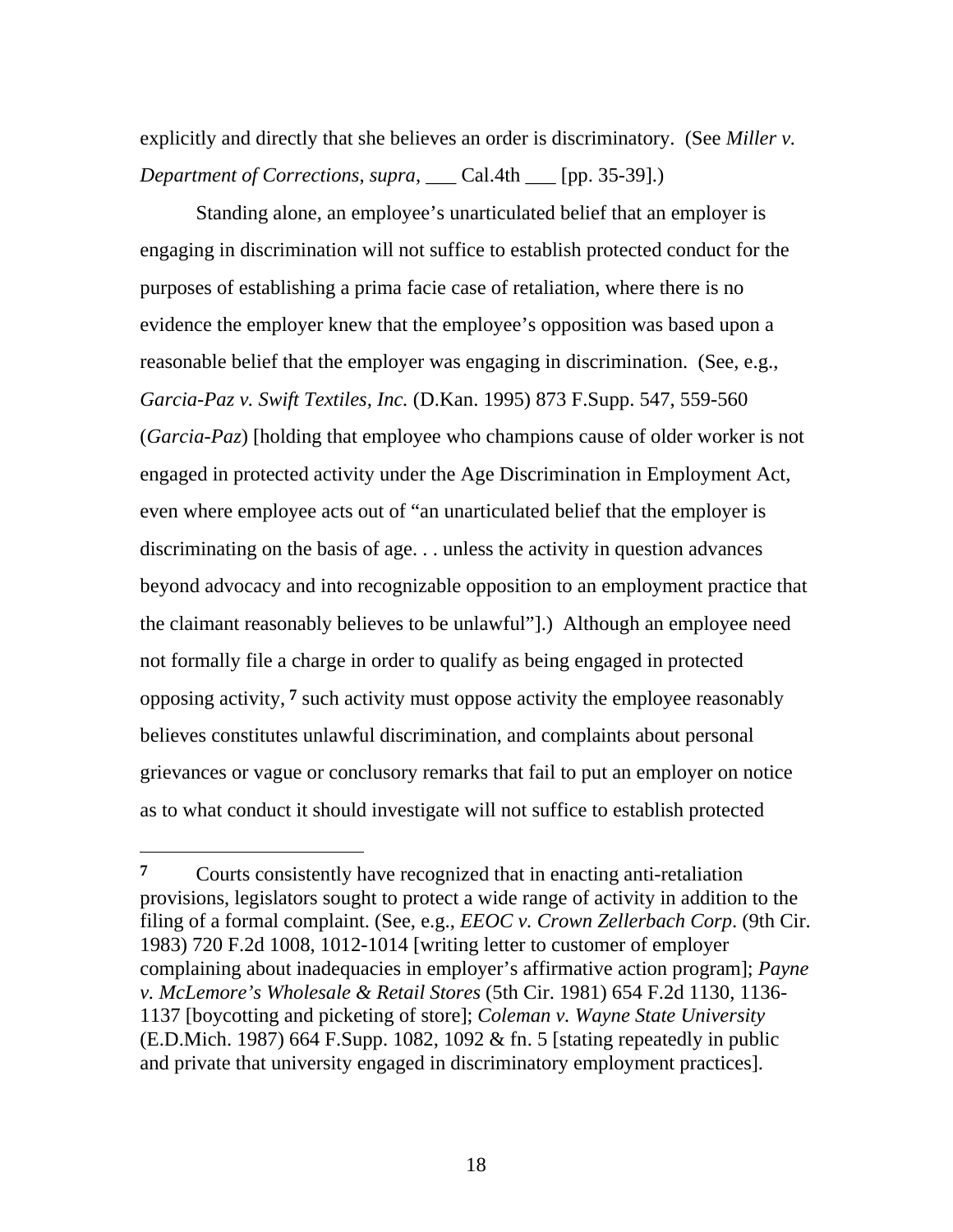explicitly and directly that she believes an order is discriminatory. (See *Miller v. Department of Corrections*, *supra*, ___ Cal.4th ___ [pp. 35-39].)

Standing alone, an employee's unarticulated belief that an employer is engaging in discrimination will not suffice to establish protected conduct for the purposes of establishing a prima facie case of retaliation, where there is no evidence the employer knew that the employee's opposition was based upon a reasonable belief that the employer was engaging in discrimination. (See, e.g., *Garcia-Paz v. Swift Textiles, Inc.* (D.Kan. 1995) 873 F.Supp. 547, 559-560 (*Garcia-Paz*) [holding that employee who champions cause of older worker is not engaged in protected activity under the Age Discrimination in Employment Act, even where employee acts out of "an unarticulated belief that the employer is discriminating on the basis of age. . . unless the activity in question advances beyond advocacy and into recognizable opposition to an employment practice that the claimant reasonably believes to be unlawful"].) Although an employee need not formally file a charge in order to qualify as being engaged in protected opposing activity, [7] such activity must oppose activity the employee reasonably believes constitutes unlawful discrimination, and complaints about personal grievances or vague or conclusory remarks that fail to put an employer on notice as to what conduct it should investigate will not suffice to establish protected

---

[7] Courts consistently have recognized that in enacting anti-retaliation provisions, legislators sought to protect a wide range of activity in addition to the filing of a formal complaint. (See, e.g., *EEOC v. Crown Zellerbach Corp*. (9th Cir. 1983) 720 F.2d 1008, 1012-1014 [writing letter to customer of employer complaining about inadequacies in employer's affirmative action program]; *Payne v. McLemore's Wholesale & Retail Stores* (5th Cir. 1981) 654 F.2d 1130, 1136-1137 [boycotting and picketing of store]; *Coleman v. Wayne State University* (E.D.Mich. 1987) 664 F.Supp. 1082, 1092 & fn. 5 [stating repeatedly in public and private that university engaged in discriminatory employment practices].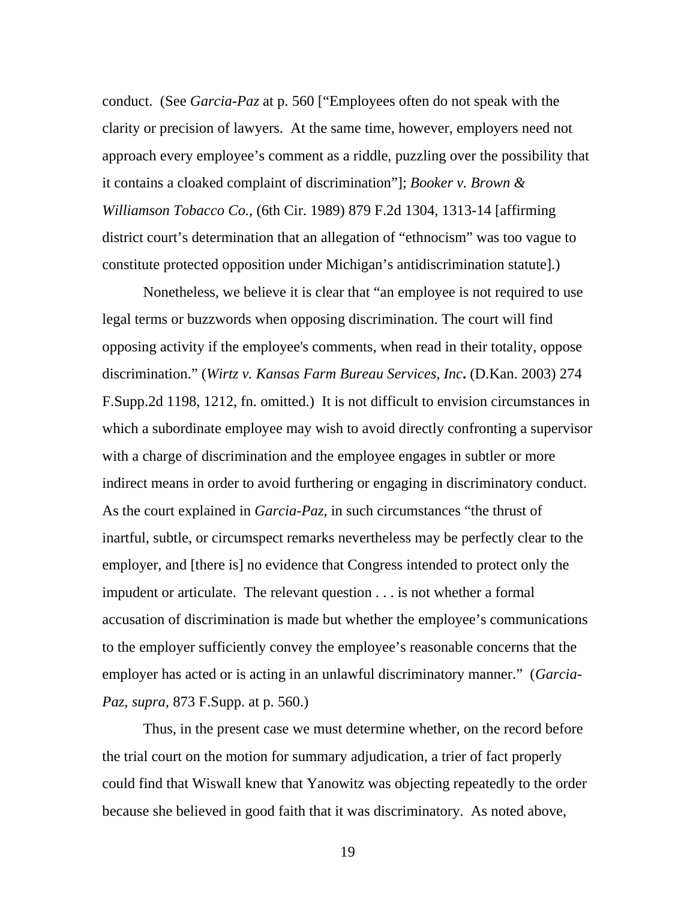conduct. (See *Garcia-Paz* at p. 560 ["Employees often do not speak with the clarity or precision of lawyers. At the same time, however, employers need not approach every employee's comment as a riddle, puzzling over the possibility that it contains a cloaked complaint of discrimination"]; *Booker v. Brown & Williamson Tobacco Co.*, (6th Cir. 1989) 879 F.2d 1304, 1313-14 [affirming district court's determination that an allegation of "ethnocism" was too vague to constitute protected opposition under Michigan's antidiscrimination statute].)

Nonetheless, we believe it is clear that "an employee is not required to use legal terms or buzzwords when opposing discrimination. The court will find opposing activity if the employee's comments, when read in their totality, oppose discrimination." (*Wirtz v. Kansas Farm Bureau Services, Inc***.** (D.Kan. 2003) 274 F.Supp.2d 1198, 1212, fn. omitted.) It is not difficult to envision circumstances in which a subordinate employee may wish to avoid directly confronting a supervisor with a charge of discrimination and the employee engages in subtler or more indirect means in order to avoid furthering or engaging in discriminatory conduct. As the court explained in *Garcia-Paz*, in such circumstances "the thrust of inartful, subtle, or circumspect remarks nevertheless may be perfectly clear to the employer, and [there is] no evidence that Congress intended to protect only the impudent or articulate. The relevant question . . . is not whether a formal accusation of discrimination is made but whether the employee's communications to the employer sufficiently convey the employee's reasonable concerns that the employer has acted or is acting in an unlawful discriminatory manner." (*Garcia-Paz, supra,* 873 F.Supp. at p. 560.)

Thus, in the present case we must determine whether, on the record before the trial court on the motion for summary adjudication, a trier of fact properly could find that Wiswall knew that Yanowitz was objecting repeatedly to the order because she believed in good faith that it was discriminatory. As noted above,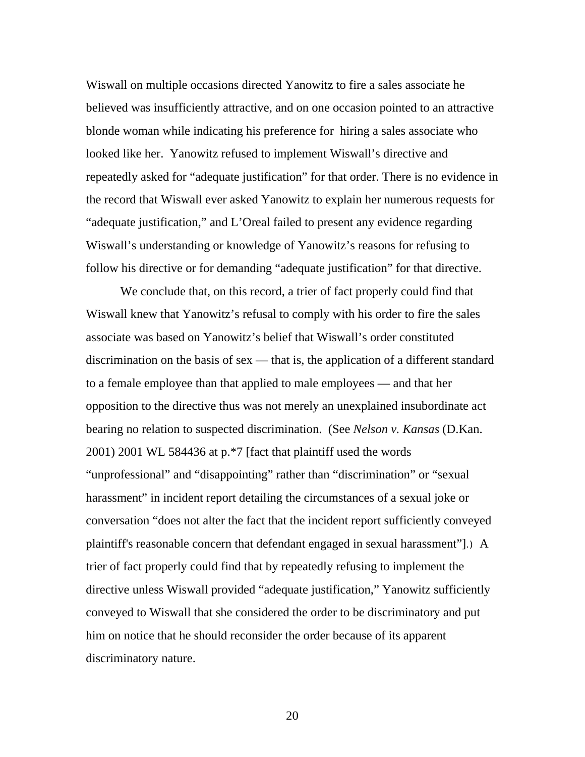Wiswall on multiple occasions directed Yanowitz to fire a sales associate he believed was insufficiently attractive, and on one occasion pointed to an attractive blonde woman while indicating his preference for hiring a sales associate who looked like her. Yanowitz refused to implement Wiswall's directive and repeatedly asked for "adequate justification" for that order. There is no evidence in the record that Wiswall ever asked Yanowitz to explain her numerous requests for "adequate justification," and L'Oreal failed to present any evidence regarding Wiswall's understanding or knowledge of Yanowitz's reasons for refusing to follow his directive or for demanding "adequate justification" for that directive.

We conclude that, on this record, a trier of fact properly could find that Wiswall knew that Yanowitz's refusal to comply with his order to fire the sales associate was based on Yanowitz's belief that Wiswall's order constituted discrimination on the basis of sex — that is, the application of a different standard to a female employee than that applied to male employees — and that her opposition to the directive thus was not merely an unexplained insubordinate act bearing no relation to suspected discrimination. (See *Nelson v. Kansas* (D.Kan. 2001) 2001 WL 584436 at p.*7 [fact that plaintiff used the words "unprofessional" and "disappointing" rather than "discrimination" or "sexual harassment" in incident report detailing the circumstances of a sexual joke or conversation "does not alter the fact that the incident report sufficiently conveyed plaintiff's reasonable concern that defendant engaged in sexual harassment"].) A trier of fact properly could find that by repeatedly refusing to implement the directive unless Wiswall provided "adequate justification," Yanowitz sufficiently conveyed to Wiswall that she considered the order to be discriminatory and put him on notice that he should reconsider the order because of its apparent discriminatory nature.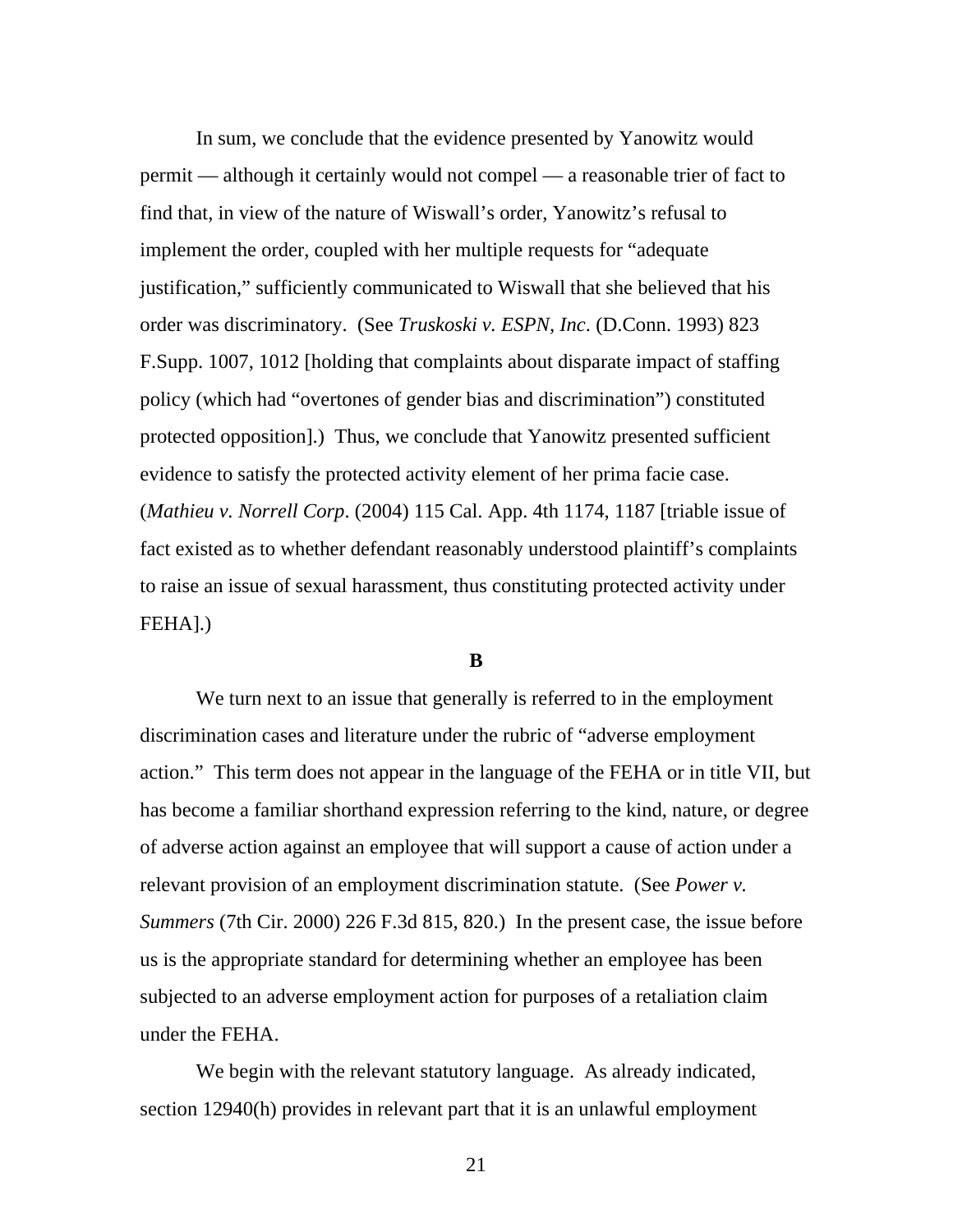In sum, we conclude that the evidence presented by Yanowitz would permit — although it certainly would not compel — a reasonable trier of fact to find that, in view of the nature of Wiswall's order, Yanowitz's refusal to implement the order, coupled with her multiple requests for "adequate justification," sufficiently communicated to Wiswall that she believed that his order was discriminatory. (See *Truskoski v. ESPN, Inc*. (D.Conn. 1993) 823 F.Supp. 1007, 1012 [holding that complaints about disparate impact of staffing policy (which had "overtones of gender bias and discrimination") constituted protected opposition].) Thus, we conclude that Yanowitz presented sufficient evidence to satisfy the protected activity element of her prima facie case. (*Mathieu v. Norrell Corp*. (2004) 115 Cal. App. 4th 1174, 1187 [triable issue of fact existed as to whether defendant reasonably understood plaintiff's complaints to raise an issue of sexual harassment, thus constituting protected activity under FEHA].)

**B**

We turn next to an issue that generally is referred to in the employment discrimination cases and literature under the rubric of "adverse employment action." This term does not appear in the language of the FEHA or in title VII, but has become a familiar shorthand expression referring to the kind, nature, or degree of adverse action against an employee that will support a cause of action under a relevant provision of an employment discrimination statute. (See *Power v. Summers* (7th Cir. 2000) 226 F.3d 815, 820.) In the present case, the issue before us is the appropriate standard for determining whether an employee has been subjected to an adverse employment action for purposes of a retaliation claim under the FEHA.

We begin with the relevant statutory language. As already indicated, section 12940(h) provides in relevant part that it is an unlawful employment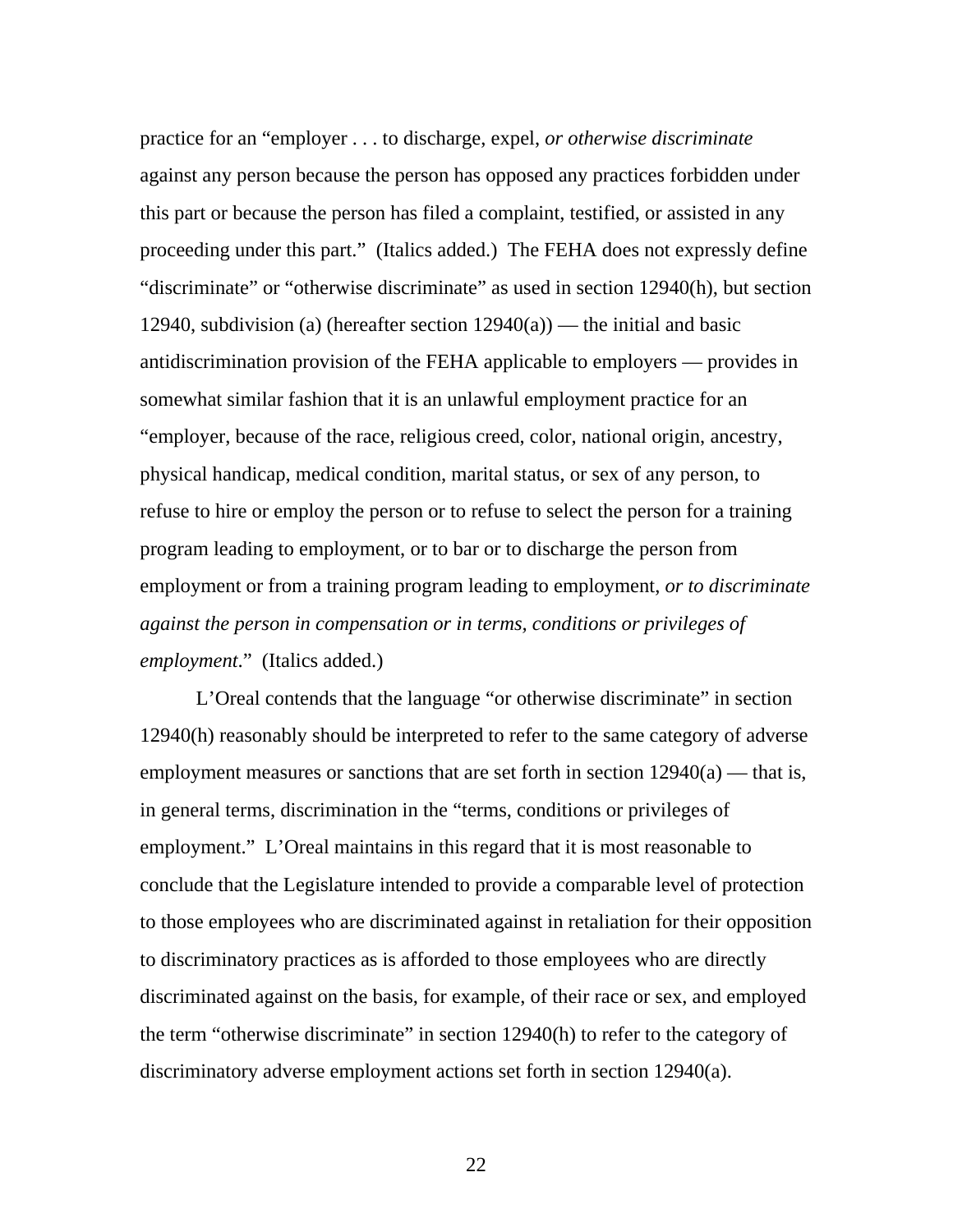practice for an "employer . . . to discharge, expel, *or otherwise discriminate* against any person because the person has opposed any practices forbidden under this part or because the person has filed a complaint, testified, or assisted in any proceeding under this part." (Italics added.) The FEHA does not expressly define "discriminate" or "otherwise discriminate" as used in section 12940(h), but section 12940, subdivision (a) (hereafter section 12940(a)) — the initial and basic antidiscrimination provision of the FEHA applicable to employers — provides in somewhat similar fashion that it is an unlawful employment practice for an "employer, because of the race, religious creed, color, national origin, ancestry, physical handicap, medical condition, marital status, or sex of any person, to refuse to hire or employ the person or to refuse to select the person for a training program leading to employment, or to bar or to discharge the person from employment or from a training program leading to employment, *or to discriminate against the person in compensation or in terms, conditions or privileges of employment*." (Italics added.)

L'Oreal contends that the language "or otherwise discriminate" in section 12940(h) reasonably should be interpreted to refer to the same category of adverse employment measures or sanctions that are set forth in section 12940(a) — that is, in general terms, discrimination in the "terms, conditions or privileges of employment." L'Oreal maintains in this regard that it is most reasonable to conclude that the Legislature intended to provide a comparable level of protection to those employees who are discriminated against in retaliation for their opposition to discriminatory practices as is afforded to those employees who are directly discriminated against on the basis, for example, of their race or sex, and employed the term "otherwise discriminate" in section 12940(h) to refer to the category of discriminatory adverse employment actions set forth in section 12940(a).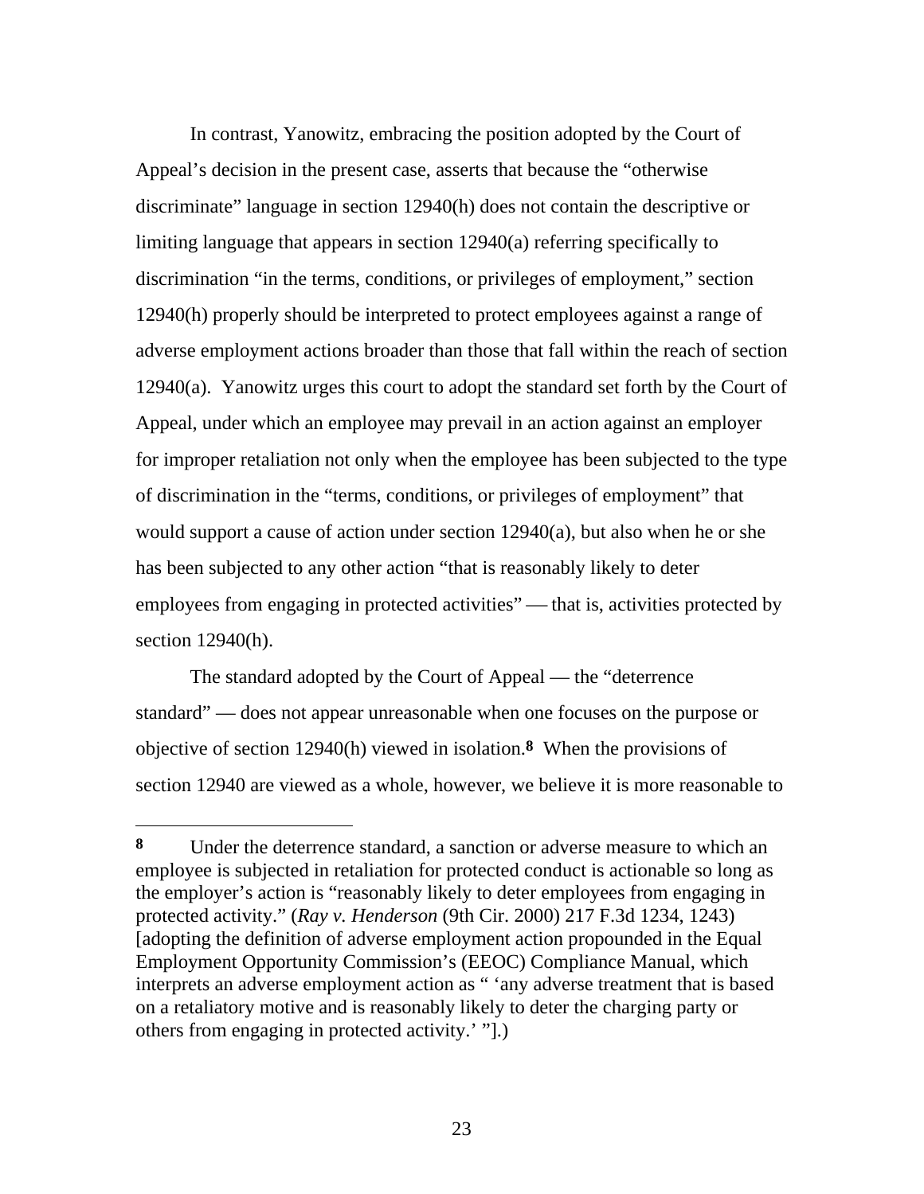In contrast, Yanowitz, embracing the position adopted by the Court of Appeal's decision in the present case, asserts that because the "otherwise discriminate" language in section 12940(h) does not contain the descriptive or limiting language that appears in section 12940(a) referring specifically to discrimination "in the terms, conditions, or privileges of employment," section 12940(h) properly should be interpreted to protect employees against a range of adverse employment actions broader than those that fall within the reach of section 12940(a). Yanowitz urges this court to adopt the standard set forth by the Court of Appeal, under which an employee may prevail in an action against an employer for improper retaliation not only when the employee has been subjected to the type of discrimination in the "terms, conditions, or privileges of employment" that would support a cause of action under section 12940(a), but also when he or she has been subjected to any other action "that is reasonably likely to deter employees from engaging in protected activities" — that is, activities protected by section 12940(h).

The standard adopted by the Court of Appeal — the "deterrence standard" — does not appear unreasonable when one focuses on the purpose or objective of section 12940(h) viewed in isolation.[8] When the provisions of section 12940 are viewed as a whole, however, we believe it is more reasonable to

---

**8** Under the deterrence standard, a sanction or adverse measure to which an employee is subjected in retaliation for protected conduct is actionable so long as the employer's action is "reasonably likely to deter employees from engaging in protected activity." (*Ray v. Henderson* (9th Cir. 2000) 217 F.3d 1234, 1243) [adopting the definition of adverse employment action propounded in the Equal Employment Opportunity Commission's (EEOC) Compliance Manual, which interprets an adverse employment action as " 'any adverse treatment that is based on a retaliatory motive and is reasonably likely to deter the charging party or others from engaging in protected activity.' "].)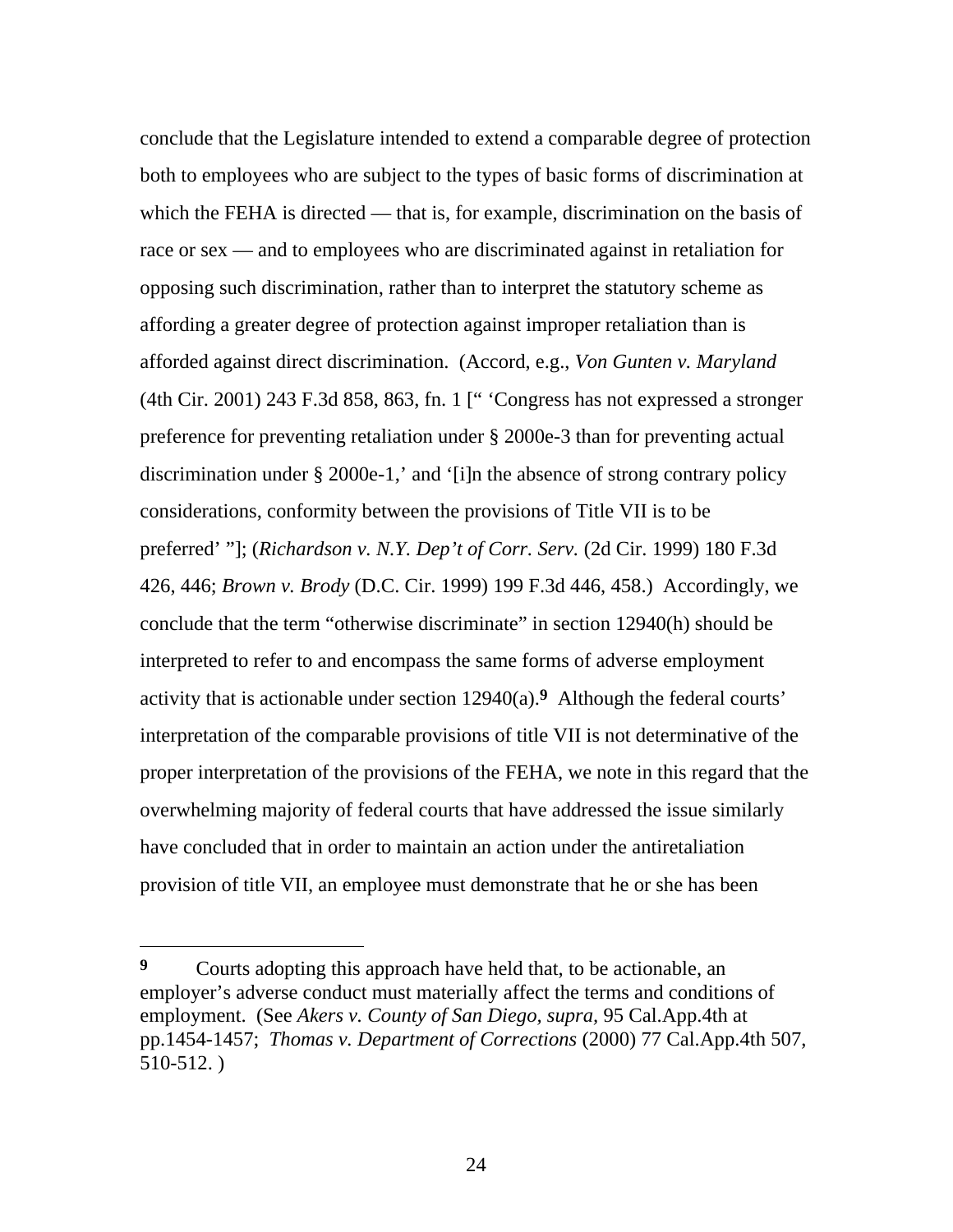conclude that the Legislature intended to extend a comparable degree of protection both to employees who are subject to the types of basic forms of discrimination at which the FEHA is directed — that is, for example, discrimination on the basis of race or sex — and to employees who are discriminated against in retaliation for opposing such discrimination, rather than to interpret the statutory scheme as affording a greater degree of protection against improper retaliation than is afforded against direct discrimination. (Accord, e.g., *Von Gunten v. Maryland* (4th Cir. 2001) 243 F.3d 858, 863, fn. 1 [" 'Congress has not expressed a stronger preference for preventing retaliation under § 2000e-3 than for preventing actual discrimination under § 2000e-1,' and '[i]n the absence of strong contrary policy considerations, conformity between the provisions of Title VII is to be preferred' "]; (*Richardson v. N.Y. Dep't of Corr. Serv.* (2d Cir. 1999) 180 F.3d 426, 446; *Brown v. Brody* (D.C. Cir. 1999) 199 F.3d 446, 458.) Accordingly, we conclude that the term "otherwise discriminate" in section 12940(h) should be interpreted to refer to and encompass the same forms of adverse employment activity that is actionable under section 12940(a).[9] Although the federal courts' interpretation of the comparable provisions of title VII is not determinative of the proper interpretation of the provisions of the FEHA, we note in this regard that the overwhelming majority of federal courts that have addressed the issue similarly have concluded that in order to maintain an action under the antiretaliation provision of title VII, an employee must demonstrate that he or she has been

---

[9] Courts adopting this approach have held that, to be actionable, an employer's adverse conduct must materially affect the terms and conditions of employment. (See *Akers v. County of San Diego, supra,* 95 Cal.App.4th at pp.1454-1457; *Thomas v. Department of Corrections* (2000) 77 Cal.App.4th 507, 510-512. )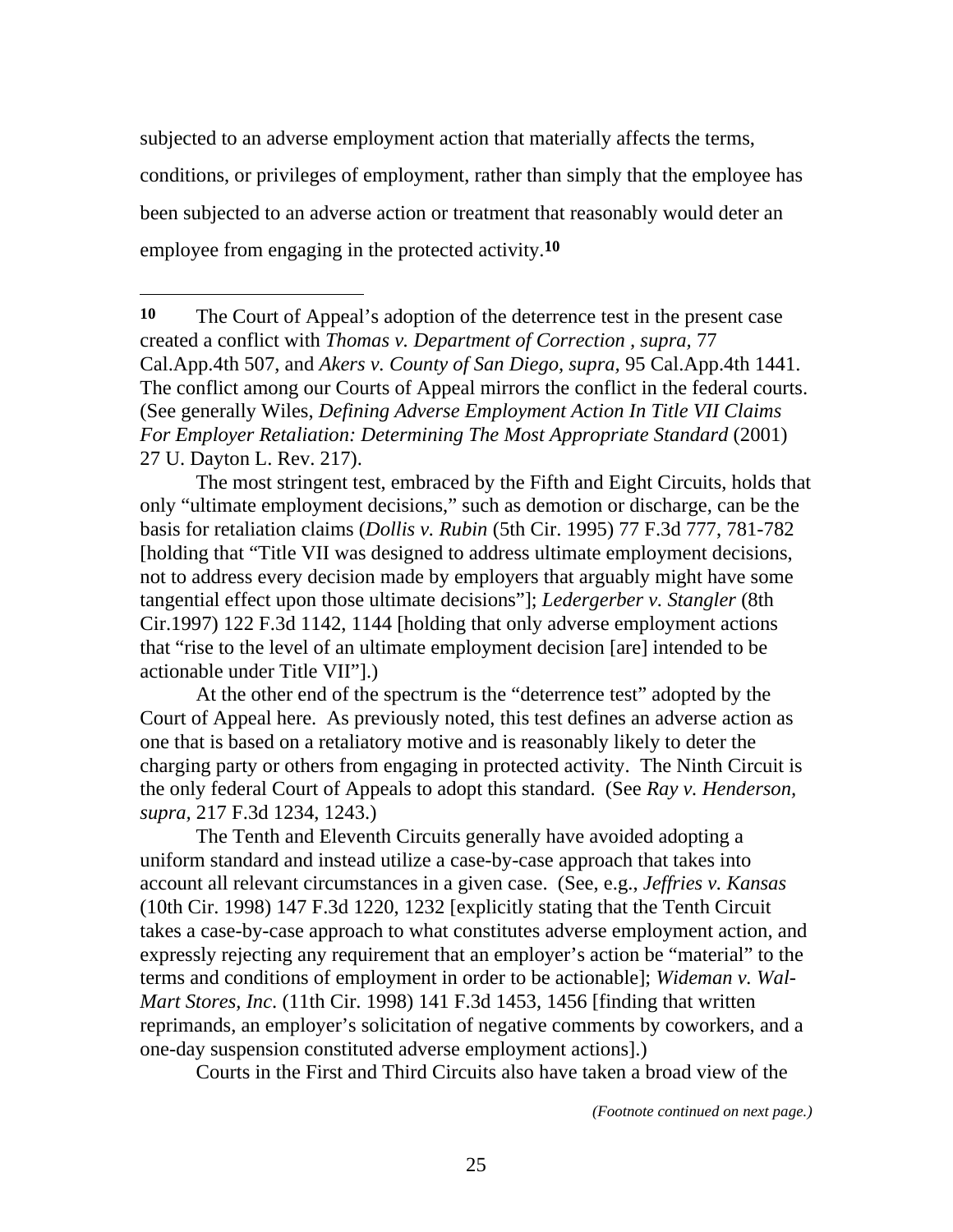subjected to an adverse employment action that materially affects the terms, conditions, or privileges of employment, rather than simply that the employee has been subjected to an adverse action or treatment that reasonably would deter an employee from engaging in the protected activity.[10]

---

**10** The Court of Appeal's adoption of the deterrence test in the present case created a conflict with *Thomas v. Department of Correction , supra*, 77 Cal.App.4th 507, and *Akers v. County of San Diego, supra*, 95 Cal.App.4th 1441. The conflict among our Courts of Appeal mirrors the conflict in the federal courts. (See generally Wiles, *Defining Adverse Employment Action In Title VII Claims For Employer Retaliation: Determining The Most Appropriate Standard* (2001) 27 U. Dayton L. Rev. 217).

The most stringent test, embraced by the Fifth and Eight Circuits, holds that only "ultimate employment decisions," such as demotion or discharge, can be the basis for retaliation claims (*Dollis v. Rubin* (5th Cir. 1995) 77 F.3d 777, 781-782 [holding that "Title VII was designed to address ultimate employment decisions, not to address every decision made by employers that arguably might have some tangential effect upon those ultimate decisions"]; *Ledergerber v. Stangler* (8th Cir.1997) 122 F.3d 1142, 1144 [holding that only adverse employment actions that "rise to the level of an ultimate employment decision [are] intended to be actionable under Title VII"].)

At the other end of the spectrum is the "deterrence test" adopted by the Court of Appeal here. As previously noted, this test defines an adverse action as one that is based on a retaliatory motive and is reasonably likely to deter the charging party or others from engaging in protected activity. The Ninth Circuit is the only federal Court of Appeals to adopt this standard. (See *Ray v. Henderson*, *supra*, 217 F.3d 1234, 1243.)

The Tenth and Eleventh Circuits generally have avoided adopting a uniform standard and instead utilize a case-by-case approach that takes into account all relevant circumstances in a given case. (See, e.g., *Jeffries v. Kansas* (10th Cir. 1998) 147 F.3d 1220, 1232 [explicitly stating that the Tenth Circuit takes a case-by-case approach to what constitutes adverse employment action, and expressly rejecting any requirement that an employer's action be "material" to the terms and conditions of employment in order to be actionable]; *Wideman v. Wal-Mart Stores, Inc.* (11th Cir. 1998) 141 F.3d 1453, 1456 [finding that written reprimands, an employer's solicitation of negative comments by coworkers, and a one-day suspension constituted adverse employment actions].)

Courts in the First and Third Circuits also have taken a broad view of the

*(Footnote continued on next page.)*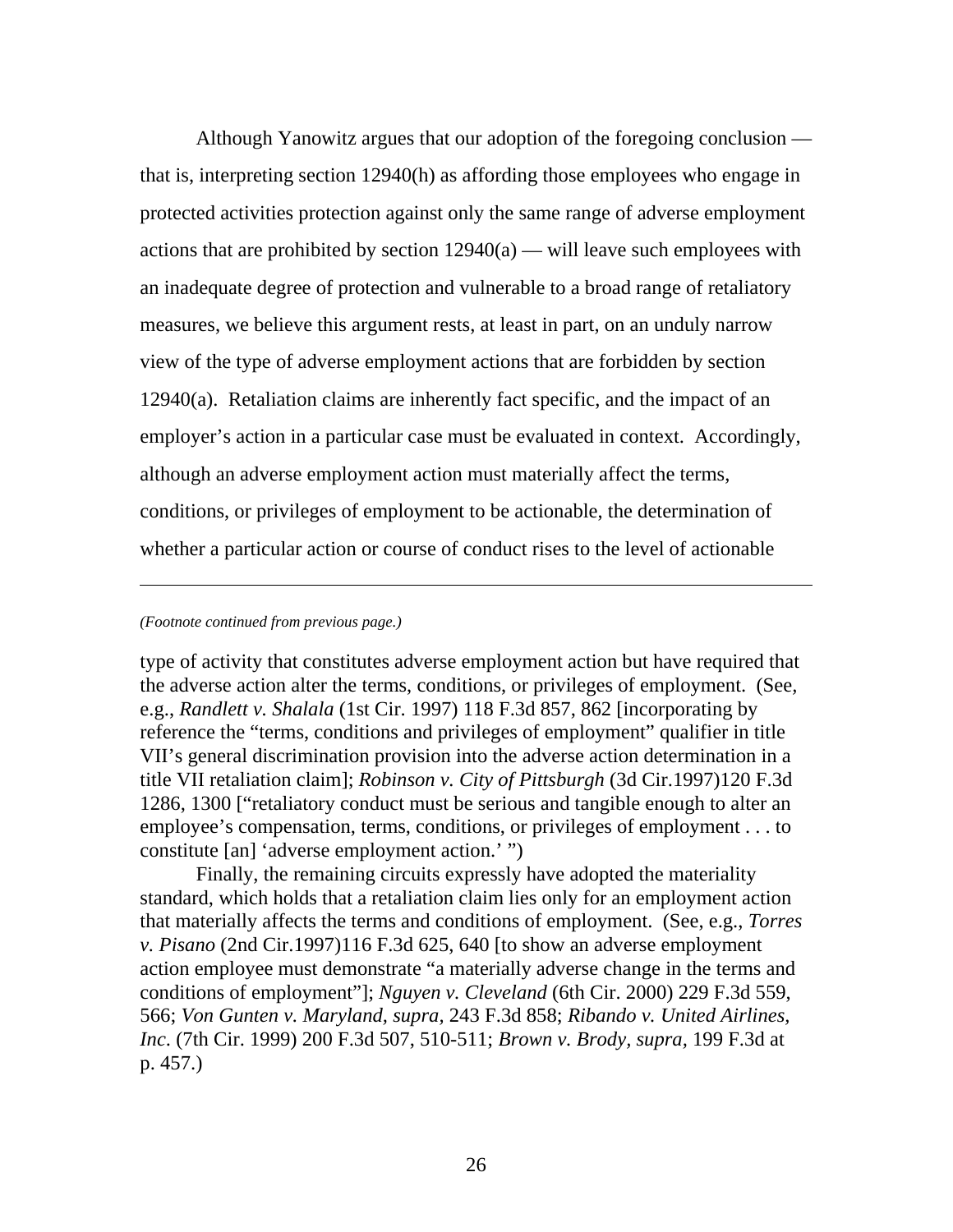Although Yanowitz argues that our adoption of the foregoing conclusion — that is, interpreting section 12940(h) as affording those employees who engage in protected activities protection against only the same range of adverse employment actions that are prohibited by section 12940(a) — will leave such employees with an inadequate degree of protection and vulnerable to a broad range of retaliatory measures, we believe this argument rests, at least in part, on an unduly narrow view of the type of adverse employment actions that are forbidden by section 12940(a). Retaliation claims are inherently fact specific, and the impact of an employer's action in a particular case must be evaluated in context. Accordingly, although an adverse employment action must materially affect the terms, conditions, or privileges of employment to be actionable, the determination of whether a particular action or course of conduct rises to the level of actionable

---

*(Footnote continued from previous page.)*

type of activity that constitutes adverse employment action but have required that the adverse action alter the terms, conditions, or privileges of employment. (See, e.g., *Randlett v. Shalala* (1st Cir. 1997) 118 F.3d 857, 862 [incorporating by reference the "terms, conditions and privileges of employment" qualifier in title VII's general discrimination provision into the adverse action determination in a title VII retaliation claim]; *Robinson v. City of Pittsburgh* (3d Cir.1997)120 F.3d 1286, 1300 ["retaliatory conduct must be serious and tangible enough to alter an employee's compensation, terms, conditions, or privileges of employment . . . to constitute [an] 'adverse employment action.' "])

Finally, the remaining circuits expressly have adopted the materiality standard, which holds that a retaliation claim lies only for an employment action that materially affects the terms and conditions of employment. (See, e.g., *Torres v. Pisano* (2nd Cir.1997)116 F.3d 625, 640 [to show an adverse employment action employee must demonstrate "a materially adverse change in the terms and conditions of employment"]; *Nguyen v. Cleveland* (6th Cir. 2000) 229 F.3d 559, 566; *Von Gunten v. Maryland, supra*, 243 F.3d 858; *Ribando v. United Airlines, Inc*. (7th Cir. 1999) 200 F.3d 507, 510-511; *Brown v. Brody, supra*, 199 F.3d at p. 457.)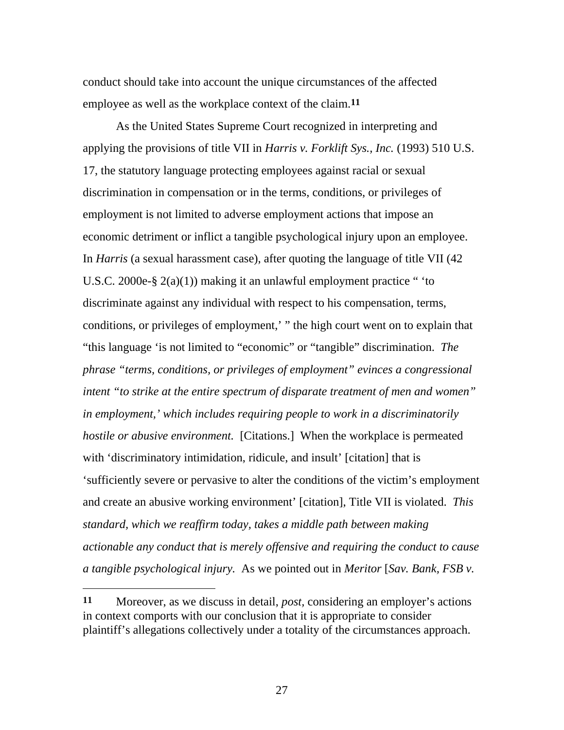conduct should take into account the unique circumstances of the affected employee as well as the workplace context of the claim.[11]

As the United States Supreme Court recognized in interpreting and applying the provisions of title VII in *Harris v. Forklift Sys., Inc.* (1993) 510 U.S. 17, the statutory language protecting employees against racial or sexual discrimination in compensation or in the terms, conditions, or privileges of employment is not limited to adverse employment actions that impose an economic detriment or inflict a tangible psychological injury upon an employee. In *Harris* (a sexual harassment case), after quoting the language of title VII (42 U.S.C. 2000e-§ 2(a)(1)) making it an unlawful employment practice " 'to discriminate against any individual with respect to his compensation, terms, conditions, or privileges of employment,' " the high court went on to explain that "this language 'is not limited to "economic" or "tangible" discrimination. *The phrase "terms, conditions, or privileges of employment" evinces a congressional intent "to strike at the entire spectrum of disparate treatment of men and women" in employment,' which includes requiring people to work in a discriminatorily hostile or abusive environment.* [Citations.] When the workplace is permeated with 'discriminatory intimidation, ridicule, and insult' [citation] that is 'sufficiently severe or pervasive to alter the conditions of the victim's employment and create an abusive working environment' [citation], Title VII is violated. *This standard, which we reaffirm today, takes a middle path between making actionable any conduct that is merely offensive and requiring the conduct to cause a tangible psychological injury.* As we pointed out in *Meritor* [*Sav. Bank, FSB v.*

---

[11] Moreover, as we discuss in detail, *post*, considering an employer's actions in context comports with our conclusion that it is appropriate to consider plaintiff's allegations collectively under a totality of the circumstances approach.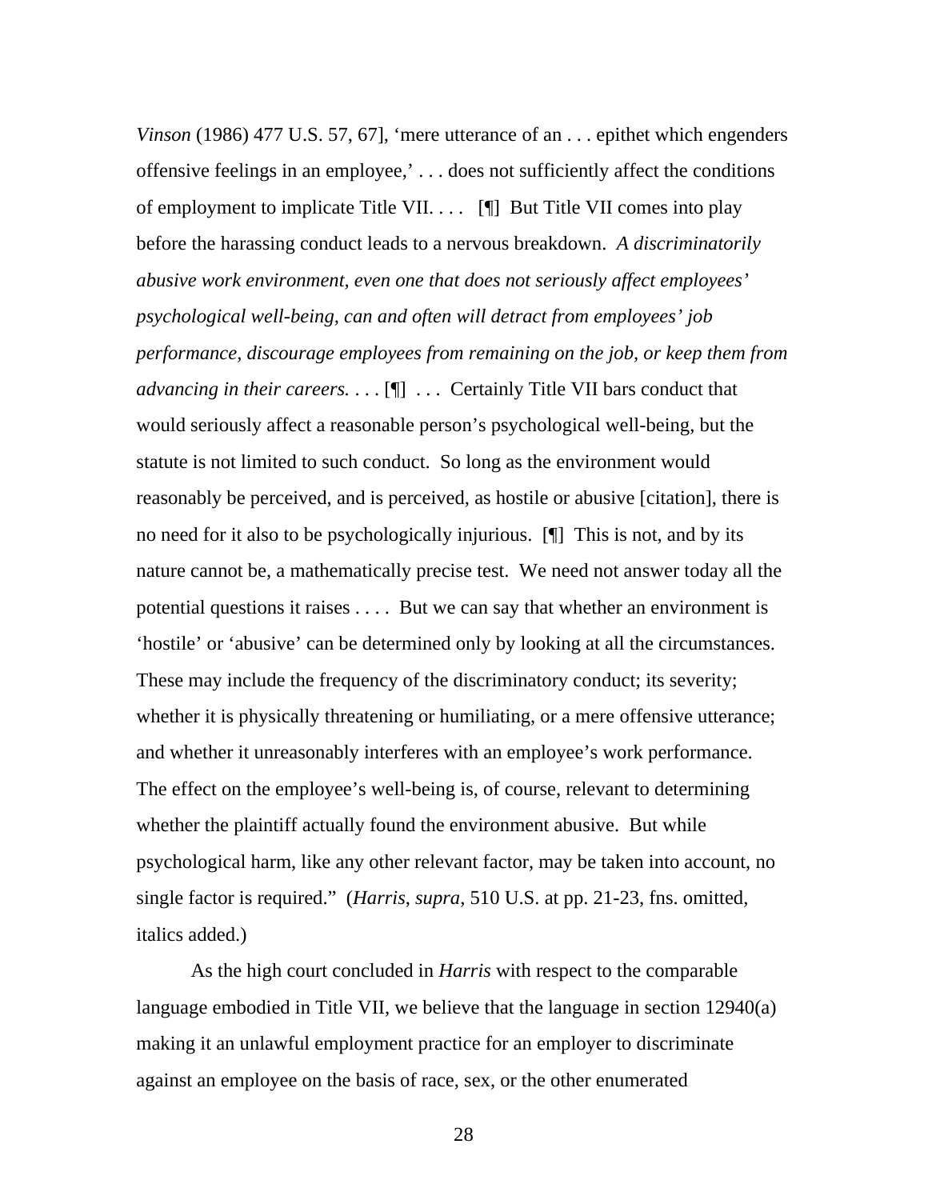*Vinson* (1986) 477 U.S. 57, 67], 'mere utterance of an . . . epithet which engenders offensive feelings in an employee,' . . . does not sufficiently affect the conditions of employment to implicate Title VII. . . . [¶] But Title VII comes into play before the harassing conduct leads to a nervous breakdown. *A discriminatorily abusive work environment, even one that does not seriously affect employees' psychological well-being, can and often will detract from employees' job performance, discourage employees from remaining on the job, or keep them from advancing in their careers.* . . . [¶] . . . Certainly Title VII bars conduct that would seriously affect a reasonable person's psychological well-being, but the statute is not limited to such conduct. So long as the environment would reasonably be perceived, and is perceived, as hostile or abusive [citation], there is no need for it also to be psychologically injurious. [¶] This is not, and by its nature cannot be, a mathematically precise test. We need not answer today all the potential questions it raises . . . . But we can say that whether an environment is 'hostile' or 'abusive' can be determined only by looking at all the circumstances. These may include the frequency of the discriminatory conduct; its severity; whether it is physically threatening or humiliating, or a mere offensive utterance; and whether it unreasonably interferes with an employee's work performance. The effect on the employee's well-being is, of course, relevant to determining whether the plaintiff actually found the environment abusive. But while psychological harm, like any other relevant factor, may be taken into account, no single factor is required." (*Harris*, *supra*, 510 U.S. at pp. 21-23, fns. omitted, italics added.)

As the high court concluded in *Harris* with respect to the comparable language embodied in Title VII, we believe that the language in section 12940(a) making it an unlawful employment practice for an employer to discriminate against an employee on the basis of race, sex, or the other enumerated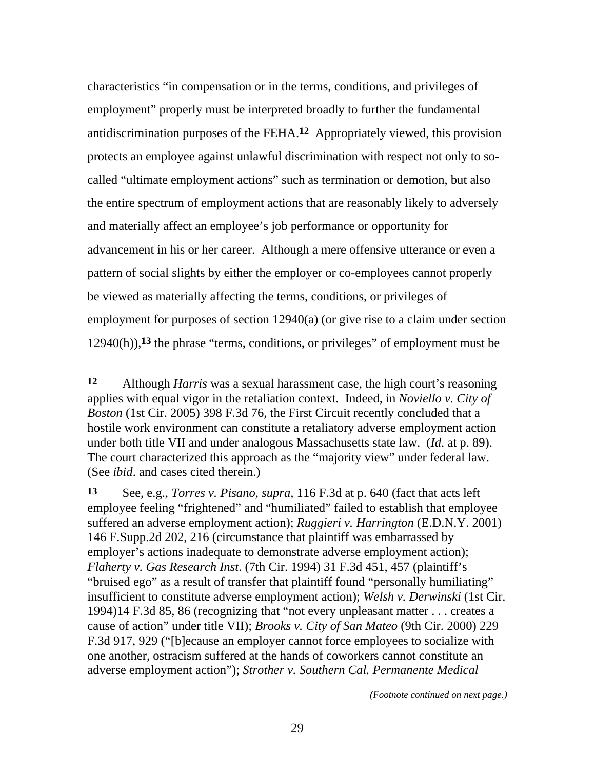characteristics "in compensation or in the terms, conditions, and privileges of employment" properly must be interpreted broadly to further the fundamental antidiscrimination purposes of the FEHA.[12] Appropriately viewed, this provision protects an employee against unlawful discrimination with respect not only to so-called "ultimate employment actions" such as termination or demotion, but also the entire spectrum of employment actions that are reasonably likely to adversely and materially affect an employee's job performance or opportunity for advancement in his or her career. Although a mere offensive utterance or even a pattern of social slights by either the employer or co-employees cannot properly be viewed as materially affecting the terms, conditions, or privileges of employment for purposes of section 12940(a) (or give rise to a claim under section 12940(h)),[13] the phrase "terms, conditions, or privileges" of employment must be

---

**12** Although *Harris* was a sexual harassment case, the high court's reasoning applies with equal vigor in the retaliation context. Indeed, in *Noviello v. City of Boston* (1st Cir. 2005) 398 F.3d 76, the First Circuit recently concluded that a hostile work environment can constitute a retaliatory adverse employment action under both title VII and under analogous Massachusetts state law. (*Id*. at p. 89). The court characterized this approach as the "majority view" under federal law. (See *ibid*. and cases cited therein.)

**13** See, e.g., *Torres v. Pisano*, *supra*, 116 F.3d at p. 640 (fact that acts left employee feeling "frightened" and "humiliated" failed to establish that employee suffered an adverse employment action); *Ruggieri v. Harrington* (E.D.N.Y. 2001) 146 F.Supp.2d 202, 216 (circumstance that plaintiff was embarrassed by employer's actions inadequate to demonstrate adverse employment action); *Flaherty v. Gas Research Inst*. (7th Cir. 1994) 31 F.3d 451, 457 (plaintiff's "bruised ego" as a result of transfer that plaintiff found "personally humiliating" insufficient to constitute adverse employment action); *Welsh v. Derwinski* (1st Cir. 1994)14 F.3d 85, 86 (recognizing that "not every unpleasant matter . . . creates a cause of action" under title VII); *Brooks v. City of San Mateo* (9th Cir. 2000) 229 F.3d 917, 929 ("[b]ecause an employer cannot force employees to socialize with one another, ostracism suffered at the hands of coworkers cannot constitute an adverse employment action"); *Strother v. Southern Cal. Permanente Medical*

*(Footnote continued on next page.)*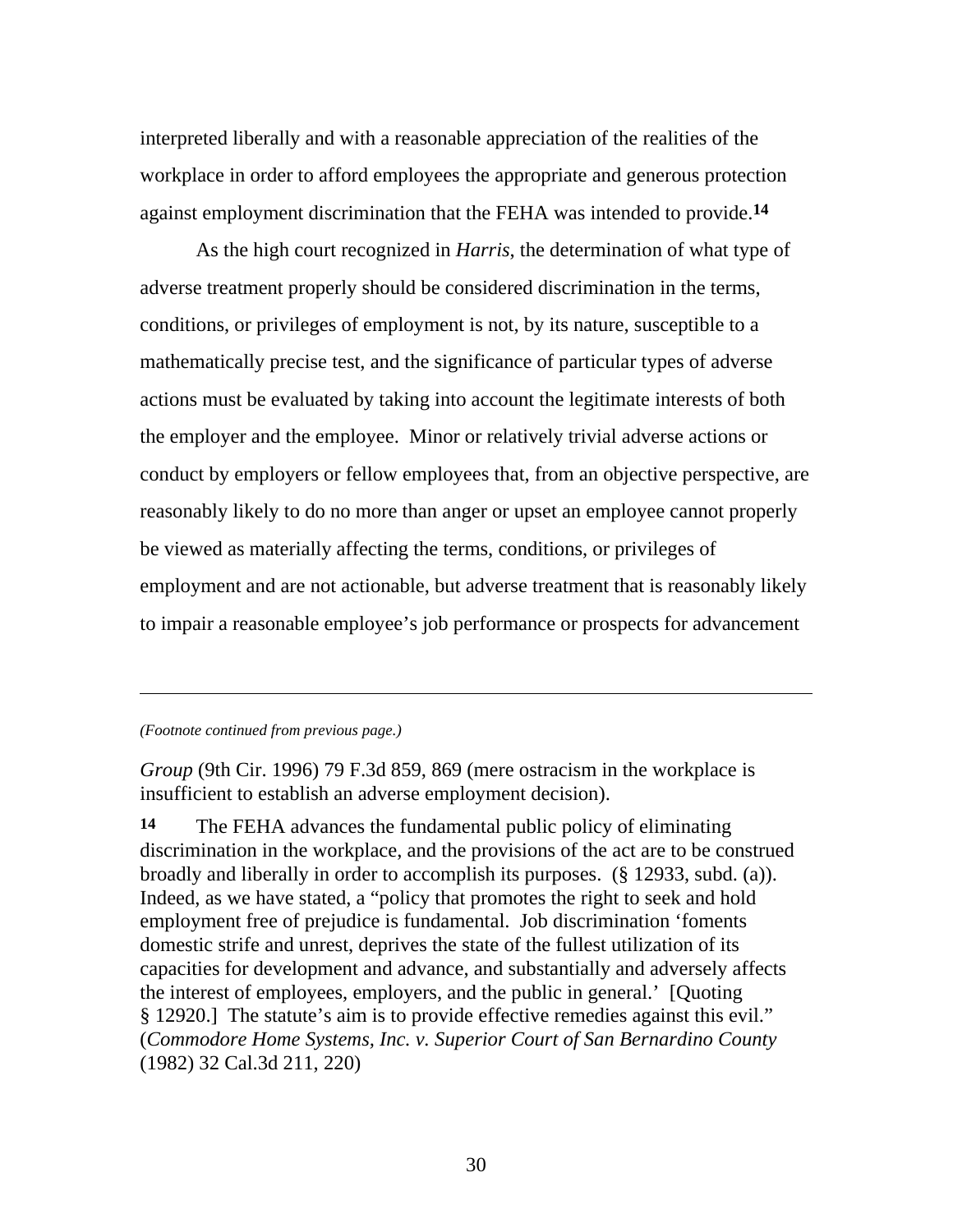interpreted liberally and with a reasonable appreciation of the realities of the workplace in order to afford employees the appropriate and generous protection against employment discrimination that the FEHA was intended to provide.[14]

As the high court recognized in *Harris*, the determination of what type of adverse treatment properly should be considered discrimination in the terms, conditions, or privileges of employment is not, by its nature, susceptible to a mathematically precise test, and the significance of particular types of adverse actions must be evaluated by taking into account the legitimate interests of both the employer and the employee. Minor or relatively trivial adverse actions or conduct by employers or fellow employees that, from an objective perspective, are reasonably likely to do no more than anger or upset an employee cannot properly be viewed as materially affecting the terms, conditions, or privileges of employment and are not actionable, but adverse treatment that is reasonably likely to impair a reasonable employee's job performance or prospects for advancement

---

*(Footnote continued from previous page.)*

*Group* (9th Cir. 1996) 79 F.3d 859, 869 (mere ostracism in the workplace is insufficient to establish an adverse employment decision).

**14** The FEHA advances the fundamental public policy of eliminating discrimination in the workplace, and the provisions of the act are to be construed broadly and liberally in order to accomplish its purposes. (§ 12933, subd. (a)). Indeed, as we have stated, a "policy that promotes the right to seek and hold employment free of prejudice is fundamental. Job discrimination 'foments domestic strife and unrest, deprives the state of the fullest utilization of its capacities for development and advance, and substantially and adversely affects the interest of employees, employers, and the public in general.' [Quoting § 12920.] The statute's aim is to provide effective remedies against this evil." (*Commodore Home Systems, Inc. v. Superior Court of San Bernardino County* (1982) 32 Cal.3d 211, 220)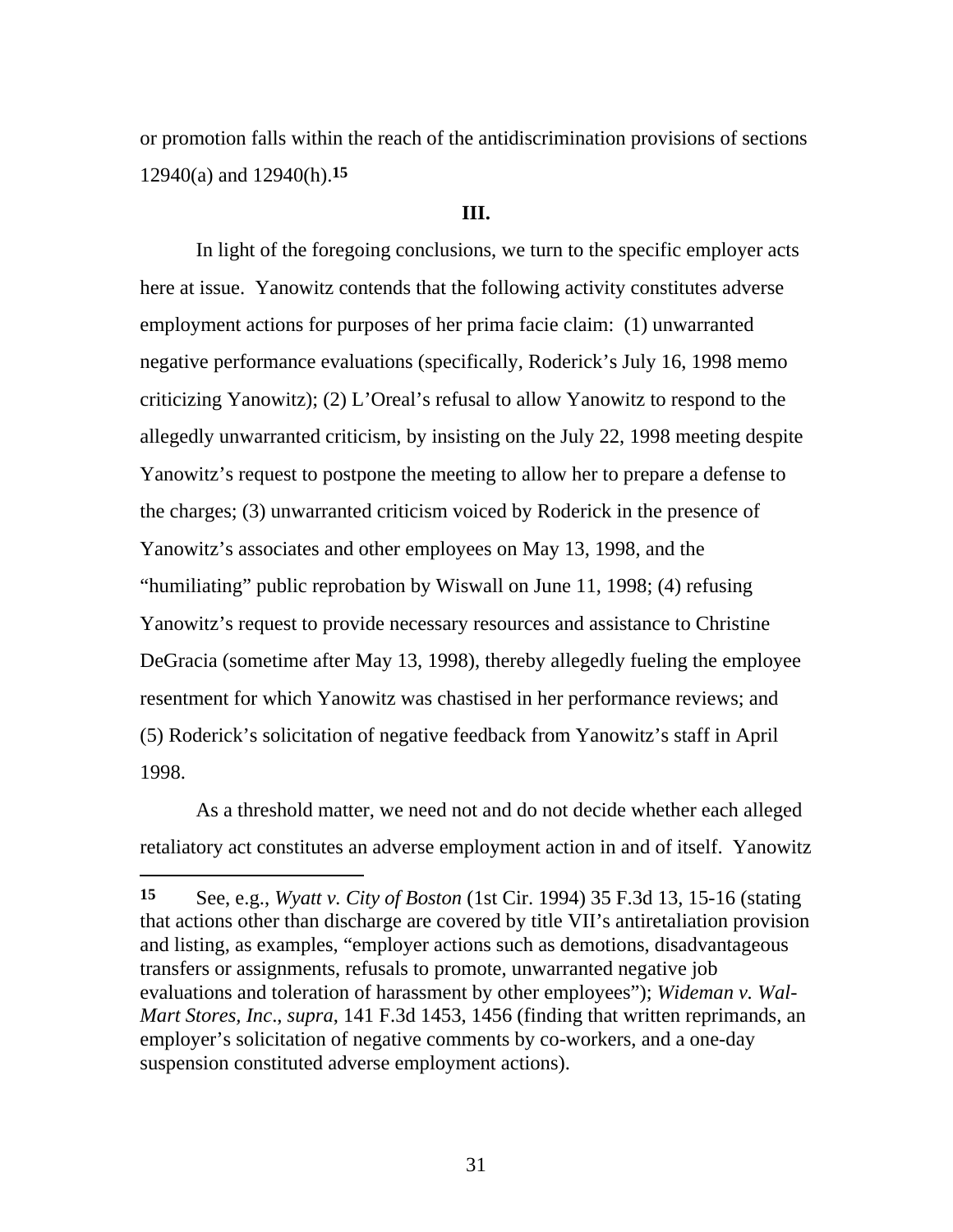or promotion falls within the reach of the antidiscrimination provisions of sections 12940(a) and 12940(h).[15]

**III.**

In light of the foregoing conclusions, we turn to the specific employer acts here at issue. Yanowitz contends that the following activity constitutes adverse employment actions for purposes of her prima facie claim: (1) unwarranted negative performance evaluations (specifically, Roderick's July 16, 1998 memo criticizing Yanowitz); (2) L'Oreal's refusal to allow Yanowitz to respond to the allegedly unwarranted criticism, by insisting on the July 22, 1998 meeting despite Yanowitz's request to postpone the meeting to allow her to prepare a defense to the charges; (3) unwarranted criticism voiced by Roderick in the presence of Yanowitz's associates and other employees on May 13, 1998, and the "humiliating" public reprobation by Wiswall on June 11, 1998; (4) refusing Yanowitz's request to provide necessary resources and assistance to Christine DeGracia (sometime after May 13, 1998), thereby allegedly fueling the employee resentment for which Yanowitz was chastised in her performance reviews; and (5) Roderick's solicitation of negative feedback from Yanowitz's staff in April 1998.

As a threshold matter, we need not and do not decide whether each alleged retaliatory act constitutes an adverse employment action in and of itself. Yanowitz

---

**15** See, e.g., *Wyatt v. City of Boston* (1st Cir. 1994) 35 F.3d 13, 15-16 (stating that actions other than discharge are covered by title VII's antiretaliation provision and listing, as examples, "employer actions such as demotions, disadvantageous transfers or assignments, refusals to promote, unwarranted negative job evaluations and toleration of harassment by other employees"); *Wideman v. Wal-Mart Stores, Inc*., *supra*, 141 F.3d 1453, 1456 (finding that written reprimands, an employer's solicitation of negative comments by co-workers, and a one-day suspension constituted adverse employment actions).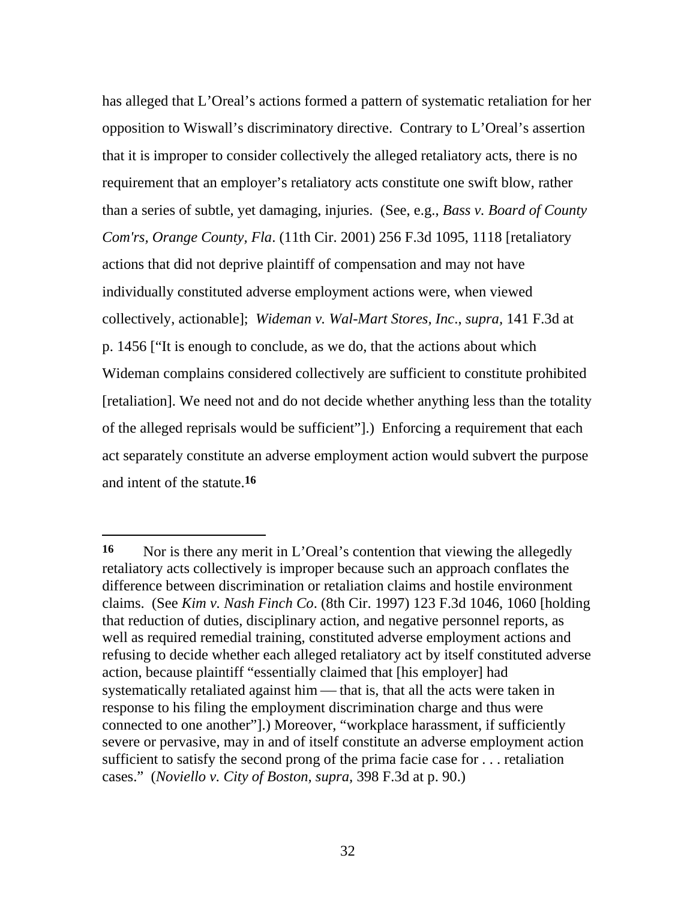has alleged that L'Oreal's actions formed a pattern of systematic retaliation for her opposition to Wiswall's discriminatory directive. Contrary to L'Oreal's assertion that it is improper to consider collectively the alleged retaliatory acts, there is no requirement that an employer's retaliatory acts constitute one swift blow, rather than a series of subtle, yet damaging, injuries. (See, e.g., *Bass v. Board of County Com'rs, Orange County, Fla*. (11th Cir. 2001) 256 F.3d 1095, 1118 [retaliatory actions that did not deprive plaintiff of compensation and may not have individually constituted adverse employment actions were, when viewed collectively, actionable]; *Wideman v. Wal-Mart Stores, Inc*., *supra*, 141 F.3d at p. 1456 ["It is enough to conclude, as we do, that the actions about which Wideman complains considered collectively are sufficient to constitute prohibited [retaliation]. We need not and do not decide whether anything less than the totality of the alleged reprisals would be sufficient"].) Enforcing a requirement that each act separately constitute an adverse employment action would subvert the purpose and intent of the statute.**16**

---

**16** Nor is there any merit in L'Oreal's contention that viewing the allegedly retaliatory acts collectively is improper because such an approach conflates the difference between discrimination or retaliation claims and hostile environment claims. (See *Kim v. Nash Finch Co*. (8th Cir. 1997) 123 F.3d 1046, 1060 [holding that reduction of duties, disciplinary action, and negative personnel reports, as well as required remedial training, constituted adverse employment actions and refusing to decide whether each alleged retaliatory act by itself constituted adverse action, because plaintiff "essentially claimed that [his employer] had systematically retaliated against him — that is, that all the acts were taken in response to his filing the employment discrimination charge and thus were connected to one another"].) Moreover, "workplace harassment, if sufficiently severe or pervasive, may in and of itself constitute an adverse employment action sufficient to satisfy the second prong of the prima facie case for . . . retaliation cases." (*Noviello v. City of Boston, supra*, 398 F.3d at p. 90.)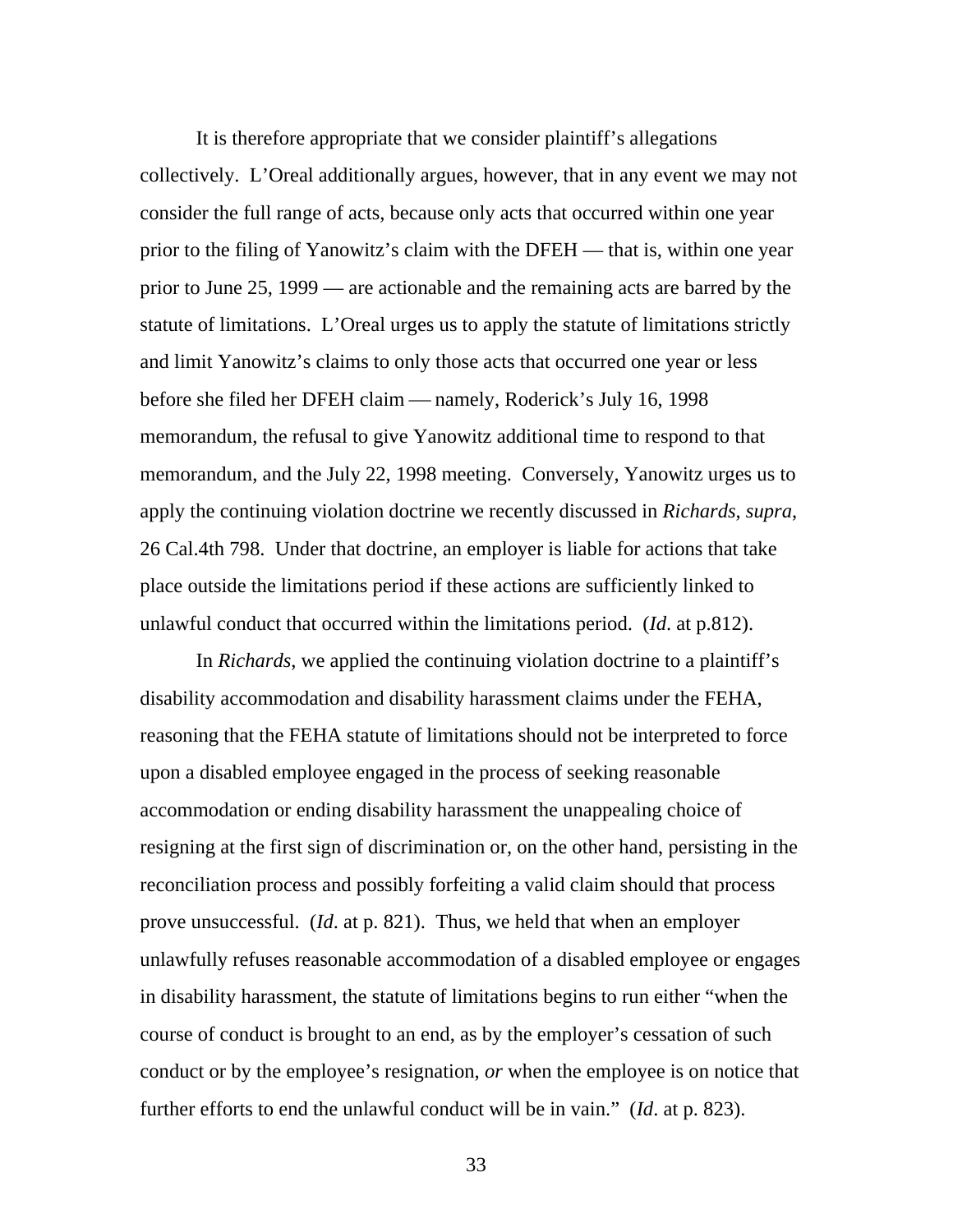It is therefore appropriate that we consider plaintiff's allegations collectively. L'Oreal additionally argues, however, that in any event we may not consider the full range of acts, because only acts that occurred within one year prior to the filing of Yanowitz's claim with the DFEH — that is, within one year prior to June 25, 1999 — are actionable and the remaining acts are barred by the statute of limitations. L'Oreal urges us to apply the statute of limitations strictly and limit Yanowitz's claims to only those acts that occurred one year or less before she filed her DFEH claim — namely, Roderick's July 16, 1998 memorandum, the refusal to give Yanowitz additional time to respond to that memorandum, and the July 22, 1998 meeting. Conversely, Yanowitz urges us to apply the continuing violation doctrine we recently discussed in *Richards*, *supra*, 26 Cal.4th 798. Under that doctrine, an employer is liable for actions that take place outside the limitations period if these actions are sufficiently linked to unlawful conduct that occurred within the limitations period. (*Id*. at p.812).

In *Richards,* we applied the continuing violation doctrine to a plaintiff's disability accommodation and disability harassment claims under the FEHA, reasoning that the FEHA statute of limitations should not be interpreted to force upon a disabled employee engaged in the process of seeking reasonable accommodation or ending disability harassment the unappealing choice of resigning at the first sign of discrimination or, on the other hand, persisting in the reconciliation process and possibly forfeiting a valid claim should that process prove unsuccessful. (*Id*. at p. 821). Thus, we held that when an employer unlawfully refuses reasonable accommodation of a disabled employee or engages in disability harassment, the statute of limitations begins to run either "when the course of conduct is brought to an end, as by the employer's cessation of such conduct or by the employee's resignation, *or* when the employee is on notice that further efforts to end the unlawful conduct will be in vain." (*Id*. at p. 823).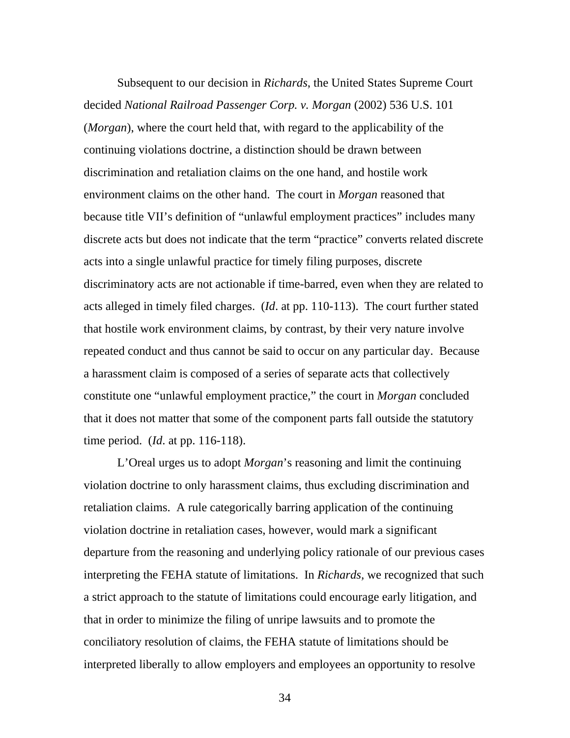Subsequent to our decision in *Richards*, the United States Supreme Court decided *National Railroad Passenger Corp. v. Morgan* (2002) 536 U.S. 101 (*Morgan*), where the court held that, with regard to the applicability of the continuing violations doctrine, a distinction should be drawn between discrimination and retaliation claims on the one hand, and hostile work environment claims on the other hand. The court in *Morgan* reasoned that because title VII's definition of "unlawful employment practices" includes many discrete acts but does not indicate that the term "practice" converts related discrete acts into a single unlawful practice for timely filing purposes, discrete discriminatory acts are not actionable if time-barred, even when they are related to acts alleged in timely filed charges. (*Id*. at pp. 110-113). The court further stated that hostile work environment claims, by contrast, by their very nature involve repeated conduct and thus cannot be said to occur on any particular day. Because a harassment claim is composed of a series of separate acts that collectively constitute one "unlawful employment practice," the court in *Morgan* concluded that it does not matter that some of the component parts fall outside the statutory time period. (*Id*. at pp. 116-118).

L'Oreal urges us to adopt *Morgan*'s reasoning and limit the continuing violation doctrine to only harassment claims, thus excluding discrimination and retaliation claims. A rule categorically barring application of the continuing violation doctrine in retaliation cases, however, would mark a significant departure from the reasoning and underlying policy rationale of our previous cases interpreting the FEHA statute of limitations. In *Richards,* we recognized that such a strict approach to the statute of limitations could encourage early litigation, and that in order to minimize the filing of unripe lawsuits and to promote the conciliatory resolution of claims, the FEHA statute of limitations should be interpreted liberally to allow employers and employees an opportunity to resolve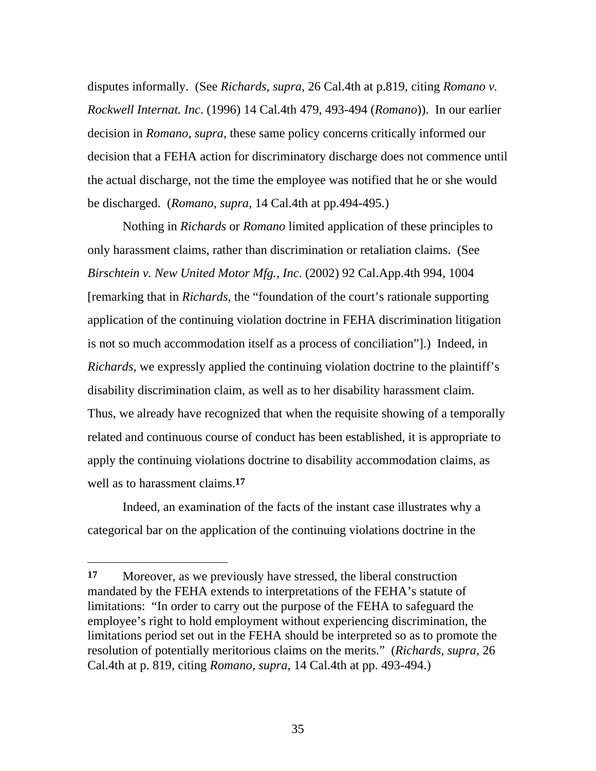disputes informally. (See *Richards*, *supra*, 26 Cal.4th at p.819, citing *Romano v. Rockwell Internat. Inc*. (1996) 14 Cal.4th 479, 493-494 (*Romano*)). In our earlier decision in *Romano*, *supra*, these same policy concerns critically informed our decision that a FEHA action for discriminatory discharge does not commence until the actual discharge, not the time the employee was notified that he or she would be discharged. (*Romano*, *supra*, 14 Cal.4th at pp.494-495.)

Nothing in *Richards* or *Romano* limited application of these principles to only harassment claims, rather than discrimination or retaliation claims. (See *Birschtein v. New United Motor Mfg., Inc*. (2002) 92 Cal.App.4th 994, 1004 [remarking that in *Richards*, the "foundation of the court's rationale supporting application of the continuing violation doctrine in FEHA discrimination litigation is not so much accommodation itself as a process of conciliation"].) Indeed, in *Richards*, we expressly applied the continuing violation doctrine to the plaintiff's disability discrimination claim, as well as to her disability harassment claim. Thus, we already have recognized that when the requisite showing of a temporally related and continuous course of conduct has been established, it is appropriate to apply the continuing violations doctrine to disability accommodation claims, as well as to harassment claims.[17]

Indeed, an examination of the facts of the instant case illustrates why a categorical bar on the application of the continuing violations doctrine in the

---

**17** Moreover, as we previously have stressed, the liberal construction mandated by the FEHA extends to interpretations of the FEHA's statute of limitations: "In order to carry out the purpose of the FEHA to safeguard the employee's right to hold employment without experiencing discrimination, the limitations period set out in the FEHA should be interpreted so as to promote the resolution of potentially meritorious claims on the merits." (*Richards*, *supra*, 26 Cal.4th at p. 819, citing *Romano*, *supra*, 14 Cal.4th at pp. 493-494.)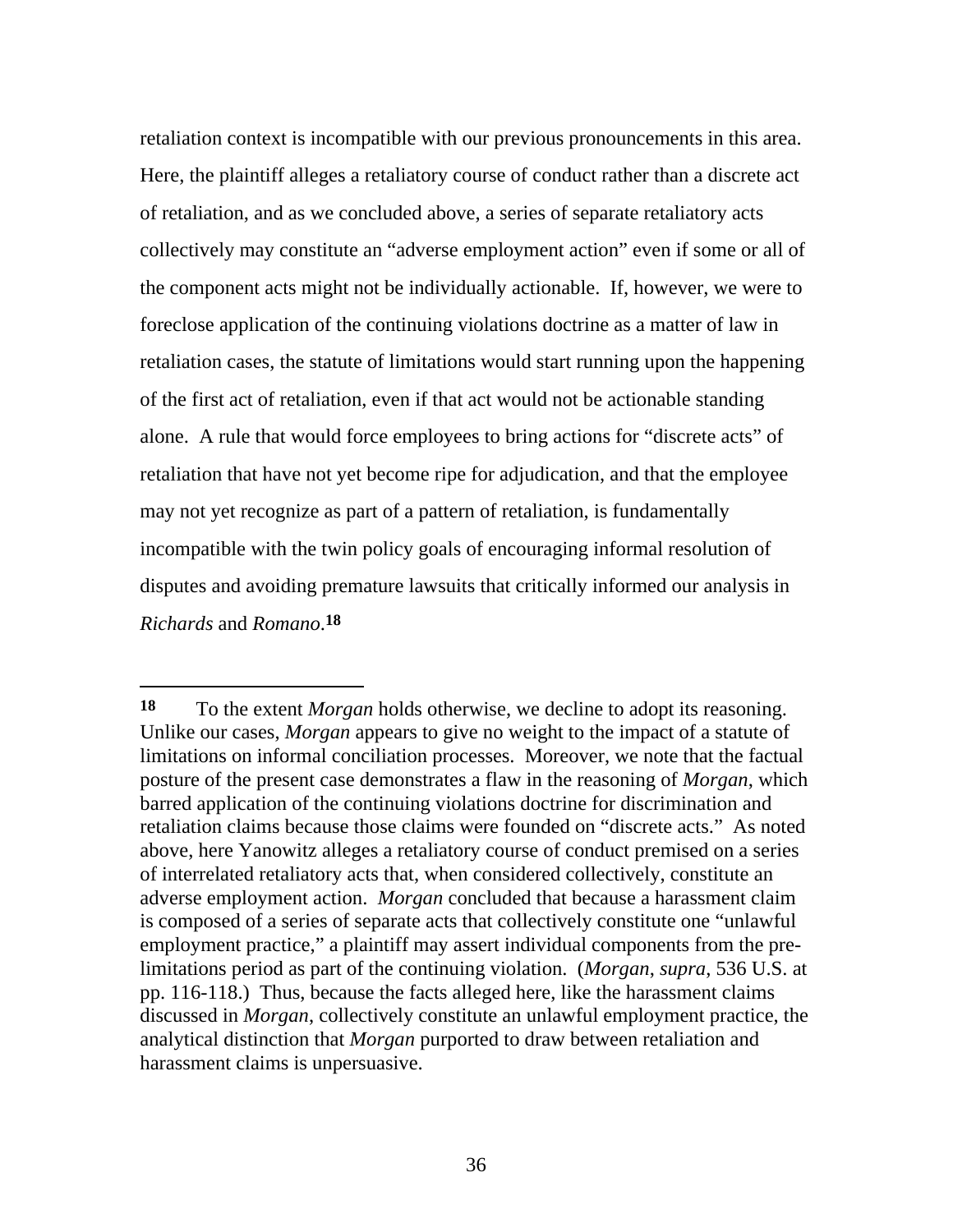retaliation context is incompatible with our previous pronouncements in this area. Here, the plaintiff alleges a retaliatory course of conduct rather than a discrete act of retaliation, and as we concluded above, a series of separate retaliatory acts collectively may constitute an "adverse employment action" even if some or all of the component acts might not be individually actionable. If, however, we were to foreclose application of the continuing violations doctrine as a matter of law in retaliation cases, the statute of limitations would start running upon the happening of the first act of retaliation, even if that act would not be actionable standing alone. A rule that would force employees to bring actions for "discrete acts" of retaliation that have not yet become ripe for adjudication, and that the employee may not yet recognize as part of a pattern of retaliation, is fundamentally incompatible with the twin policy goals of encouraging informal resolution of disputes and avoiding premature lawsuits that critically informed our analysis in *Richards* and *Romano*.[18]

---

**18** To the extent *Morgan* holds otherwise, we decline to adopt its reasoning. Unlike our cases, *Morgan* appears to give no weight to the impact of a statute of limitations on informal conciliation processes. Moreover, we note that the factual posture of the present case demonstrates a flaw in the reasoning of *Morgan*, which barred application of the continuing violations doctrine for discrimination and retaliation claims because those claims were founded on "discrete acts." As noted above, here Yanowitz alleges a retaliatory course of conduct premised on a series of interrelated retaliatory acts that, when considered collectively, constitute an adverse employment action. *Morgan* concluded that because a harassment claim is composed of a series of separate acts that collectively constitute one "unlawful employment practice," a plaintiff may assert individual components from the pre-limitations period as part of the continuing violation. (*Morgan*, *supra*, 536 U.S. at pp. 116-118.) Thus, because the facts alleged here, like the harassment claims discussed in *Morgan*, collectively constitute an unlawful employment practice, the analytical distinction that *Morgan* purported to draw between retaliation and harassment claims is unpersuasive.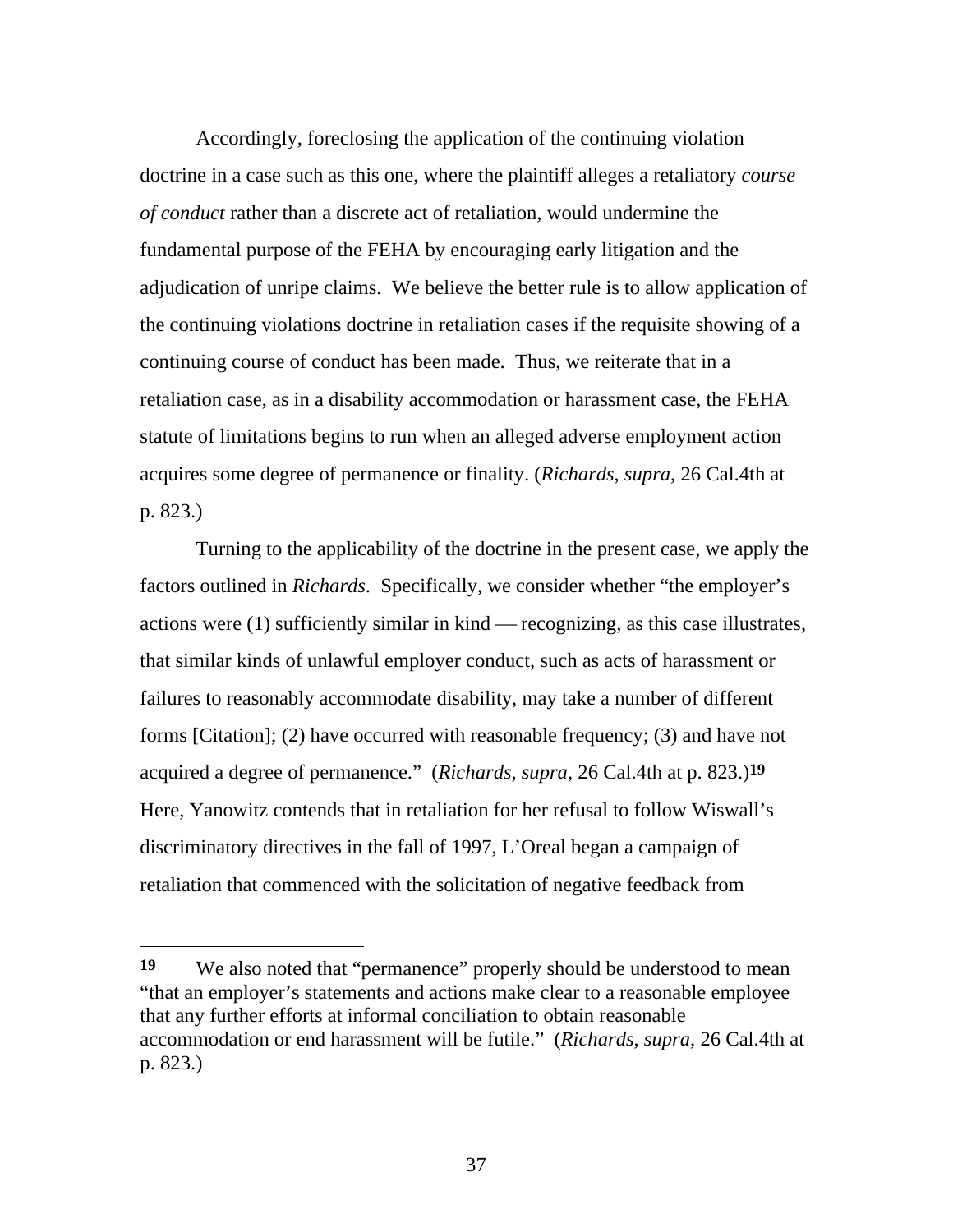Accordingly, foreclosing the application of the continuing violation doctrine in a case such as this one, where the plaintiff alleges a retaliatory *course of conduct* rather than a discrete act of retaliation, would undermine the fundamental purpose of the FEHA by encouraging early litigation and the adjudication of unripe claims. We believe the better rule is to allow application of the continuing violations doctrine in retaliation cases if the requisite showing of a continuing course of conduct has been made. Thus, we reiterate that in a retaliation case, as in a disability accommodation or harassment case, the FEHA statute of limitations begins to run when an alleged adverse employment action acquires some degree of permanence or finality. (*Richards*, *supra*, 26 Cal.4th at p. 823.)

Turning to the applicability of the doctrine in the present case, we apply the factors outlined in *Richards*. Specifically, we consider whether "the employer's actions were (1) sufficiently similar in kind — recognizing, as this case illustrates, that similar kinds of unlawful employer conduct, such as acts of harassment or failures to reasonably accommodate disability, may take a number of different forms [Citation]; (2) have occurred with reasonable frequency; (3) and have not acquired a degree of permanence." (*Richards*, *supra*, 26 Cal.4th at p. 823.)[19] Here, Yanowitz contends that in retaliation for her refusal to follow Wiswall's discriminatory directives in the fall of 1997, L'Oreal began a campaign of retaliation that commenced with the solicitation of negative feedback from

---

[19] We also noted that "permanence" properly should be understood to mean "that an employer's statements and actions make clear to a reasonable employee that any further efforts at informal conciliation to obtain reasonable accommodation or end harassment will be futile." (*Richards*, *supra*, 26 Cal.4th at p. 823.)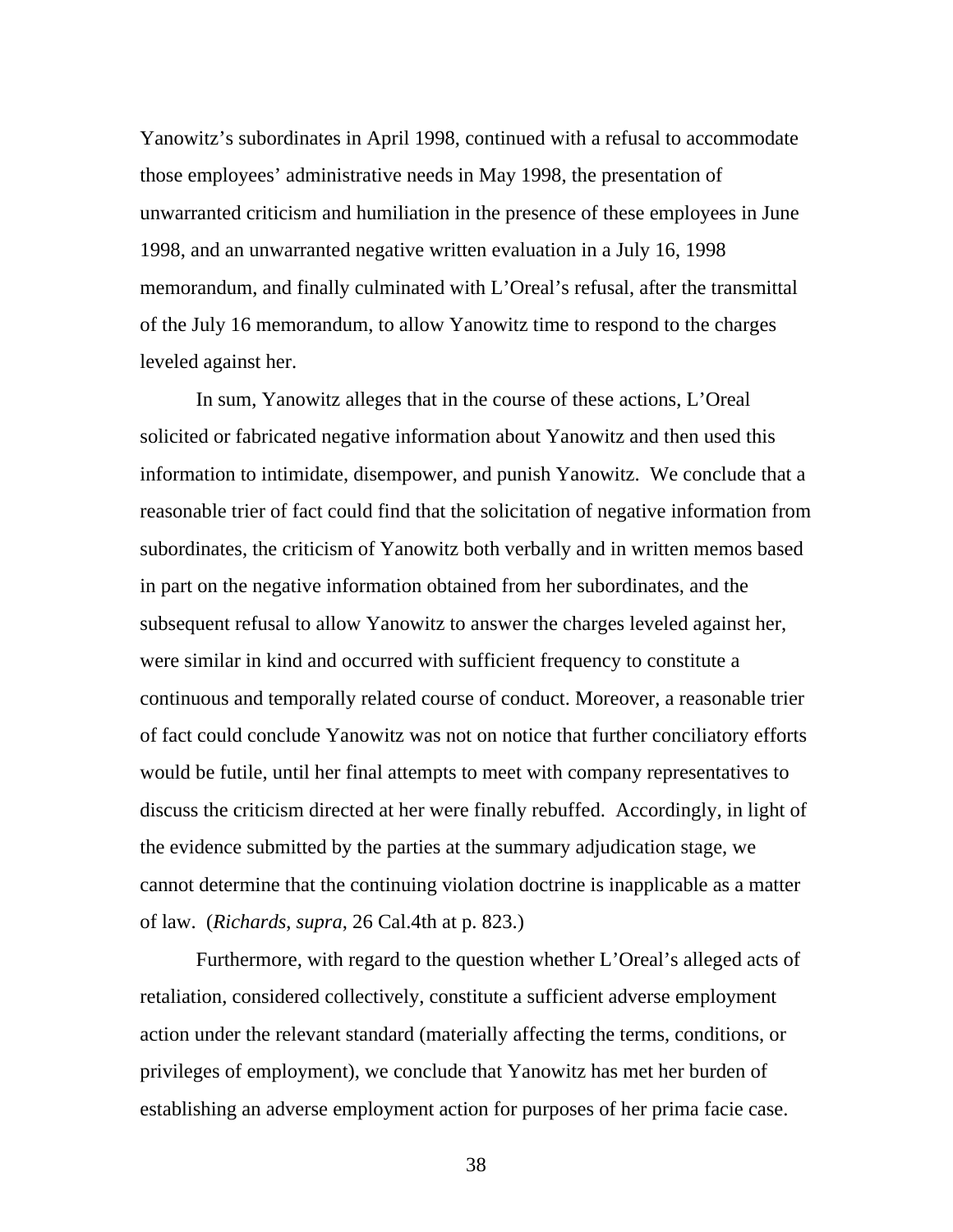Yanowitz's subordinates in April 1998, continued with a refusal to accommodate those employees' administrative needs in May 1998, the presentation of unwarranted criticism and humiliation in the presence of these employees in June 1998, and an unwarranted negative written evaluation in a July 16, 1998 memorandum, and finally culminated with L'Oreal's refusal, after the transmittal of the July 16 memorandum, to allow Yanowitz time to respond to the charges leveled against her.

In sum, Yanowitz alleges that in the course of these actions, L'Oreal solicited or fabricated negative information about Yanowitz and then used this information to intimidate, disempower, and punish Yanowitz. We conclude that a reasonable trier of fact could find that the solicitation of negative information from subordinates, the criticism of Yanowitz both verbally and in written memos based in part on the negative information obtained from her subordinates, and the subsequent refusal to allow Yanowitz to answer the charges leveled against her, were similar in kind and occurred with sufficient frequency to constitute a continuous and temporally related course of conduct. Moreover, a reasonable trier of fact could conclude Yanowitz was not on notice that further conciliatory efforts would be futile, until her final attempts to meet with company representatives to discuss the criticism directed at her were finally rebuffed. Accordingly, in light of the evidence submitted by the parties at the summary adjudication stage, we cannot determine that the continuing violation doctrine is inapplicable as a matter of law. (*Richards*, *supra*, 26 Cal.4th at p. 823.)

Furthermore, with regard to the question whether L'Oreal's alleged acts of retaliation, considered collectively, constitute a sufficient adverse employment action under the relevant standard (materially affecting the terms, conditions, or privileges of employment), we conclude that Yanowitz has met her burden of establishing an adverse employment action for purposes of her prima facie case.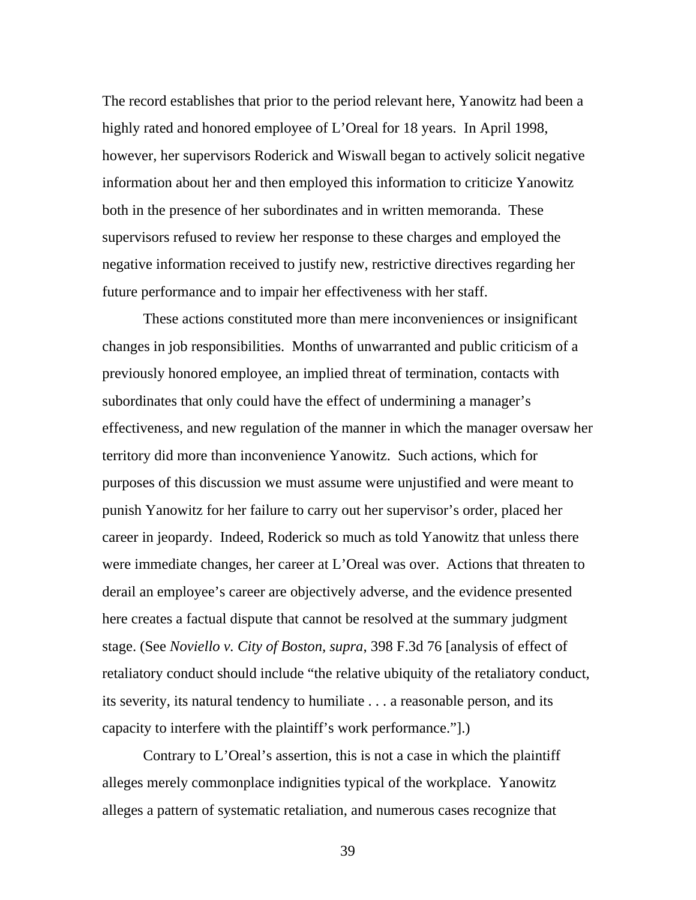The record establishes that prior to the period relevant here, Yanowitz had been a highly rated and honored employee of L'Oreal for 18 years. In April 1998, however, her supervisors Roderick and Wiswall began to actively solicit negative information about her and then employed this information to criticize Yanowitz both in the presence of her subordinates and in written memoranda. These supervisors refused to review her response to these charges and employed the negative information received to justify new, restrictive directives regarding her future performance and to impair her effectiveness with her staff.

These actions constituted more than mere inconveniences or insignificant changes in job responsibilities. Months of unwarranted and public criticism of a previously honored employee, an implied threat of termination, contacts with subordinates that only could have the effect of undermining a manager's effectiveness, and new regulation of the manner in which the manager oversaw her territory did more than inconvenience Yanowitz. Such actions, which for purposes of this discussion we must assume were unjustified and were meant to punish Yanowitz for her failure to carry out her supervisor's order, placed her career in jeopardy. Indeed, Roderick so much as told Yanowitz that unless there were immediate changes, her career at L'Oreal was over. Actions that threaten to derail an employee's career are objectively adverse, and the evidence presented here creates a factual dispute that cannot be resolved at the summary judgment stage. (See *Noviello v. City of Boston*, *supra*, 398 F.3d 76 [analysis of effect of retaliatory conduct should include "the relative ubiquity of the retaliatory conduct, its severity, its natural tendency to humiliate . . . a reasonable person, and its capacity to interfere with the plaintiff's work performance."].)

Contrary to L'Oreal's assertion, this is not a case in which the plaintiff alleges merely commonplace indignities typical of the workplace. Yanowitz alleges a pattern of systematic retaliation, and numerous cases recognize that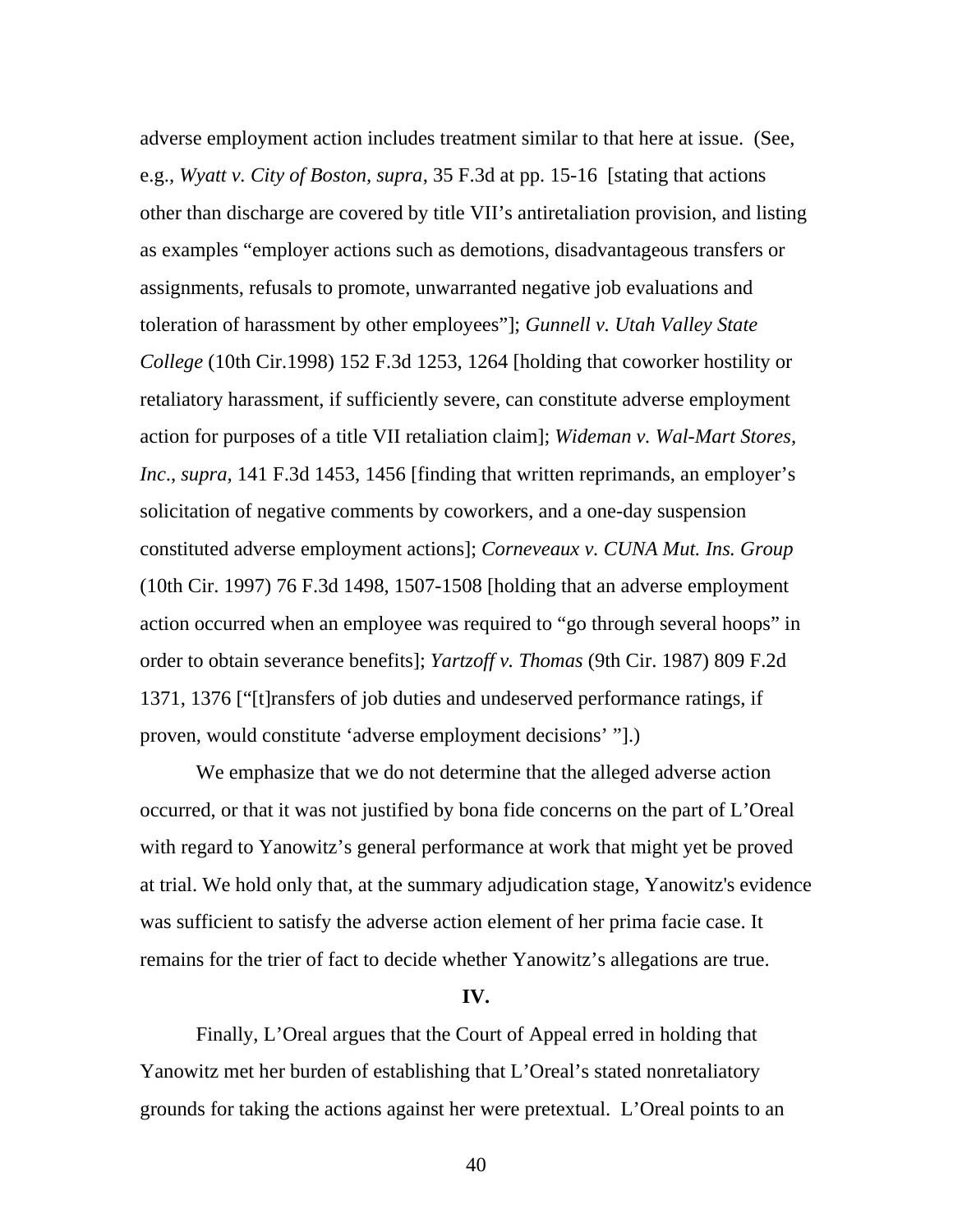adverse employment action includes treatment similar to that here at issue. (See, e.g., *Wyatt v. City of Boston, supra,* 35 F.3d at pp. 15-16 [stating that actions other than discharge are covered by title VII's antiretaliation provision, and listing as examples "employer actions such as demotions, disadvantageous transfers or assignments, refusals to promote, unwarranted negative job evaluations and toleration of harassment by other employees"]; *Gunnell v. Utah Valley State College* (10th Cir.1998) 152 F.3d 1253, 1264 [holding that coworker hostility or retaliatory harassment, if sufficiently severe, can constitute adverse employment action for purposes of a title VII retaliation claim]; *Wideman v. Wal-Mart Stores, Inc*., *supra,* 141 F.3d 1453, 1456 [finding that written reprimands, an employer's solicitation of negative comments by coworkers, and a one-day suspension constituted adverse employment actions]; *Corneveaux v. CUNA Mut. Ins. Group* (10th Cir. 1997) 76 F.3d 1498, 1507-1508 [holding that an adverse employment action occurred when an employee was required to "go through several hoops" in order to obtain severance benefits]; *Yartzoff v. Thomas* (9th Cir. 1987) 809 F.2d 1371, 1376 ["[t]ransfers of job duties and undeserved performance ratings, if proven, would constitute 'adverse employment decisions' "].)

We emphasize that we do not determine that the alleged adverse action occurred, or that it was not justified by bona fide concerns on the part of L'Oreal with regard to Yanowitz's general performance at work that might yet be proved at trial. We hold only that, at the summary adjudication stage, Yanowitz's evidence was sufficient to satisfy the adverse action element of her prima facie case. It remains for the trier of fact to decide whether Yanowitz's allegations are true.

## IV.

Finally, L'Oreal argues that the Court of Appeal erred in holding that Yanowitz met her burden of establishing that L'Oreal's stated nonretaliatory grounds for taking the actions against her were pretextual. L'Oreal points to an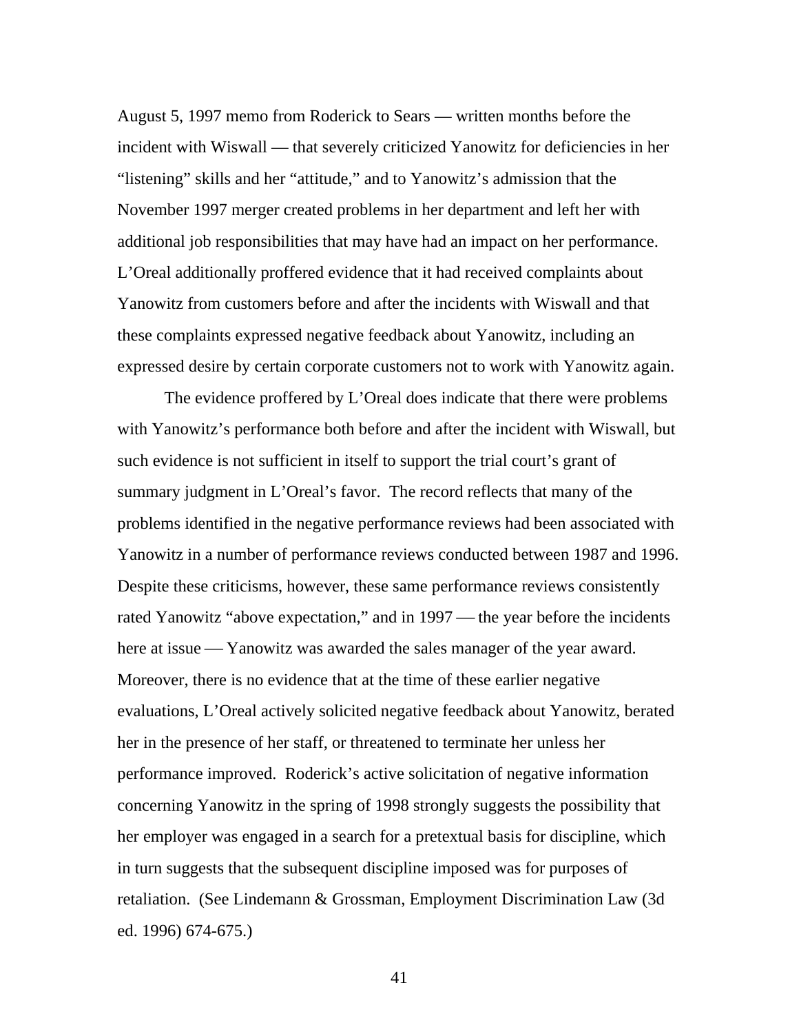August 5, 1997 memo from Roderick to Sears — written months before the incident with Wiswall — that severely criticized Yanowitz for deficiencies in her "listening" skills and her "attitude," and to Yanowitz's admission that the November 1997 merger created problems in her department and left her with additional job responsibilities that may have had an impact on her performance. L'Oreal additionally proffered evidence that it had received complaints about Yanowitz from customers before and after the incidents with Wiswall and that these complaints expressed negative feedback about Yanowitz, including an expressed desire by certain corporate customers not to work with Yanowitz again.

The evidence proffered by L'Oreal does indicate that there were problems with Yanowitz's performance both before and after the incident with Wiswall, but such evidence is not sufficient in itself to support the trial court's grant of summary judgment in L'Oreal's favor. The record reflects that many of the problems identified in the negative performance reviews had been associated with Yanowitz in a number of performance reviews conducted between 1987 and 1996. Despite these criticisms, however, these same performance reviews consistently rated Yanowitz "above expectation," and in 1997 — the year before the incidents here at issue — Yanowitz was awarded the sales manager of the year award. Moreover, there is no evidence that at the time of these earlier negative evaluations, L'Oreal actively solicited negative feedback about Yanowitz, berated her in the presence of her staff, or threatened to terminate her unless her performance improved. Roderick's active solicitation of negative information concerning Yanowitz in the spring of 1998 strongly suggests the possibility that her employer was engaged in a search for a pretextual basis for discipline, which in turn suggests that the subsequent discipline imposed was for purposes of retaliation. (See Lindemann & Grossman, Employment Discrimination Law (3d ed. 1996) 674-675.)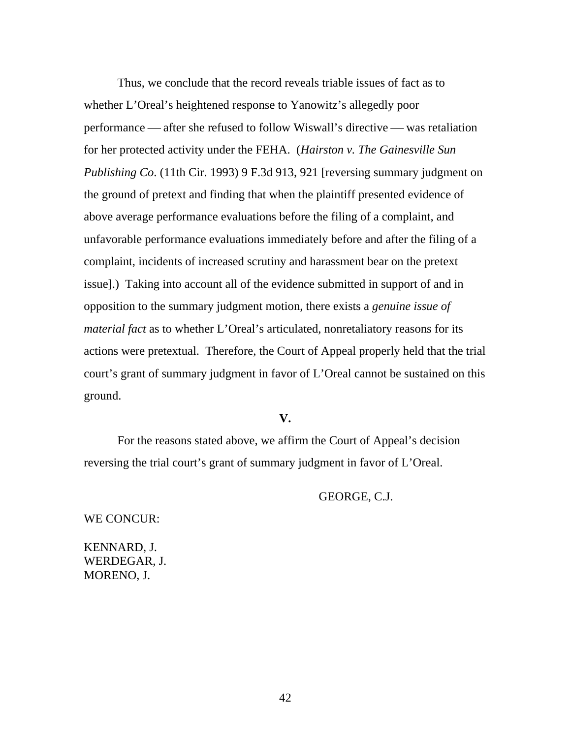Thus, we conclude that the record reveals triable issues of fact as to whether L'Oreal's heightened response to Yanowitz's allegedly poor performance — after she refused to follow Wiswall's directive — was retaliation for her protected activity under the FEHA. (*Hairston v. The Gainesville Sun Publishing Co*. (11th Cir. 1993) 9 F.3d 913, 921 [reversing summary judgment on the ground of pretext and finding that when the plaintiff presented evidence of above average performance evaluations before the filing of a complaint, and unfavorable performance evaluations immediately before and after the filing of a complaint, incidents of increased scrutiny and harassment bear on the pretext issue].) Taking into account all of the evidence submitted in support of and in opposition to the summary judgment motion, there exists a *genuine issue of material fact* as to whether L'Oreal's articulated, nonretaliatory reasons for its actions were pretextual. Therefore, the Court of Appeal properly held that the trial court's grant of summary judgment in favor of L'Oreal cannot be sustained on this ground.

## V.

For the reasons stated above, we affirm the Court of Appeal's decision reversing the trial court's grant of summary judgment in favor of L'Oreal.

GEORGE, C.J.

WE CONCUR:

KENNARD, J.
WERDEGAR, J.
MORENO, J.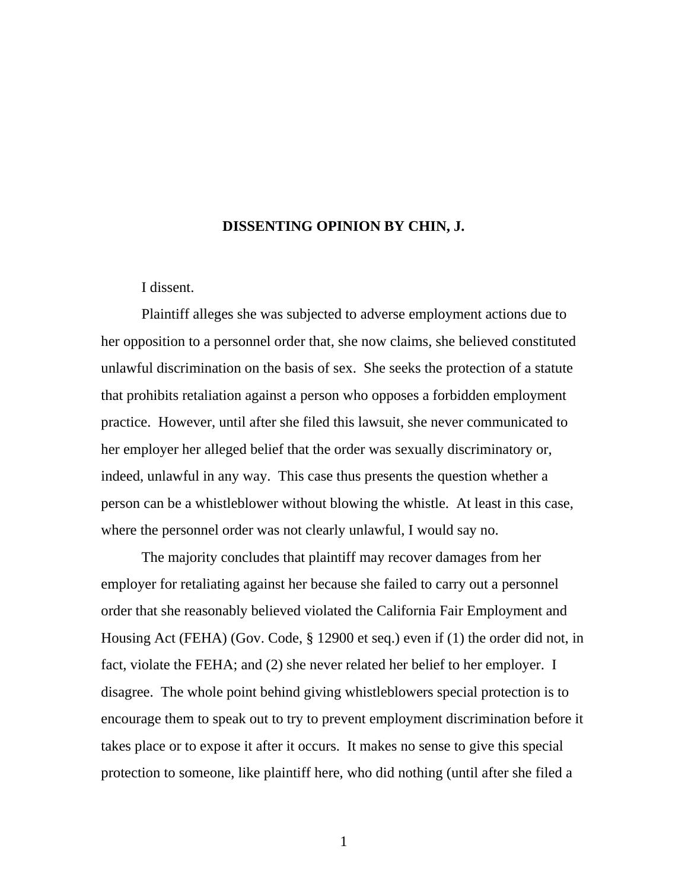**DISSENTING OPINION BY CHIN, J.**

I dissent.

Plaintiff alleges she was subjected to adverse employment actions due to her opposition to a personnel order that, she now claims, she believed constituted unlawful discrimination on the basis of sex. She seeks the protection of a statute that prohibits retaliation against a person who opposes a forbidden employment practice. However, until after she filed this lawsuit, she never communicated to her employer her alleged belief that the order was sexually discriminatory or, indeed, unlawful in any way. This case thus presents the question whether a person can be a whistleblower without blowing the whistle. At least in this case, where the personnel order was not clearly unlawful, I would say no.

The majority concludes that plaintiff may recover damages from her employer for retaliating against her because she failed to carry out a personnel order that she reasonably believed violated the California Fair Employment and Housing Act (FEHA) (Gov. Code, § 12900 et seq.) even if (1) the order did not, in fact, violate the FEHA; and (2) she never related her belief to her employer. I disagree. The whole point behind giving whistleblowers special protection is to encourage them to speak out to try to prevent employment discrimination before it takes place or to expose it after it occurs. It makes no sense to give this special protection to someone, like plaintiff here, who did nothing (until after she filed a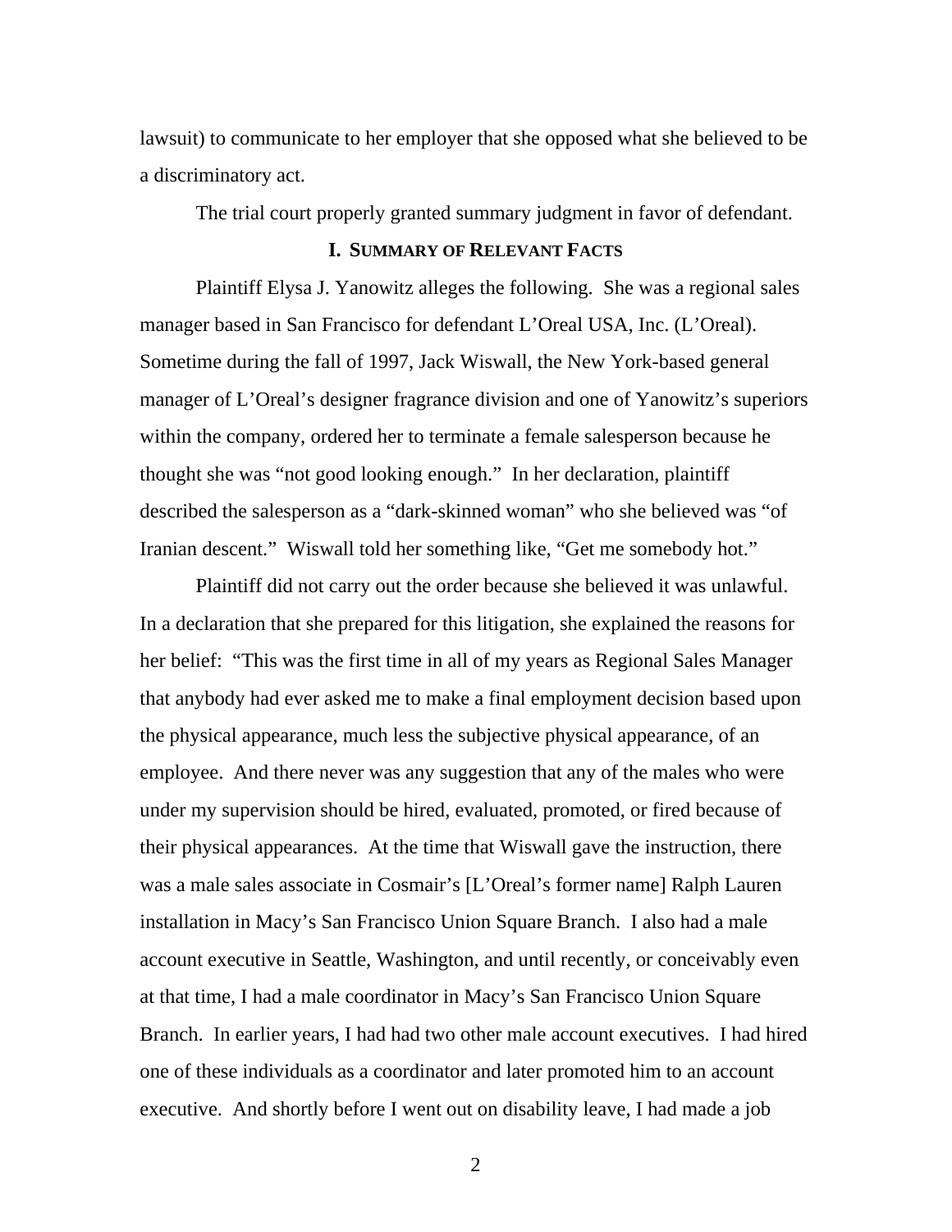lawsuit) to communicate to her employer that she opposed what she believed to be a discriminatory act.

The trial court properly granted summary judgment in favor of defendant.

## I. Summary of Relevant Facts

Plaintiff Elysa J. Yanowitz alleges the following. She was a regional sales manager based in San Francisco for defendant L'Oreal USA, Inc. (L'Oreal). Sometime during the fall of 1997, Jack Wiswall, the New York-based general manager of L'Oreal's designer fragrance division and one of Yanowitz's superiors within the company, ordered her to terminate a female salesperson because he thought she was "not good looking enough." In her declaration, plaintiff described the salesperson as a "dark-skinned woman" who she believed was "of Iranian descent." Wiswall told her something like, "Get me somebody hot."

Plaintiff did not carry out the order because she believed it was unlawful. In a declaration that she prepared for this litigation, she explained the reasons for her belief: "This was the first time in all of my years as Regional Sales Manager that anybody had ever asked me to make a final employment decision based upon the physical appearance, much less the subjective physical appearance, of an employee. And there never was any suggestion that any of the males who were under my supervision should be hired, evaluated, promoted, or fired because of their physical appearances. At the time that Wiswall gave the instruction, there was a male sales associate in Cosmair's [L'Oreal's former name] Ralph Lauren installation in Macy's San Francisco Union Square Branch. I also had a male account executive in Seattle, Washington, and until recently, or conceivably even at that time, I had a male coordinator in Macy's San Francisco Union Square Branch. In earlier years, I had had two other male account executives. I had hired one of these individuals as a coordinator and later promoted him to an account executive. And shortly before I went out on disability leave, I had made a job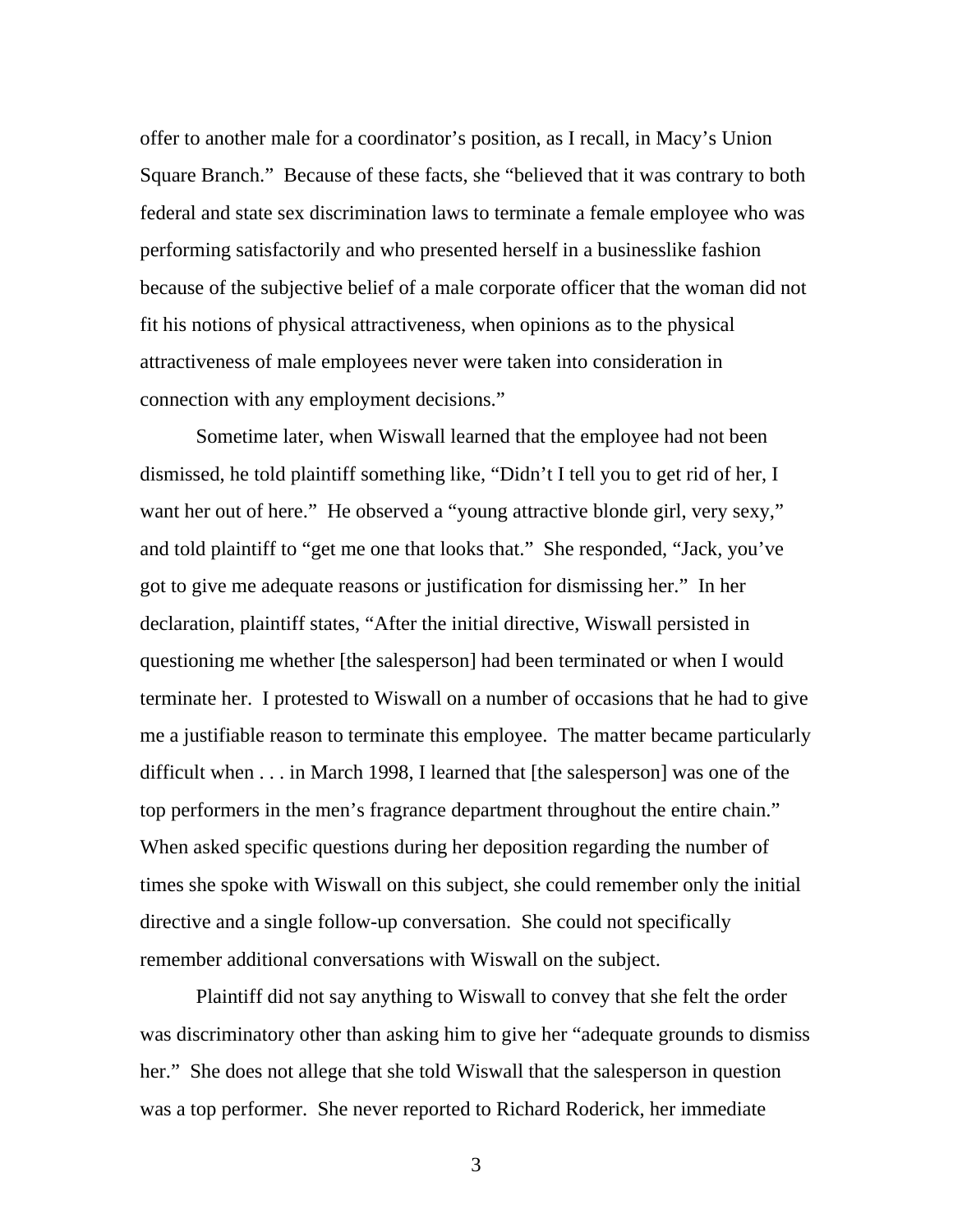offer to another male for a coordinator's position, as I recall, in Macy's Union Square Branch." Because of these facts, she "believed that it was contrary to both federal and state sex discrimination laws to terminate a female employee who was performing satisfactorily and who presented herself in a businesslike fashion because of the subjective belief of a male corporate officer that the woman did not fit his notions of physical attractiveness, when opinions as to the physical attractiveness of male employees never were taken into consideration in connection with any employment decisions."

Sometime later, when Wiswall learned that the employee had not been dismissed, he told plaintiff something like, "Didn't I tell you to get rid of her, I want her out of here." He observed a "young attractive blonde girl, very sexy," and told plaintiff to "get me one that looks that." She responded, "Jack, you've got to give me adequate reasons or justification for dismissing her." In her declaration, plaintiff states, "After the initial directive, Wiswall persisted in questioning me whether [the salesperson] had been terminated or when I would terminate her. I protested to Wiswall on a number of occasions that he had to give me a justifiable reason to terminate this employee. The matter became particularly difficult when . . . in March 1998, I learned that [the salesperson] was one of the top performers in the men's fragrance department throughout the entire chain." When asked specific questions during her deposition regarding the number of times she spoke with Wiswall on this subject, she could remember only the initial directive and a single follow-up conversation. She could not specifically remember additional conversations with Wiswall on the subject.

Plaintiff did not say anything to Wiswall to convey that she felt the order was discriminatory other than asking him to give her "adequate grounds to dismiss her." She does not allege that she told Wiswall that the salesperson in question was a top performer. She never reported to Richard Roderick, her immediate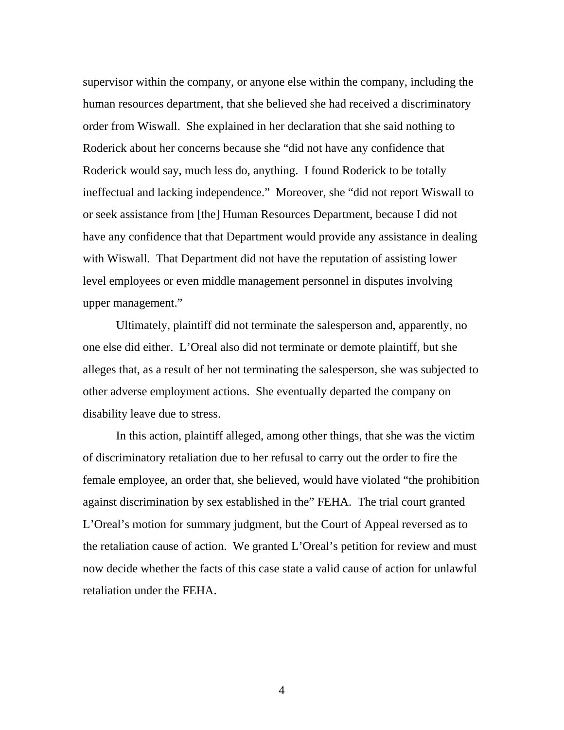supervisor within the company, or anyone else within the company, including the human resources department, that she believed she had received a discriminatory order from Wiswall. She explained in her declaration that she said nothing to Roderick about her concerns because she "did not have any confidence that Roderick would say, much less do, anything. I found Roderick to be totally ineffectual and lacking independence." Moreover, she "did not report Wiswall to or seek assistance from [the] Human Resources Department, because I did not have any confidence that that Department would provide any assistance in dealing with Wiswall. That Department did not have the reputation of assisting lower level employees or even middle management personnel in disputes involving upper management."

Ultimately, plaintiff did not terminate the salesperson and, apparently, no one else did either. L'Oreal also did not terminate or demote plaintiff, but she alleges that, as a result of her not terminating the salesperson, she was subjected to other adverse employment actions. She eventually departed the company on disability leave due to stress.

In this action, plaintiff alleged, among other things, that she was the victim of discriminatory retaliation due to her refusal to carry out the order to fire the female employee, an order that, she believed, would have violated "the prohibition against discrimination by sex established in the" FEHA. The trial court granted L'Oreal's motion for summary judgment, but the Court of Appeal reversed as to the retaliation cause of action. We granted L'Oreal's petition for review and must now decide whether the facts of this case state a valid cause of action for unlawful retaliation under the FEHA.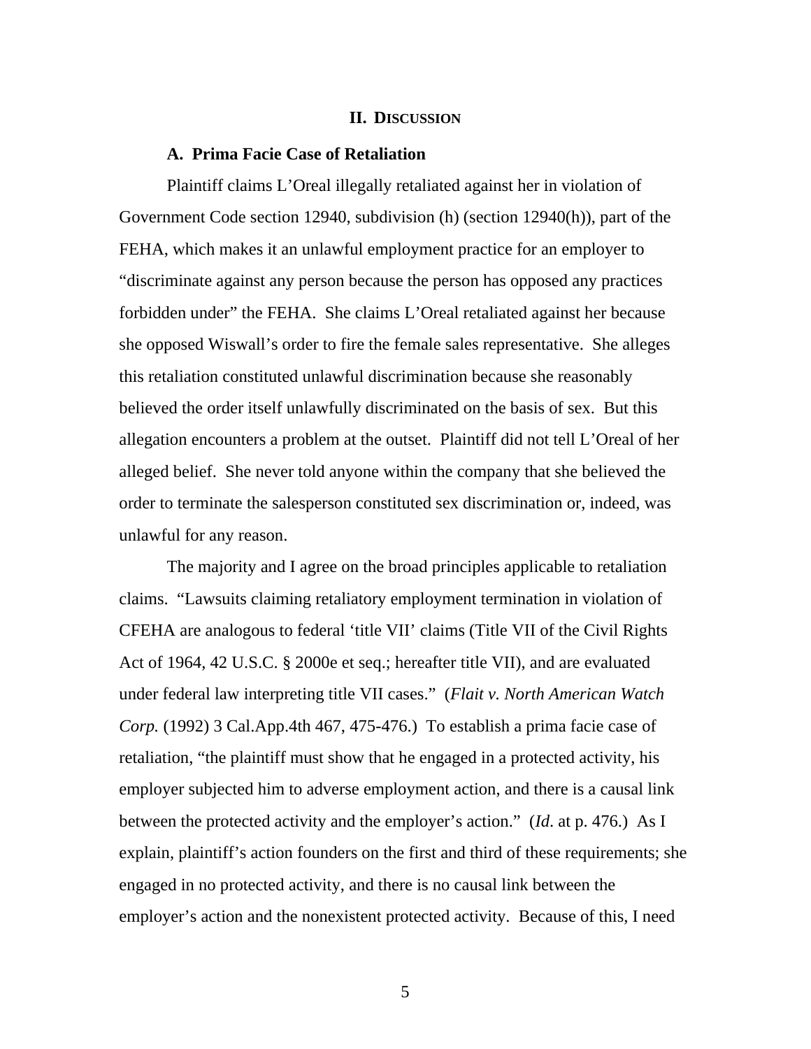## II. Discussion

### A. Prima Facie Case of Retaliation

Plaintiff claims L'Oreal illegally retaliated against her in violation of Government Code section 12940, subdivision (h) (section 12940(h)), part of the FEHA, which makes it an unlawful employment practice for an employer to "discriminate against any person because the person has opposed any practices forbidden under" the FEHA. She claims L'Oreal retaliated against her because she opposed Wiswall's order to fire the female sales representative. She alleges this retaliation constituted unlawful discrimination because she reasonably believed the order itself unlawfully discriminated on the basis of sex. But this allegation encounters a problem at the outset. Plaintiff did not tell L'Oreal of her alleged belief. She never told anyone within the company that she believed the order to terminate the salesperson constituted sex discrimination or, indeed, was unlawful for any reason.

The majority and I agree on the broad principles applicable to retaliation claims. "Lawsuits claiming retaliatory employment termination in violation of CFEHA are analogous to federal 'title VII' claims (Title VII of the Civil Rights Act of 1964, 42 U.S.C. § 2000e et seq.; hereafter title VII), and are evaluated under federal law interpreting title VII cases." (*Flait v. North American Watch Corp.* (1992) 3 Cal.App.4th 467, 475-476.) To establish a prima facie case of retaliation, "the plaintiff must show that he engaged in a protected activity, his employer subjected him to adverse employment action, and there is a causal link between the protected activity and the employer's action." (*Id.* at p. 476.) As I explain, plaintiff's action founders on the first and third of these requirements; she engaged in no protected activity, and there is no causal link between the employer's action and the nonexistent protected activity. Because of this, I need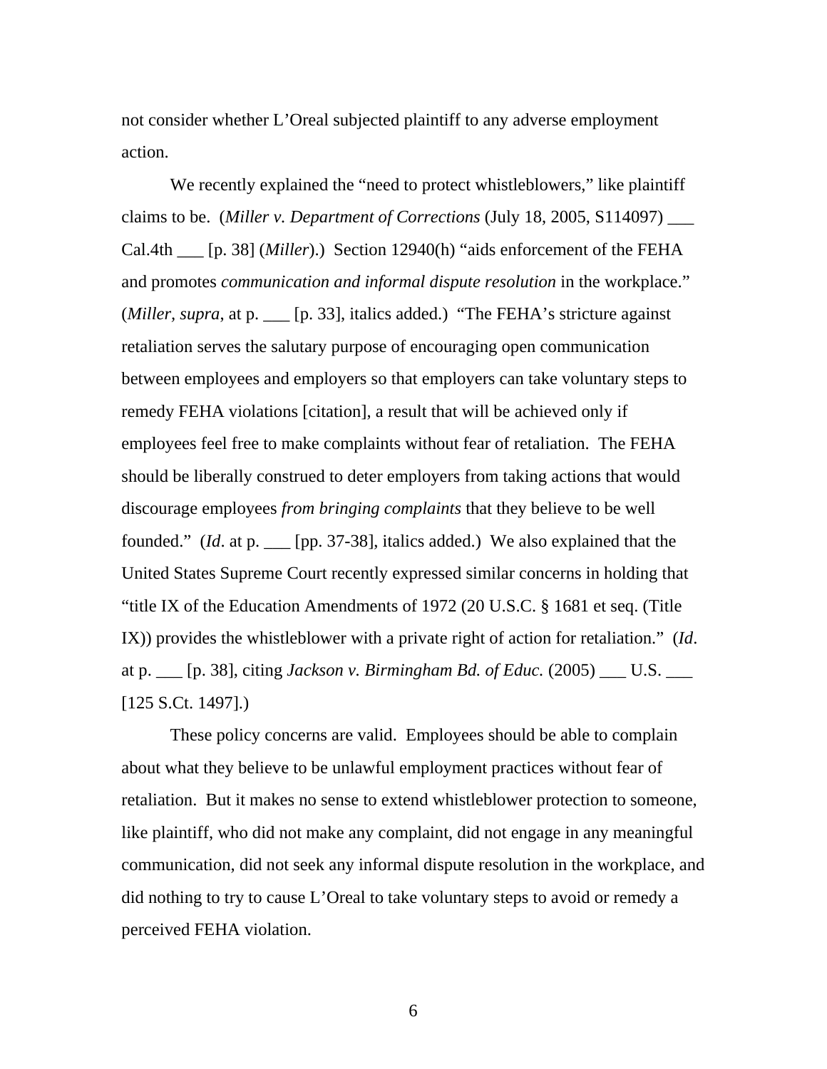not consider whether L'Oreal subjected plaintiff to any adverse employment action.

We recently explained the "need to protect whistleblowers," like plaintiff claims to be. (*Miller v. Department of Corrections* (July 18, 2005, S114097) ___ Cal.4th ___ [p. 38] (*Miller*).) Section 12940(h) "aids enforcement of the FEHA and promotes *communication and informal dispute resolution* in the workplace." (*Miller, supra*, at p. ___ [p. 33], italics added.) "The FEHA's stricture against retaliation serves the salutary purpose of encouraging open communication between employees and employers so that employers can take voluntary steps to remedy FEHA violations [citation], a result that will be achieved only if employees feel free to make complaints without fear of retaliation. The FEHA should be liberally construed to deter employers from taking actions that would discourage employees *from bringing complaints* that they believe to be well founded." (*Id*. at p. ___ [pp. 37-38], italics added.) We also explained that the United States Supreme Court recently expressed similar concerns in holding that "title IX of the Education Amendments of 1972 (20 U.S.C. § 1681 et seq. (Title IX)) provides the whistleblower with a private right of action for retaliation." (*Id*. at p. ___ [p. 38], citing *Jackson v. Birmingham Bd. of Educ.* (2005) ___ U.S. ___ [125 S.Ct. 1497].)

These policy concerns are valid. Employees should be able to complain about what they believe to be unlawful employment practices without fear of retaliation. But it makes no sense to extend whistleblower protection to someone, like plaintiff, who did not make any complaint, did not engage in any meaningful communication, did not seek any informal dispute resolution in the workplace, and did nothing to try to cause L'Oreal to take voluntary steps to avoid or remedy a perceived FEHA violation.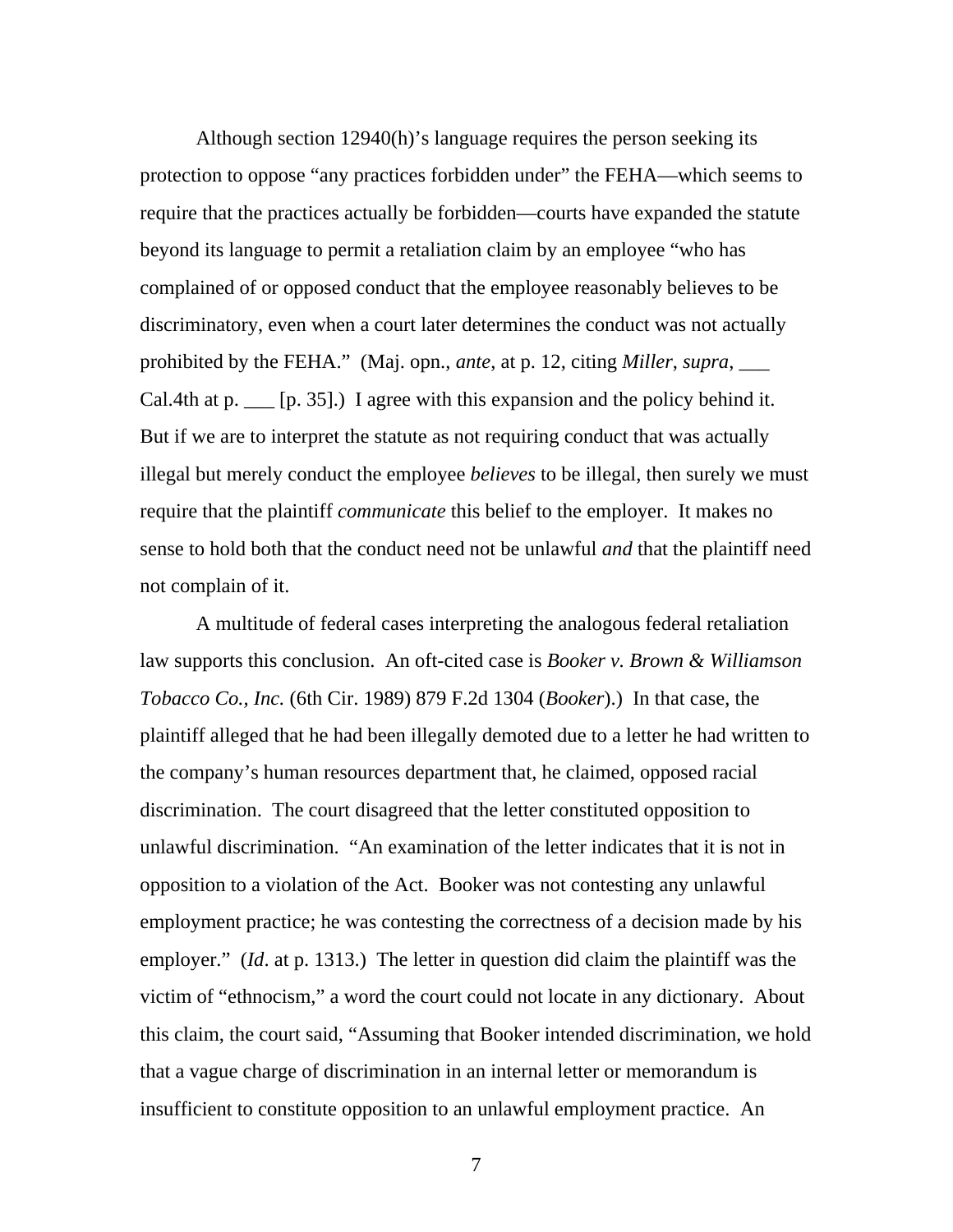Although section 12940(h)’s language requires the person seeking its protection to oppose “any practices forbidden under” the FEHA—which seems to require that the practices actually be forbidden—courts have expanded the statute beyond its language to permit a retaliation claim by an employee “who has complained of or opposed conduct that the employee reasonably believes to be discriminatory, even when a court later determines the conduct was not actually prohibited by the FEHA.” (Maj. opn., *ante*, at p. 12, citing *Miller*, *supra*, ___ Cal.4th at p. ___ [p. 35].) I agree with this expansion and the policy behind it. But if we are to interpret the statute as not requiring conduct that was actually illegal but merely conduct the employee *believes* to be illegal, then surely we must require that the plaintiff *communicate* this belief to the employer. It makes no sense to hold both that the conduct need not be unlawful *and* that the plaintiff need not complain of it.

A multitude of federal cases interpreting the analogous federal retaliation law supports this conclusion. An oft-cited case is *Booker v. Brown & Williamson Tobacco Co., Inc.* (6th Cir. 1989) 879 F.2d 1304 (*Booker*).) In that case, the plaintiff alleged that he had been illegally demoted due to a letter he had written to the company’s human resources department that, he claimed, opposed racial discrimination. The court disagreed that the letter constituted opposition to unlawful discrimination. “An examination of the letter indicates that it is not in opposition to a violation of the Act. Booker was not contesting any unlawful employment practice; he was contesting the correctness of a decision made by his employer.” (*Id*. at p. 1313.) The letter in question did claim the plaintiff was the victim of “ethnocism,” a word the court could not locate in any dictionary. About this claim, the court said, “Assuming that Booker intended discrimination, we hold that a vague charge of discrimination in an internal letter or memorandum is insufficient to constitute opposition to an unlawful employment practice. An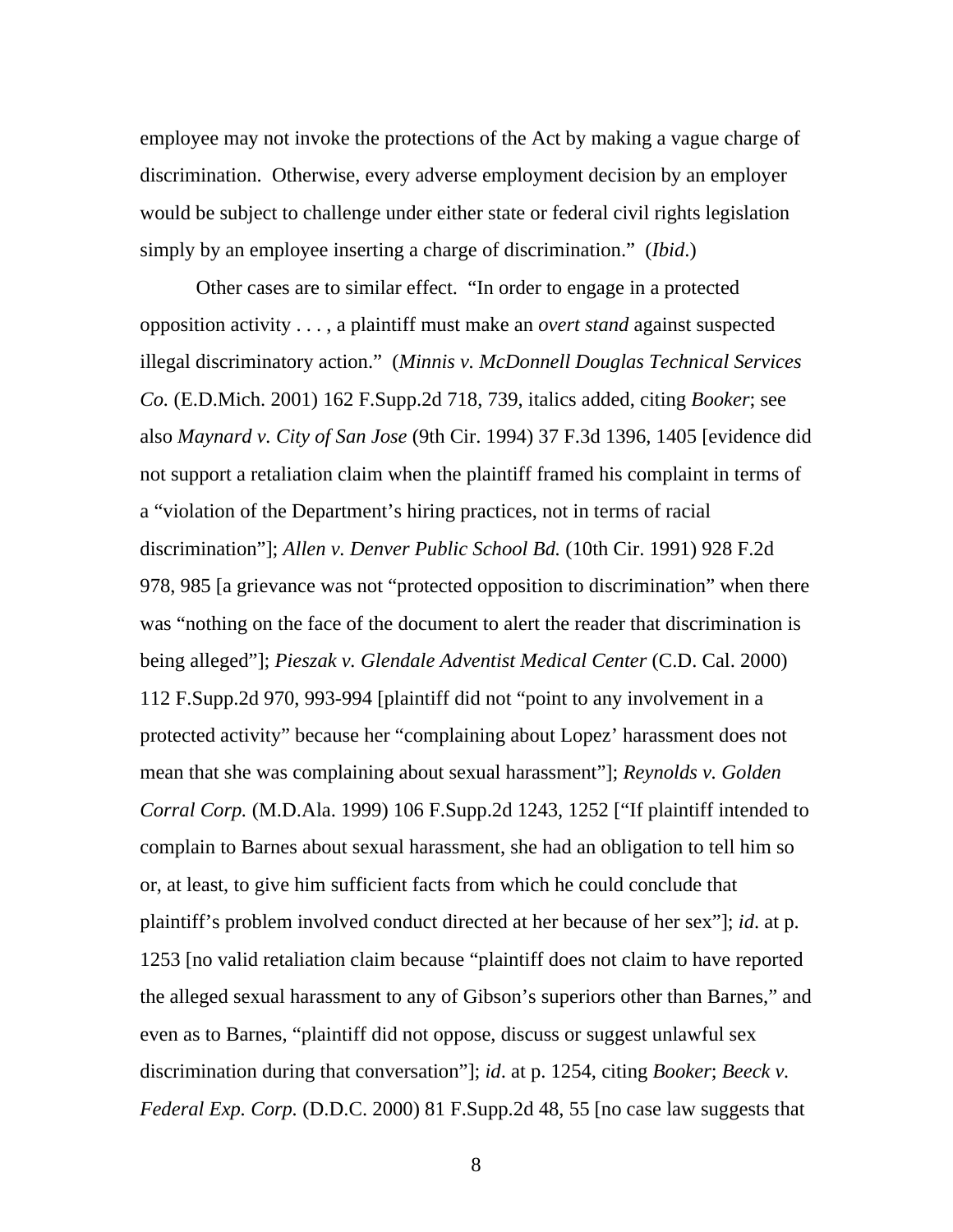employee may not invoke the protections of the Act by making a vague charge of discrimination. Otherwise, every adverse employment decision by an employer would be subject to challenge under either state or federal civil rights legislation simply by an employee inserting a charge of discrimination." (*Ibid*.)

Other cases are to similar effect. "In order to engage in a protected opposition activity . . . , a plaintiff must make an *overt stand* against suspected illegal discriminatory action." (*Minnis v. McDonnell Douglas Technical Services Co.* (E.D.Mich. 2001) 162 F.Supp.2d 718, 739, italics added, citing *Booker*; see also *Maynard v. City of San Jose* (9th Cir. 1994) 37 F.3d 1396, 1405 [evidence did not support a retaliation claim when the plaintiff framed his complaint in terms of a "violation of the Department's hiring practices, not in terms of racial discrimination"]; *Allen v. Denver Public School Bd.* (10th Cir. 1991) 928 F.2d 978, 985 [a grievance was not "protected opposition to discrimination" when there was "nothing on the face of the document to alert the reader that discrimination is being alleged"]; *Pieszak v. Glendale Adventist Medical Center* (C.D. Cal. 2000) 112 F.Supp.2d 970, 993-994 [plaintiff did not "point to any involvement in a protected activity" because her "complaining about Lopez' harassment does not mean that she was complaining about sexual harassment"]; *Reynolds v. Golden Corral Corp.* (M.D.Ala. 1999) 106 F.Supp.2d 1243, 1252 ["If plaintiff intended to complain to Barnes about sexual harassment, she had an obligation to tell him so or, at least, to give him sufficient facts from which he could conclude that plaintiff's problem involved conduct directed at her because of her sex"]; *id*. at p. 1253 [no valid retaliation claim because "plaintiff does not claim to have reported the alleged sexual harassment to any of Gibson's superiors other than Barnes," and even as to Barnes, "plaintiff did not oppose, discuss or suggest unlawful sex discrimination during that conversation"]; *id*. at p. 1254, citing *Booker*; *Beeck v. Federal Exp. Corp.* (D.D.C. 2000) 81 F.Supp.2d 48, 55 [no case law suggests that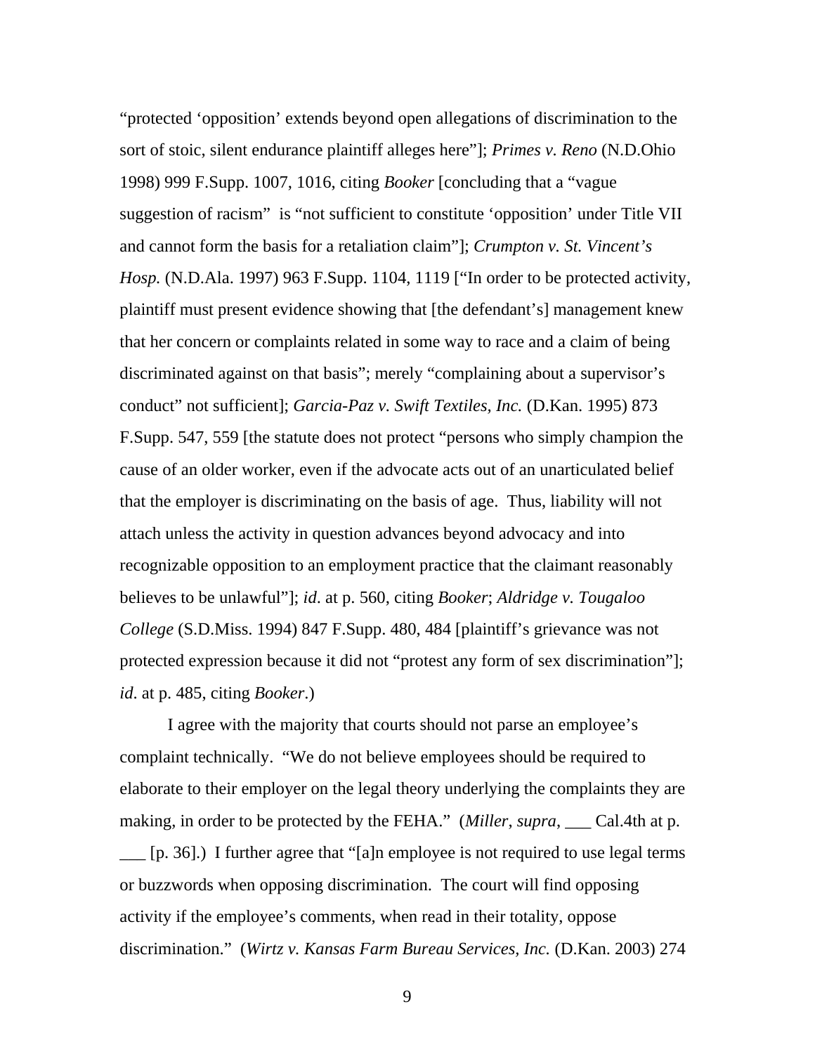"protected 'opposition' extends beyond open allegations of discrimination to the sort of stoic, silent endurance plaintiff alleges here"]; *Primes v. Reno* (N.D.Ohio 1998) 999 F.Supp. 1007, 1016, citing *Booker* [concluding that a "vague suggestion of racism" is "not sufficient to constitute 'opposition' under Title VII and cannot form the basis for a retaliation claim"]; *Crumpton v. St. Vincent's Hosp.* (N.D.Ala. 1997) 963 F.Supp. 1104, 1119 ["In order to be protected activity, plaintiff must present evidence showing that [the defendant's] management knew that her concern or complaints related in some way to race and a claim of being discriminated against on that basis"; merely "complaining about a supervisor's conduct" not sufficient]; *Garcia-Paz v. Swift Textiles, Inc.* (D.Kan. 1995) 873 F.Supp. 547, 559 [the statute does not protect "persons who simply champion the cause of an older worker, even if the advocate acts out of an unarticulated belief that the employer is discriminating on the basis of age. Thus, liability will not attach unless the activity in question advances beyond advocacy and into recognizable opposition to an employment practice that the claimant reasonably believes to be unlawful"]; *id*. at p. 560, citing *Booker*; *Aldridge v. Tougaloo College* (S.D.Miss. 1994) 847 F.Supp. 480, 484 [plaintiff's grievance was not protected expression because it did not "protest any form of sex discrimination"]; *id*. at p. 485, citing *Booker*.)

I agree with the majority that courts should not parse an employee's complaint technically. "We do not believe employees should be required to elaborate to their employer on the legal theory underlying the complaints they are making, in order to be protected by the FEHA." (*Miller*, *supra*, ___ Cal.4th at p. ___ [p. 36].) I further agree that "[a]n employee is not required to use legal terms or buzzwords when opposing discrimination. The court will find opposing activity if the employee's comments, when read in their totality, oppose discrimination." (*Wirtz v. Kansas Farm Bureau Services, Inc.* (D.Kan. 2003) 274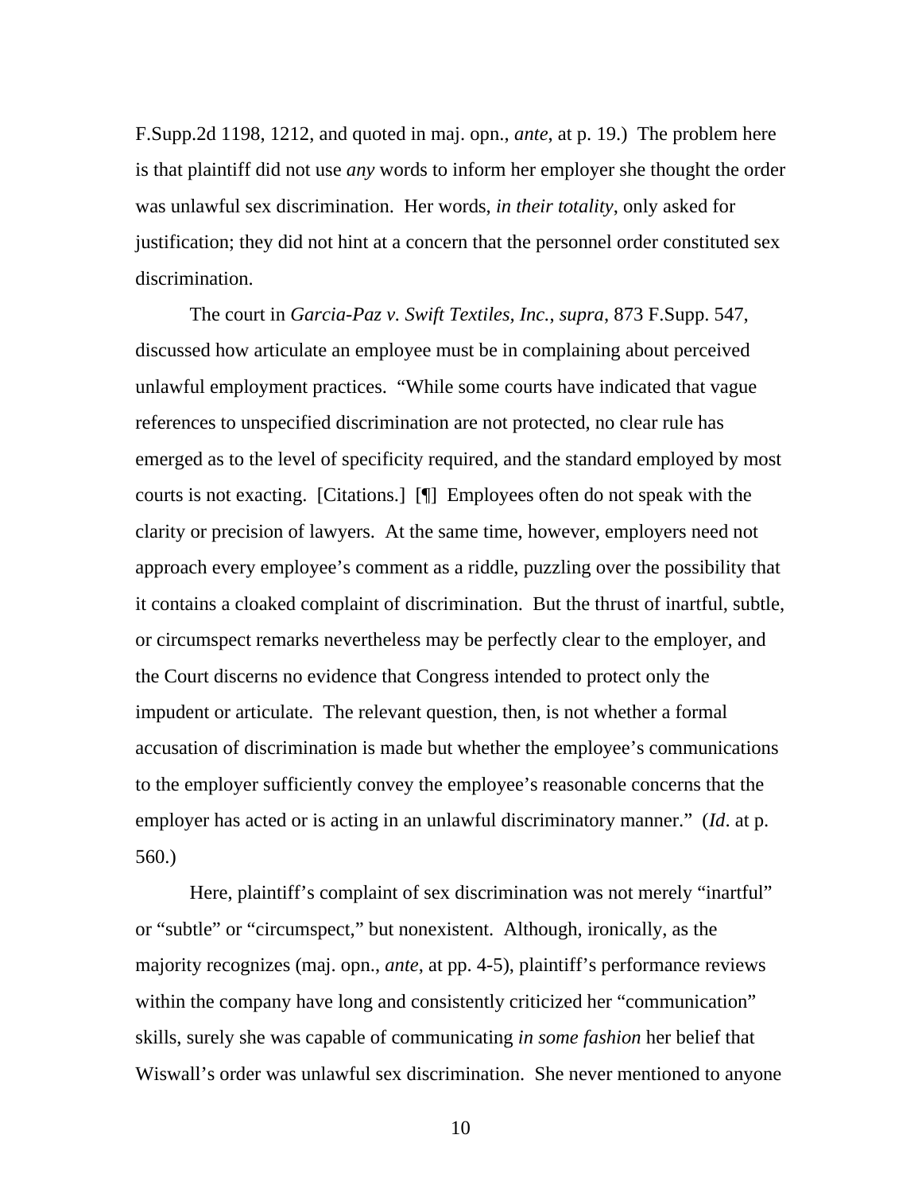F.Supp.2d 1198, 1212, and quoted in maj. opn., *ante*, at p. 19.) The problem here is that plaintiff did not use *any* words to inform her employer she thought the order was unlawful sex discrimination. Her words, *in their totality*, only asked for justification; they did not hint at a concern that the personnel order constituted sex discrimination.

The court in *Garcia-Paz v. Swift Textiles, Inc.*, *supra*, 873 F.Supp. 547, discussed how articulate an employee must be in complaining about perceived unlawful employment practices. "While some courts have indicated that vague references to unspecified discrimination are not protected, no clear rule has emerged as to the level of specificity required, and the standard employed by most courts is not exacting. [Citations.] [¶] Employees often do not speak with the clarity or precision of lawyers. At the same time, however, employers need not approach every employee's comment as a riddle, puzzling over the possibility that it contains a cloaked complaint of discrimination. But the thrust of inartful, subtle, or circumspect remarks nevertheless may be perfectly clear to the employer, and the Court discerns no evidence that Congress intended to protect only the impudent or articulate. The relevant question, then, is not whether a formal accusation of discrimination is made but whether the employee's communications to the employer sufficiently convey the employee's reasonable concerns that the employer has acted or is acting in an unlawful discriminatory manner." (*Id*. at p. 560.)

Here, plaintiff's complaint of sex discrimination was not merely "inartful" or "subtle" or "circumspect," but nonexistent. Although, ironically, as the majority recognizes (maj. opn., *ante*, at pp. 4-5), plaintiff's performance reviews within the company have long and consistently criticized her "communication" skills, surely she was capable of communicating *in some fashion* her belief that Wiswall's order was unlawful sex discrimination. She never mentioned to anyone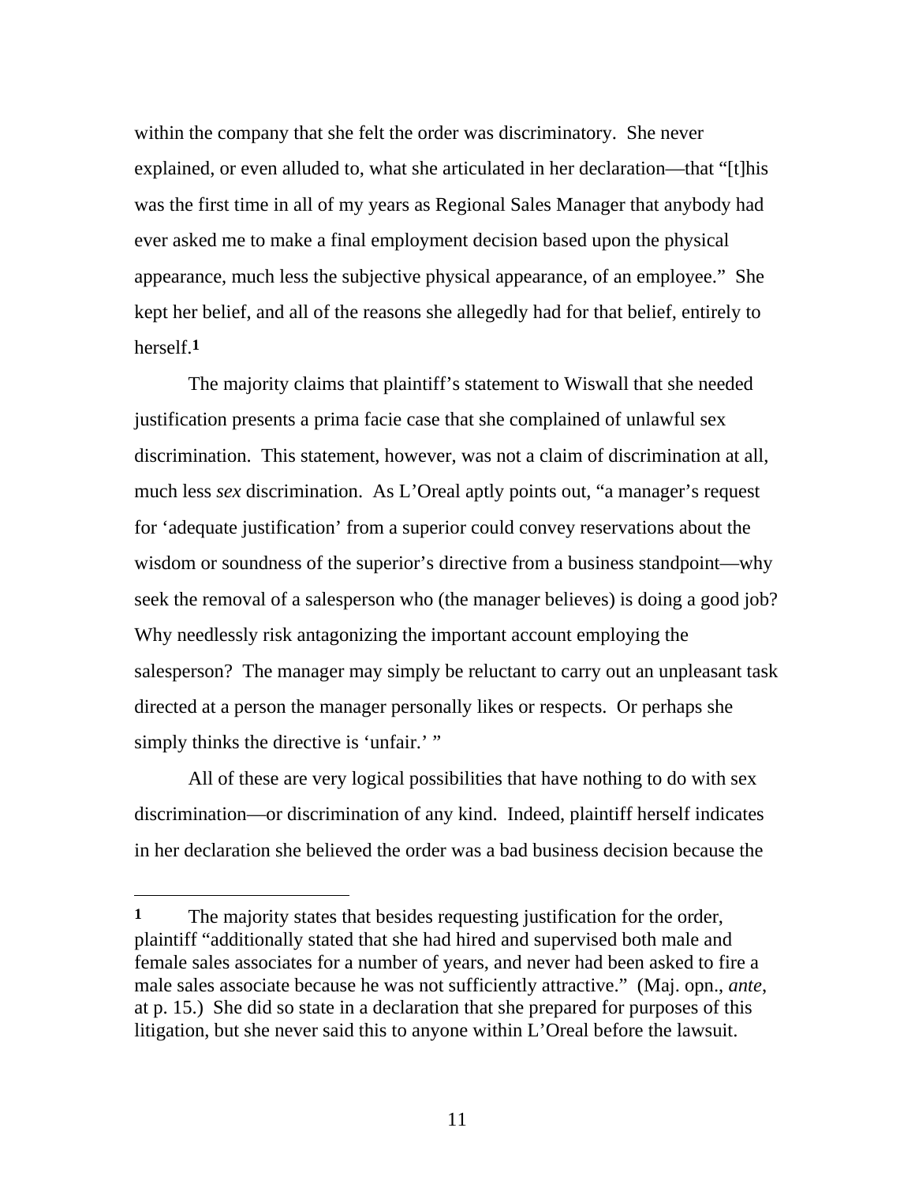within the company that she felt the order was discriminatory. She never explained, or even alluded to, what she articulated in her declaration—that "[t]his was the first time in all of my years as Regional Sales Manager that anybody had ever asked me to make a final employment decision based upon the physical appearance, much less the subjective physical appearance, of an employee." She kept her belief, and all of the reasons she allegedly had for that belief, entirely to herself.[1]

The majority claims that plaintiff's statement to Wiswall that she needed justification presents a prima facie case that she complained of unlawful sex discrimination. This statement, however, was not a claim of discrimination at all, much less *sex* discrimination. As L'Oreal aptly points out, "a manager's request for 'adequate justification' from a superior could convey reservations about the wisdom or soundness of the superior's directive from a business standpoint—why seek the removal of a salesperson who (the manager believes) is doing a good job? Why needlessly risk antagonizing the important account employing the salesperson? The manager may simply be reluctant to carry out an unpleasant task directed at a person the manager personally likes or respects. Or perhaps she simply thinks the directive is 'unfair.' "

All of these are very logical possibilities that have nothing to do with sex discrimination—or discrimination of any kind. Indeed, plaintiff herself indicates in her declaration she believed the order was a bad business decision because the

---

[1] The majority states that besides requesting justification for the order, plaintiff "additionally stated that she had hired and supervised both male and female sales associates for a number of years, and never had been asked to fire a male sales associate because he was not sufficiently attractive." (Maj. opn., *ante*, at p. 15.) She did so state in a declaration that she prepared for purposes of this litigation, but she never said this to anyone within L'Oreal before the lawsuit.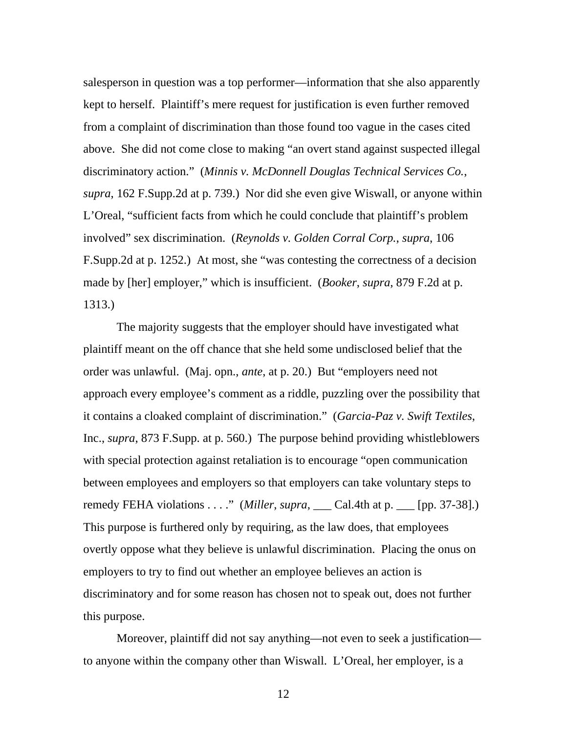salesperson in question was a top performer—information that she also apparently kept to herself. Plaintiff's mere request for justification is even further removed from a complaint of discrimination than those found too vague in the cases cited above. She did not come close to making "an overt stand against suspected illegal discriminatory action." (*Minnis v. McDonnell Douglas Technical Services Co.*, *supra*, 162 F.Supp.2d at p. 739.) Nor did she even give Wiswall, or anyone within L'Oreal, "sufficient facts from which he could conclude that plaintiff's problem involved" sex discrimination. (*Reynolds v. Golden Corral Corp.*, *supra*, 106 F.Supp.2d at p. 1252.) At most, she "was contesting the correctness of a decision made by [her] employer," which is insufficient. (*Booker*, *supra*, 879 F.2d at p. 1313.)

The majority suggests that the employer should have investigated what plaintiff meant on the off chance that she held some undisclosed belief that the order was unlawful. (Maj. opn., *ante*, at p. 20.) But "employers need not approach every employee's comment as a riddle, puzzling over the possibility that it contains a cloaked complaint of discrimination." (*Garcia-Paz v. Swift Textiles*, Inc., *supra*, 873 F.Supp. at p. 560.) The purpose behind providing whistleblowers with special protection against retaliation is to encourage "open communication between employees and employers so that employers can take voluntary steps to remedy FEHA violations . . . ." (*Miller*, *supra*, ___ Cal.4th at p. ___ [pp. 37-38].) This purpose is furthered only by requiring, as the law does, that employees overtly oppose what they believe is unlawful discrimination. Placing the onus on employers to try to find out whether an employee believes an action is discriminatory and for some reason has chosen not to speak out, does not further this purpose.

Moreover, plaintiff did not say anything—not even to seek a justification—to anyone within the company other than Wiswall. L'Oreal, her employer, is a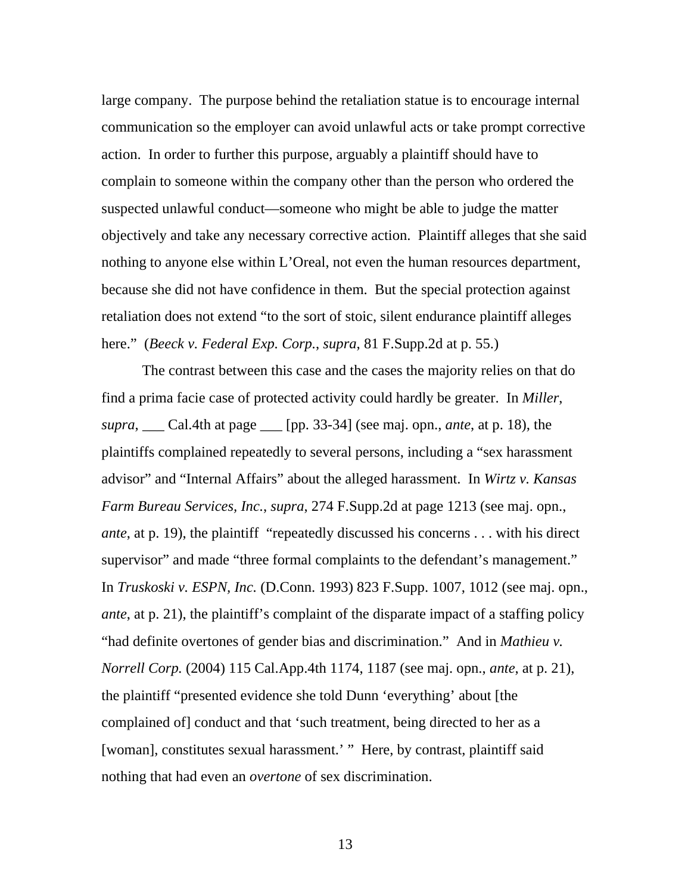large company. The purpose behind the retaliation statue is to encourage internal communication so the employer can avoid unlawful acts or take prompt corrective action. In order to further this purpose, arguably a plaintiff should have to complain to someone within the company other than the person who ordered the suspected unlawful conduct—someone who might be able to judge the matter objectively and take any necessary corrective action. Plaintiff alleges that she said nothing to anyone else within L'Oreal, not even the human resources department, because she did not have confidence in them. But the special protection against retaliation does not extend "to the sort of stoic, silent endurance plaintiff alleges here." (*Beeck v. Federal Exp. Corp.*, *supra*, 81 F.Supp.2d at p. 55.)

The contrast between this case and the cases the majority relies on that do find a prima facie case of protected activity could hardly be greater. In *Miller*, *supra*, ___ Cal.4th at page ___ [pp. 33-34] (see maj. opn., *ante*, at p. 18), the plaintiffs complained repeatedly to several persons, including a "sex harassment advisor" and "Internal Affairs" about the alleged harassment. In *Wirtz v. Kansas Farm Bureau Services, Inc.*, *supra*, 274 F.Supp.2d at page 1213 (see maj. opn., *ante*, at p. 19), the plaintiff "repeatedly discussed his concerns . . . with his direct supervisor" and made "three formal complaints to the defendant's management." In *Truskoski v. ESPN, Inc.* (D.Conn. 1993) 823 F.Supp. 1007, 1012 (see maj. opn., *ante*, at p. 21), the plaintiff's complaint of the disparate impact of a staffing policy "had definite overtones of gender bias and discrimination." And in *Mathieu v. Norrell Corp.* (2004) 115 Cal.App.4th 1174, 1187 (see maj. opn., *ante*, at p. 21), the plaintiff "presented evidence she told Dunn 'everything' about [the complained of] conduct and that 'such treatment, being directed to her as a [woman], constitutes sexual harassment.' " Here, by contrast, plaintiff said nothing that had even an *overtone* of sex discrimination.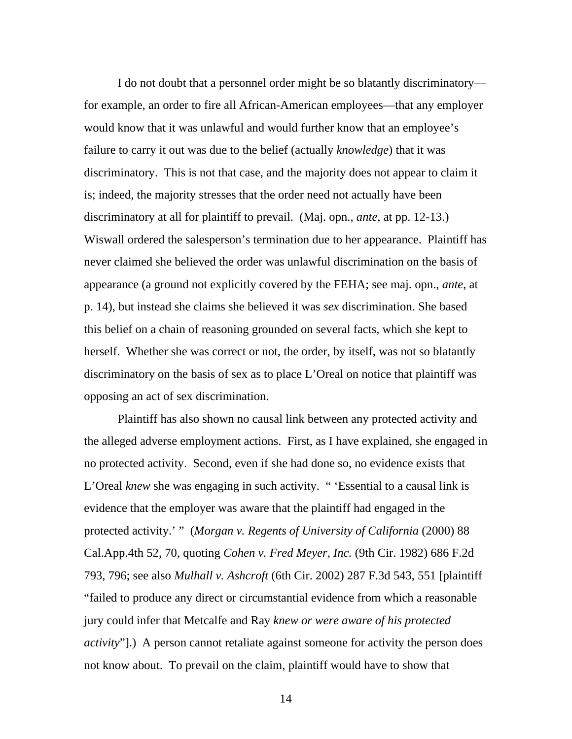I do not doubt that a personnel order might be so blatantly discriminatory—for example, an order to fire all African-American employees—that any employer would know that it was unlawful and would further know that an employee's failure to carry it out was due to the belief (actually *knowledge*) that it was discriminatory. This is not that case, and the majority does not appear to claim it is; indeed, the majority stresses that the order need not actually have been discriminatory at all for plaintiff to prevail. (Maj. opn., *ante*, at pp. 12-13.) Wiswall ordered the salesperson's termination due to her appearance. Plaintiff has never claimed she believed the order was unlawful discrimination on the basis of appearance (a ground not explicitly covered by the FEHA; see maj. opn., *ante*, at p. 14), but instead she claims she believed it was *sex* discrimination. She based this belief on a chain of reasoning grounded on several facts, which she kept to herself. Whether she was correct or not, the order, by itself, was not so blatantly discriminatory on the basis of sex as to place L'Oreal on notice that plaintiff was opposing an act of sex discrimination.

Plaintiff has also shown no causal link between any protected activity and the alleged adverse employment actions. First, as I have explained, she engaged in no protected activity. Second, even if she had done so, no evidence exists that L'Oreal *knew* she was engaging in such activity. " 'Essential to a causal link is evidence that the employer was aware that the plaintiff had engaged in the protected activity.' " (*Morgan v. Regents of University of California* (2000) 88 Cal.App.4th 52, 70, quoting *Cohen v. Fred Meyer, Inc.* (9th Cir. 1982) 686 F.2d 793, 796; see also *Mulhall v. Ashcroft* (6th Cir. 2002) 287 F.3d 543, 551 [plaintiff "failed to produce any direct or circumstantial evidence from which a reasonable jury could infer that Metcalfe and Ray *knew or were aware of his protected activity*"].) A person cannot retaliate against someone for activity the person does not know about. To prevail on the claim, plaintiff would have to show that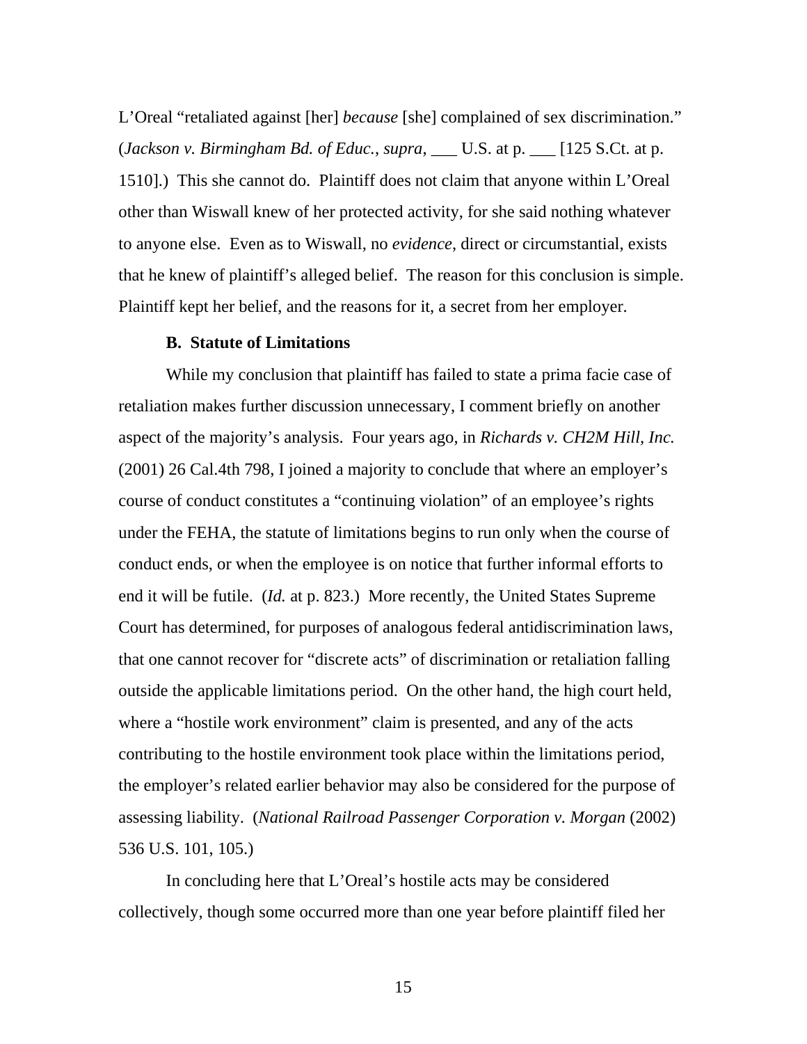L'Oreal "retaliated against [her] *because* [she] complained of sex discrimination." (*Jackson v. Birmingham Bd. of Educ.*, *supra*, ___ U.S. at p. ___ [125 S.Ct. at p. 1510].) This she cannot do. Plaintiff does not claim that anyone within L'Oreal other than Wiswall knew of her protected activity, for she said nothing whatever to anyone else. Even as to Wiswall, no *evidence*, direct or circumstantial, exists that he knew of plaintiff's alleged belief. The reason for this conclusion is simple. Plaintiff kept her belief, and the reasons for it, a secret from her employer.

**B. Statute of Limitations**

While my conclusion that plaintiff has failed to state a prima facie case of retaliation makes further discussion unnecessary, I comment briefly on another aspect of the majority's analysis. Four years ago, in *Richards v. CH2M Hill, Inc.* (2001) 26 Cal.4th 798, I joined a majority to conclude that where an employer's course of conduct constitutes a "continuing violation" of an employee's rights under the FEHA, the statute of limitations begins to run only when the course of conduct ends, or when the employee is on notice that further informal efforts to end it will be futile. (*Id.* at p. 823.) More recently, the United States Supreme Court has determined, for purposes of analogous federal antidiscrimination laws, that one cannot recover for "discrete acts" of discrimination or retaliation falling outside the applicable limitations period. On the other hand, the high court held, where a "hostile work environment" claim is presented, and any of the acts contributing to the hostile environment took place within the limitations period, the employer's related earlier behavior may also be considered for the purpose of assessing liability. (*National Railroad Passenger Corporation v. Morgan* (2002) 536 U.S. 101, 105.)

In concluding here that L'Oreal's hostile acts may be considered collectively, though some occurred more than one year before plaintiff filed her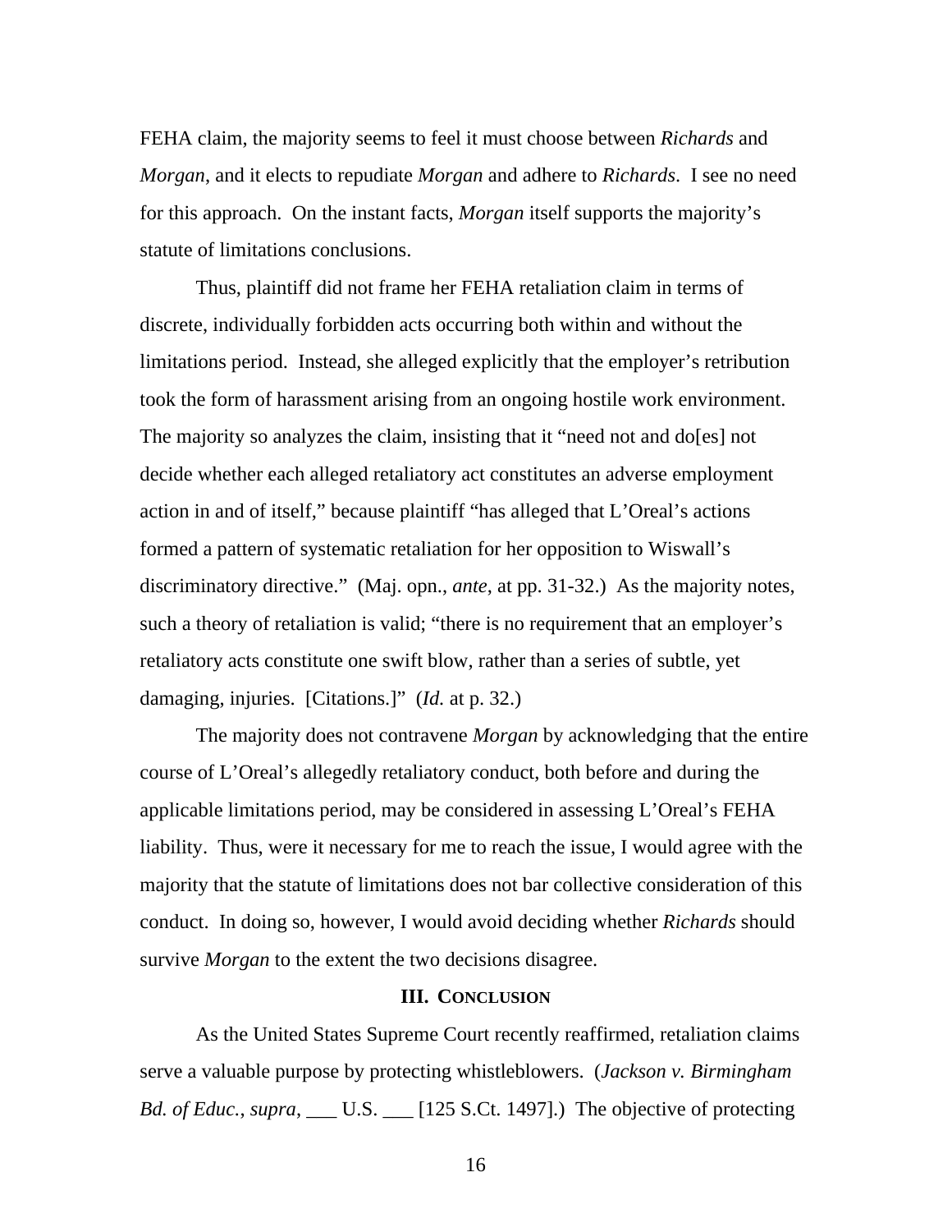FEHA claim, the majority seems to feel it must choose between *Richards* and *Morgan*, and it elects to repudiate *Morgan* and adhere to *Richards*. I see no need for this approach. On the instant facts, *Morgan* itself supports the majority's statute of limitations conclusions.

Thus, plaintiff did not frame her FEHA retaliation claim in terms of discrete, individually forbidden acts occurring both within and without the limitations period. Instead, she alleged explicitly that the employer's retribution took the form of harassment arising from an ongoing hostile work environment. The majority so analyzes the claim, insisting that it "need not and do[es] not decide whether each alleged retaliatory act constitutes an adverse employment action in and of itself," because plaintiff "has alleged that L'Oreal's actions formed a pattern of systematic retaliation for her opposition to Wiswall's discriminatory directive." (Maj. opn., *ante*, at pp. 31-32.) As the majority notes, such a theory of retaliation is valid; "there is no requirement that an employer's retaliatory acts constitute one swift blow, rather than a series of subtle, yet damaging, injuries. [Citations.]" (*Id.* at p. 32.)

The majority does not contravene *Morgan* by acknowledging that the entire course of L'Oreal's allegedly retaliatory conduct, both before and during the applicable limitations period, may be considered in assessing L'Oreal's FEHA liability. Thus, were it necessary for me to reach the issue, I would agree with the majority that the statute of limitations does not bar collective consideration of this conduct. In doing so, however, I would avoid deciding whether *Richards* should survive *Morgan* to the extent the two decisions disagree.

### III. CONCLUSION

As the United States Supreme Court recently reaffirmed, retaliation claims serve a valuable purpose by protecting whistleblowers. (*Jackson v. Birmingham Bd. of Educ.*, *supra*, ___ U.S. ___ [125 S.Ct. 1497].) The objective of protecting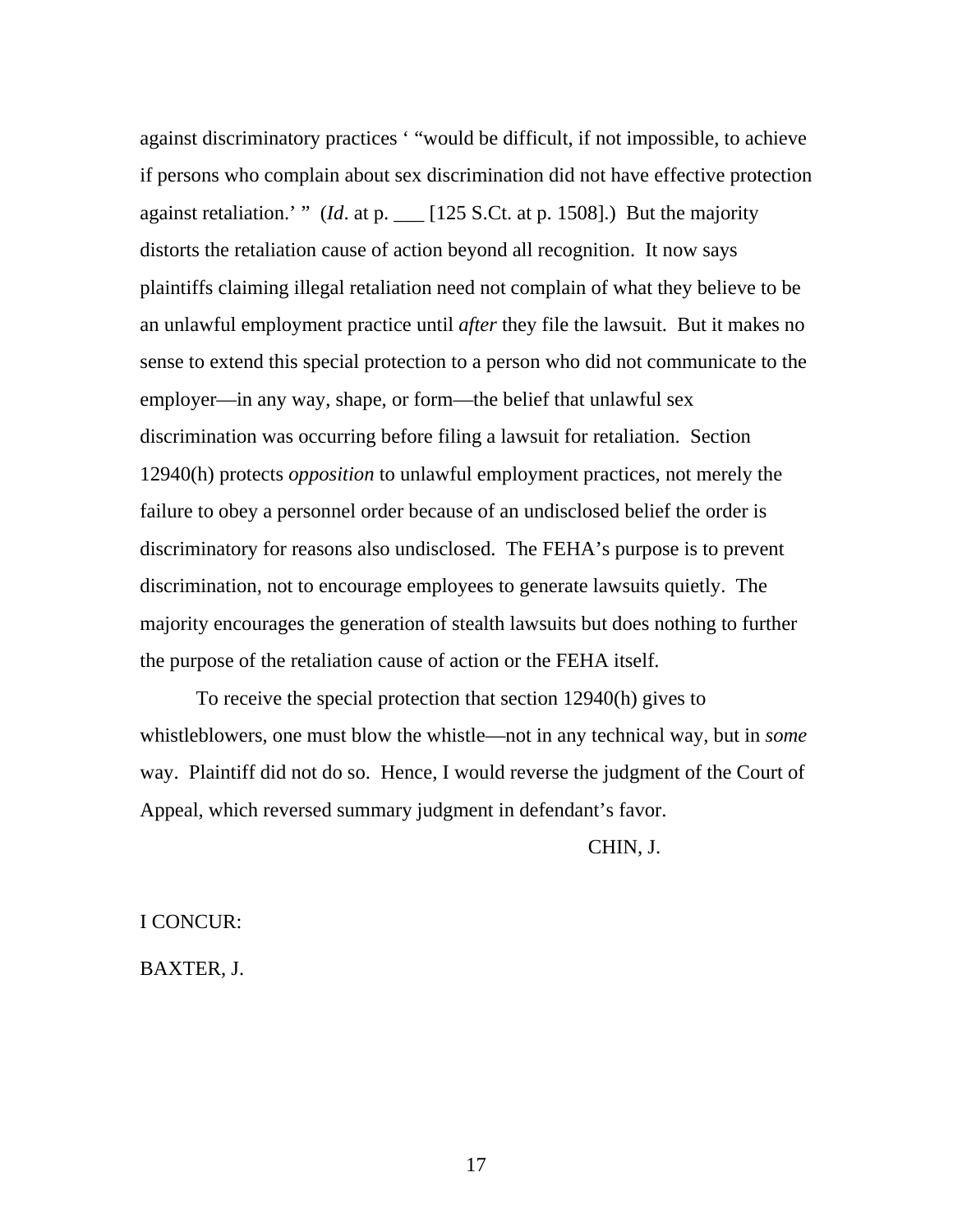against discriminatory practices ' "would be difficult, if not impossible, to achieve if persons who complain about sex discrimination did not have effective protection against retaliation.' " (*Id*. at p. ___ [125 S.Ct. at p. 1508].) But the majority distorts the retaliation cause of action beyond all recognition. It now says plaintiffs claiming illegal retaliation need not complain of what they believe to be an unlawful employment practice until *after* they file the lawsuit. But it makes no sense to extend this special protection to a person who did not communicate to the employer—in any way, shape, or form—the belief that unlawful sex discrimination was occurring before filing a lawsuit for retaliation. Section 12940(h) protects *opposition* to unlawful employment practices, not merely the failure to obey a personnel order because of an undisclosed belief the order is discriminatory for reasons also undisclosed. The FEHA's purpose is to prevent discrimination, not to encourage employees to generate lawsuits quietly. The majority encourages the generation of stealth lawsuits but does nothing to further the purpose of the retaliation cause of action or the FEHA itself.

To receive the special protection that section 12940(h) gives to whistleblowers, one must blow the whistle—not in any technical way, but in *some* way. Plaintiff did not do so. Hence, I would reverse the judgment of the Court of Appeal, which reversed summary judgment in defendant's favor.

CHIN, J.

I CONCUR:

BAXTER, J.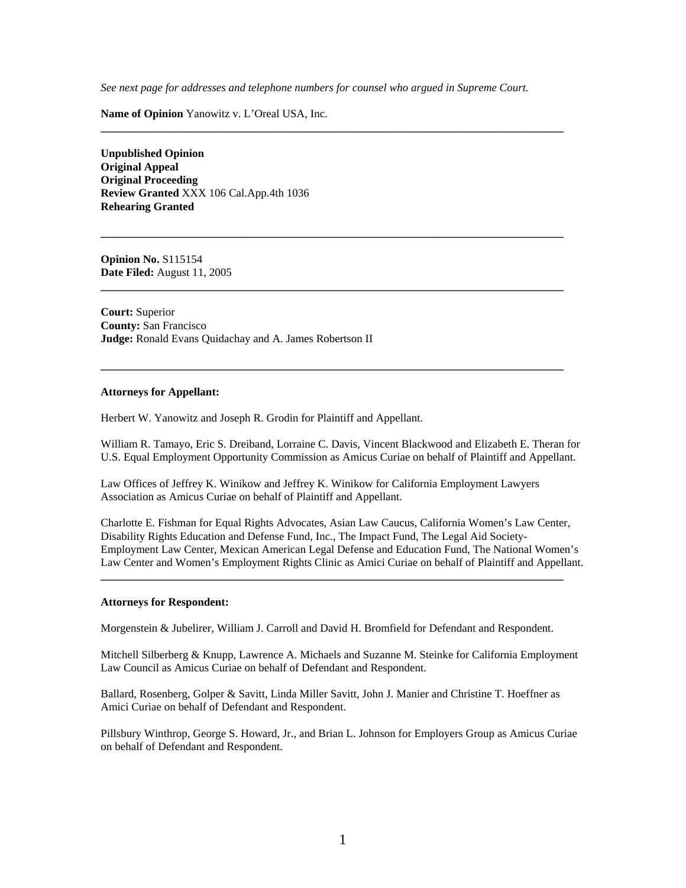*See next page for addresses and telephone numbers for counsel who argued in Supreme Court.*

**Name of Opinion** Yanowitz v. L'Oreal USA, Inc.

---

**Unpublished Opinion**
**Original Appeal**
**Original Proceeding**
**Review Granted** XXX 106 Cal.App.4th 1036
**Rehearing Granted**

---

**Opinion No.** S115154
**Date Filed:** August 11, 2005

---

**Court:** Superior
**County:** San Francisco
**Judge:** Ronald Evans Quidachay and A. James Robertson II

---

**Attorneys for Appellant:**

Herbert W. Yanowitz and Joseph R. Grodin for Plaintiff and Appellant.

William R. Tamayo, Eric S. Dreiband, Lorraine C. Davis, Vincent Blackwood and Elizabeth E. Theran for U.S. Equal Employment Opportunity Commission as Amicus Curiae on behalf of Plaintiff and Appellant.

Law Offices of Jeffrey K. Winikow and Jeffrey K. Winikow for California Employment Lawyers Association as Amicus Curiae on behalf of Plaintiff and Appellant.

Charlotte E. Fishman for Equal Rights Advocates, Asian Law Caucus, California Women's Law Center, Disability Rights Education and Defense Fund, Inc., The Impact Fund, The Legal Aid Society-Employment Law Center, Mexican American Legal Defense and Education Fund, The National Women's Law Center and Women's Employment Rights Clinic as Amici Curiae on behalf of Plaintiff and Appellant.

---

**Attorneys for Respondent:**

Morgenstein & Jubelirer, William J. Carroll and David H. Bromfield for Defendant and Respondent.

Mitchell Silberberg & Knupp, Lawrence A. Michaels and Suzanne M. Steinke for California Employment Law Council as Amicus Curiae on behalf of Defendant and Respondent.

Ballard, Rosenberg, Golper & Savitt, Linda Miller Savitt, John J. Manier and Christine T. Hoeffner as Amici Curiae on behalf of Defendant and Respondent.

Pillsbury Winthrop, George S. Howard, Jr., and Brian L. Johnson for Employers Group as Amicus Curiae on behalf of Defendant and Respondent.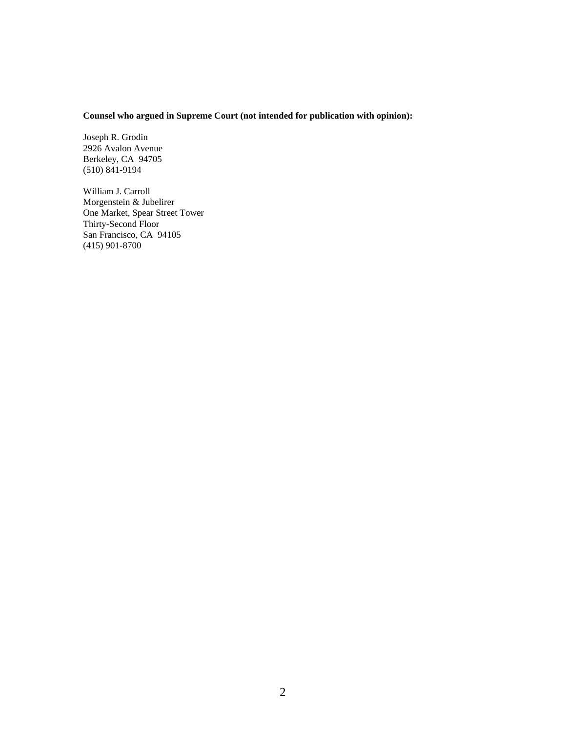**Counsel who argued in Supreme Court (not intended for publication with opinion):**

Joseph R. Grodin
2926 Avalon Avenue
Berkeley, CA 94705
(510) 841-9194

William J. Carroll
Morgenstein & Jubelirer
One Market, Spear Street Tower
Thirty-Second Floor
San Francisco, CA 94105
(415) 901-8700